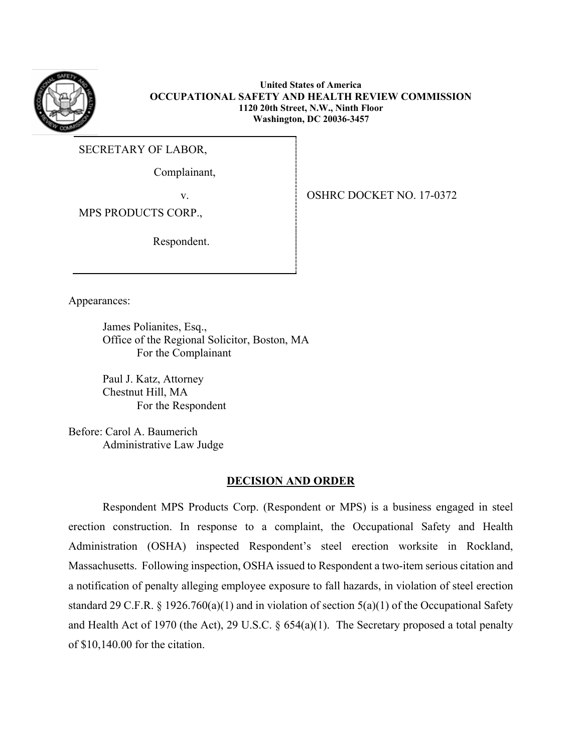**United States of America**
**OCCUPATIONAL SAFETY AND HEALTH REVIEW COMMISSION**
**1120 20th Street, N.W., Ninth Floor**
**Washington, DC 20036-3457**

SECRETARY OF LABOR,

Complainant,

v.

MPS PRODUCTS CORP.,

Respondent.

OSHRC DOCKET NO. 17-0372

Appearances:

James Polianites, Esq.,
Office of the Regional Solicitor, Boston, MA
For the Complainant

Paul J. Katz, Attorney
Chestnut Hill, MA
For the Respondent

Before: Carol A. Baumerich
Administrative Law Judge

## DECISION AND ORDER

Respondent MPS Products Corp. (Respondent or MPS) is a business engaged in steel erection construction. In response to a complaint, the Occupational Safety and Health Administration (OSHA) inspected Respondent's steel erection worksite in Rockland, Massachusetts. Following inspection, OSHA issued to Respondent a two-item serious citation and a notification of penalty alleging employee exposure to fall hazards, in violation of steel erection standard 29 C.F.R. § 1926.760(a)(1) and in violation of section 5(a)(1) of the Occupational Safety and Health Act of 1970 (the Act), 29 U.S.C. § 654(a)(1). The Secretary proposed a total penalty of $10,140.00 for the citation.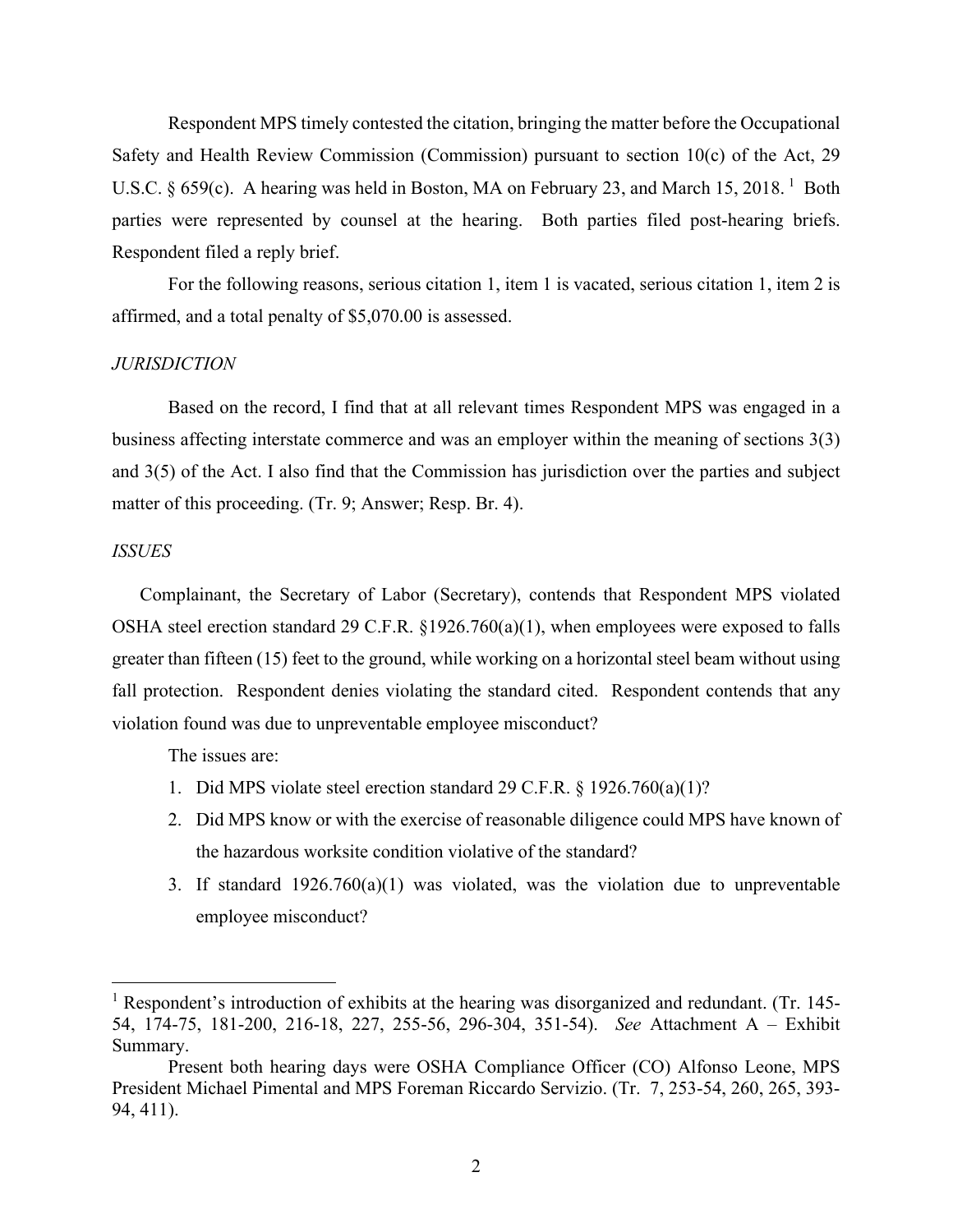Respondent MPS timely contested the citation, bringing the matter before the Occupational Safety and Health Review Commission (Commission) pursuant to section 10(c) of the Act, 29 U.S.C. § 659(c). A hearing was held in Boston, MA on February 23, and March 15, 2018. [1] Both parties were represented by counsel at the hearing. Both parties filed post-hearing briefs. Respondent filed a reply brief.

For the following reasons, serious citation 1, item 1 is vacated, serious citation 1, item 2 is affirmed, and a total penalty of $5,070.00 is assessed.

*JURISDICTION*

Based on the record, I find that at all relevant times Respondent MPS was engaged in a business affecting interstate commerce and was an employer within the meaning of sections 3(3) and 3(5) of the Act. I also find that the Commission has jurisdiction over the parties and subject matter of this proceeding. (Tr. 9; Answer; Resp. Br. 4).

*ISSUES*

Complainant, the Secretary of Labor (Secretary), contends that Respondent MPS violated OSHA steel erection standard 29 C.F.R. §1926.760(a)(1), when employees were exposed to falls greater than fifteen (15) feet to the ground, while working on a horizontal steel beam without using fall protection. Respondent denies violating the standard cited. Respondent contends that any violation found was due to unpreventable employee misconduct?

The issues are:

1. Did MPS violate steel erection standard 29 C.F.R. § 1926.760(a)(1)?
2. Did MPS know or with the exercise of reasonable diligence could MPS have known of the hazardous worksite condition violative of the standard?
3. If standard 1926.760(a)(1) was violated, was the violation due to unpreventable employee misconduct?

---

[1] Respondent's introduction of exhibits at the hearing was disorganized and redundant. (Tr. 145-54, 174-75, 181-200, 216-18, 227, 255-56, 296-304, 351-54). *See* Attachment A – Exhibit Summary.

Present both hearing days were OSHA Compliance Officer (CO) Alfonso Leone, MPS President Michael Pimental and MPS Foreman Riccardo Servizio. (Tr. 7, 253-54, 260, 265, 393-94, 411).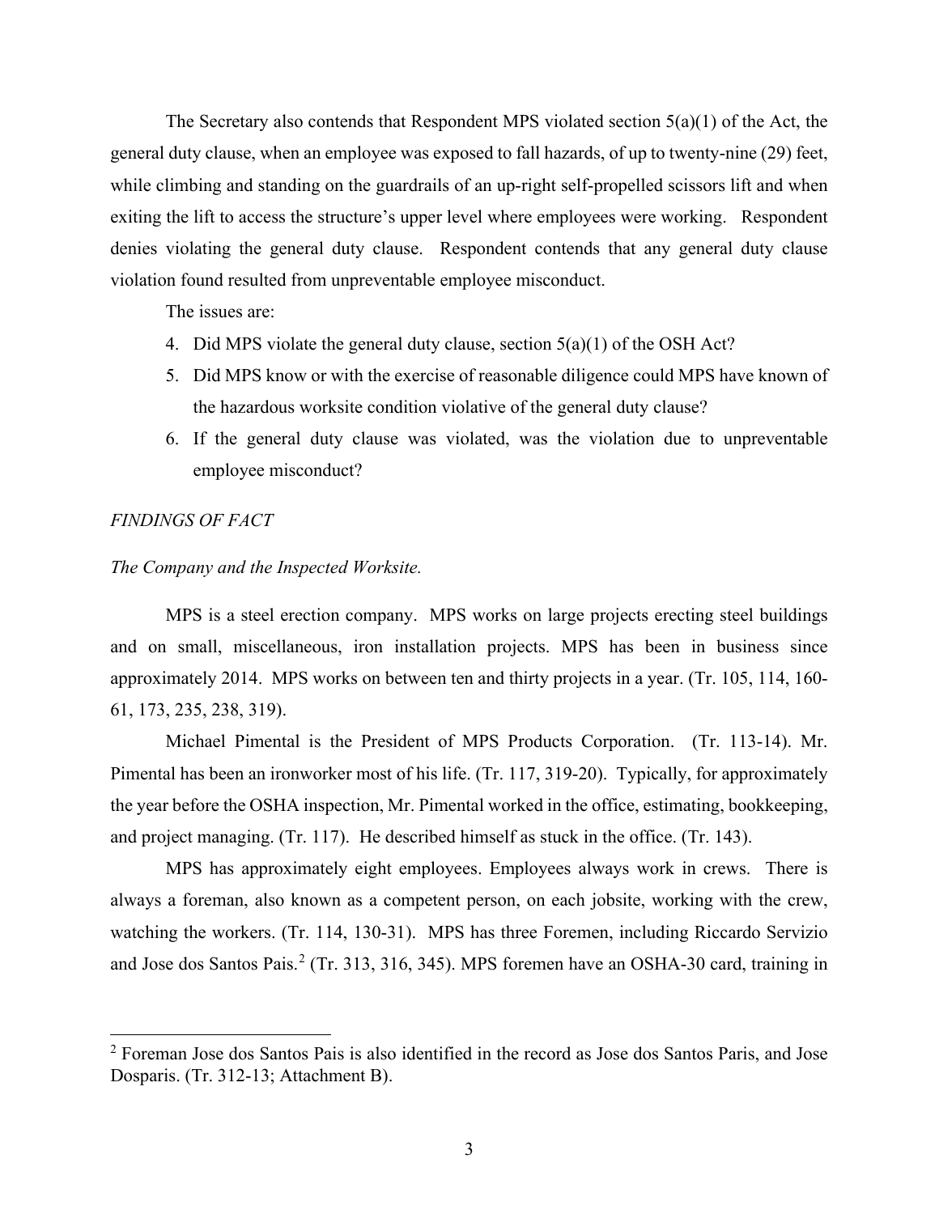The Secretary also contends that Respondent MPS violated section 5(a)(1) of the Act, the general duty clause, when an employee was exposed to fall hazards, of up to twenty-nine (29) feet, while climbing and standing on the guardrails of an up-right self-propelled scissors lift and when exiting the lift to access the structure's upper level where employees were working. Respondent denies violating the general duty clause. Respondent contends that any general duty clause violation found resulted from unpreventable employee misconduct.

The issues are:

4. Did MPS violate the general duty clause, section 5(a)(1) of the OSH Act?
5. Did MPS know or with the exercise of reasonable diligence could MPS have known of the hazardous worksite condition violative of the general duty clause?
6. If the general duty clause was violated, was the violation due to unpreventable employee misconduct?

*FINDINGS OF FACT*

*The Company and the Inspected Worksite.*

MPS is a steel erection company. MPS works on large projects erecting steel buildings and on small, miscellaneous, iron installation projects. MPS has been in business since approximately 2014. MPS works on between ten and thirty projects in a year. (Tr. 105, 114, 160-61, 173, 235, 238, 319).

Michael Pimental is the President of MPS Products Corporation. (Tr. 113-14). Mr. Pimental has been an ironworker most of his life. (Tr. 117, 319-20). Typically, for approximately the year before the OSHA inspection, Mr. Pimental worked in the office, estimating, bookkeeping, and project managing. (Tr. 117). He described himself as stuck in the office. (Tr. 143).

MPS has approximately eight employees. Employees always work in crews. There is always a foreman, also known as a competent person, on each jobsite, working with the crew, watching the workers. (Tr. 114, 130-31). MPS has three Foremen, including Riccardo Servizio and Jose dos Santos Pais.[2] (Tr. 313, 316, 345). MPS foremen have an OSHA-30 card, training in

[2] Foreman Jose dos Santos Pais is also identified in the record as Jose dos Santos Paris, and Jose Dosparis. (Tr. 312-13; Attachment B).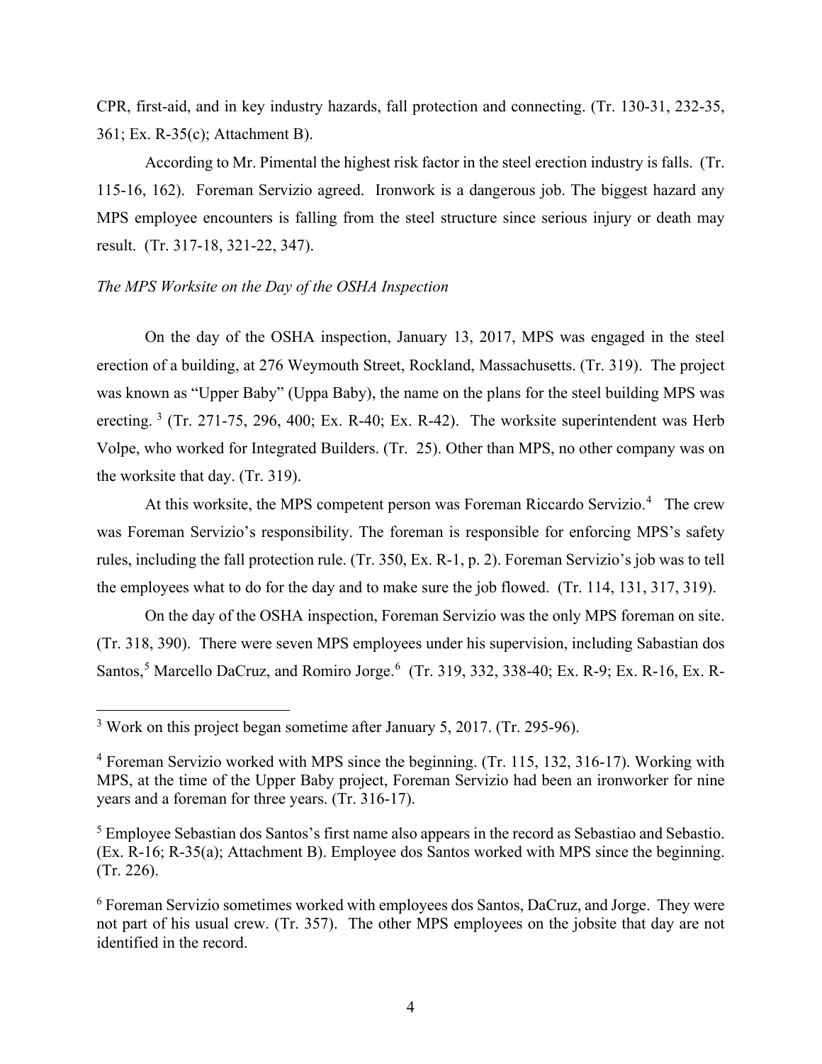CPR, first-aid, and in key industry hazards, fall protection and connecting. (Tr. 130-31, 232-35, 361; Ex. R-35(c); Attachment B).

According to Mr. Pimental the highest risk factor in the steel erection industry is falls. (Tr. 115-16, 162). Foreman Servizio agreed. Ironwork is a dangerous job. The biggest hazard any MPS employee encounters is falling from the steel structure since serious injury or death may result. (Tr. 317-18, 321-22, 347).

*The MPS Worksite on the Day of the OSHA Inspection*

On the day of the OSHA inspection, January 13, 2017, MPS was engaged in the steel erection of a building, at 276 Weymouth Street, Rockland, Massachusetts. (Tr. 319). The project was known as "Upper Baby" (Uppa Baby), the name on the plans for the steel building MPS was erecting. [3] (Tr. 271-75, 296, 400; Ex. R-40; Ex. R-42). The worksite superintendent was Herb Volpe, who worked for Integrated Builders. (Tr. 25). Other than MPS, no other company was on the worksite that day. (Tr. 319).

At this worksite, the MPS competent person was Foreman Riccardo Servizio.[4] The crew was Foreman Servizio's responsibility. The foreman is responsible for enforcing MPS's safety rules, including the fall protection rule. (Tr. 350, Ex. R-1, p. 2). Foreman Servizio's job was to tell the employees what to do for the day and to make sure the job flowed. (Tr. 114, 131, 317, 319).

On the day of the OSHA inspection, Foreman Servizio was the only MPS foreman on site. (Tr. 318, 390). There were seven MPS employees under his supervision, including Sabastian dos Santos,[5] Marcello DaCruz, and Romiro Jorge.[6] (Tr. 319, 332, 338-40; Ex. R-9; Ex. R-16, Ex. R-

---

[3] Work on this project began sometime after January 5, 2017. (Tr. 295-96).

[4] Foreman Servizio worked with MPS since the beginning. (Tr. 115, 132, 316-17). Working with MPS, at the time of the Upper Baby project, Foreman Servizio had been an ironworker for nine years and a foreman for three years. (Tr. 316-17).

[5] Employee Sebastian dos Santos's first name also appears in the record as Sebastiao and Sebastio. (Ex. R-16; R-35(a); Attachment B). Employee dos Santos worked with MPS since the beginning. (Tr. 226).

[6] Foreman Servizio sometimes worked with employees dos Santos, DaCruz, and Jorge. They were not part of his usual crew. (Tr. 357). The other MPS employees on the jobsite that day are not identified in the record.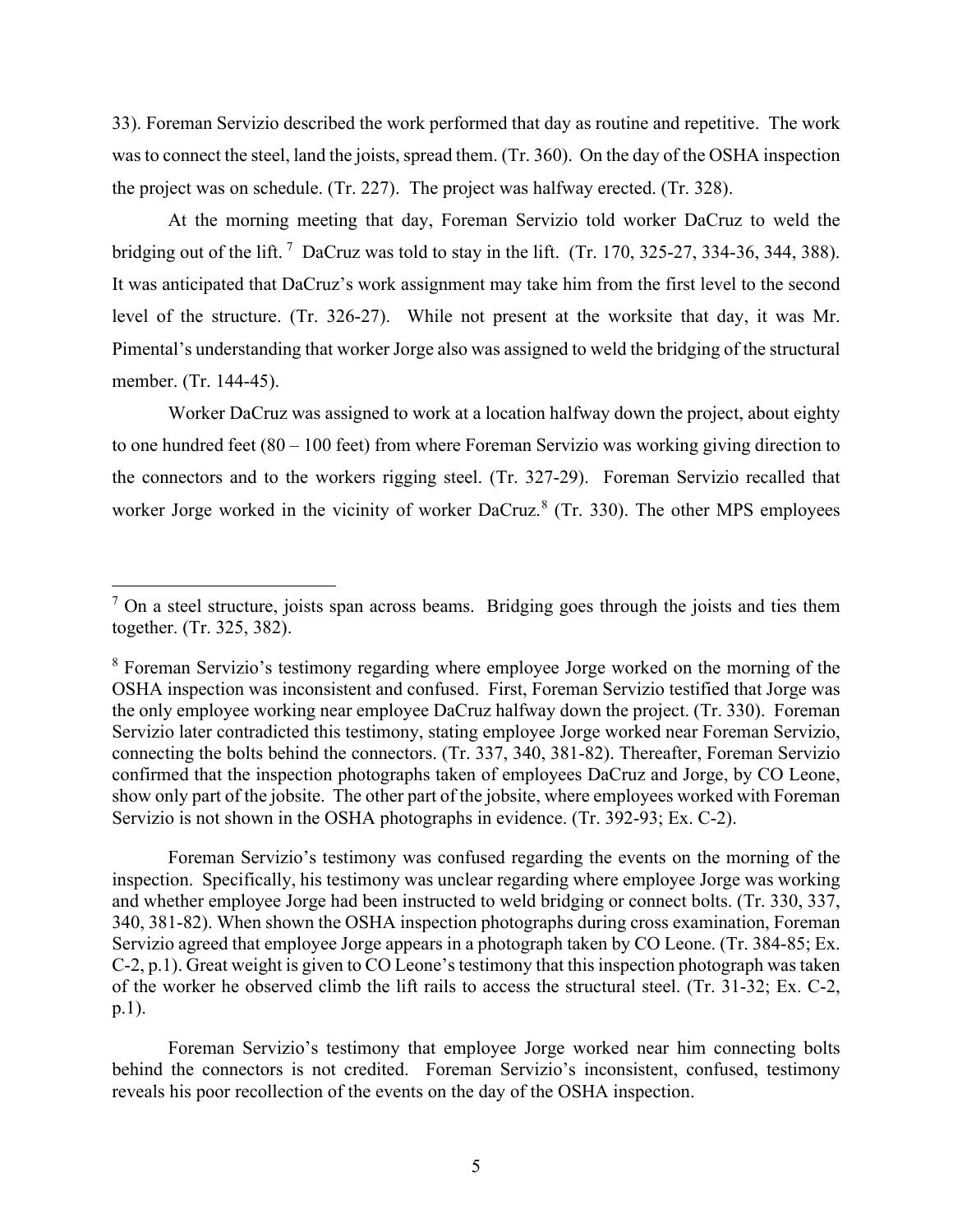33). Foreman Servizio described the work performed that day as routine and repetitive. The work was to connect the steel, land the joists, spread them. (Tr. 360). On the day of the OSHA inspection the project was on schedule. (Tr. 227). The project was halfway erected. (Tr. 328).

At the morning meeting that day, Foreman Servizio told worker DaCruz to weld the bridging out of the lift.[7] DaCruz was told to stay in the lift. (Tr. 170, 325-27, 334-36, 344, 388). It was anticipated that DaCruz's work assignment may take him from the first level to the second level of the structure. (Tr. 326-27). While not present at the worksite that day, it was Mr. Pimental's understanding that worker Jorge also was assigned to weld the bridging of the structural member. (Tr. 144-45).

Worker DaCruz was assigned to work at a location halfway down the project, about eighty to one hundred feet (80 – 100 feet) from where Foreman Servizio was working giving direction to the connectors and to the workers rigging steel. (Tr. 327-29). Foreman Servizio recalled that worker Jorge worked in the vicinity of worker DaCruz.[8] (Tr. 330). The other MPS employees

---

[7] On a steel structure, joists span across beams. Bridging goes through the joists and ties them together. (Tr. 325, 382).

[8] Foreman Servizio's testimony regarding where employee Jorge worked on the morning of the OSHA inspection was inconsistent and confused. First, Foreman Servizio testified that Jorge was the only employee working near employee DaCruz halfway down the project. (Tr. 330). Foreman Servizio later contradicted this testimony, stating employee Jorge worked near Foreman Servizio, connecting the bolts behind the connectors. (Tr. 337, 340, 381-82). Thereafter, Foreman Servizio confirmed that the inspection photographs taken of employees DaCruz and Jorge, by CO Leone, show only part of the jobsite. The other part of the jobsite, where employees worked with Foreman Servizio is not shown in the OSHA photographs in evidence. (Tr. 392-93; Ex. C-2).

Foreman Servizio's testimony was confused regarding the events on the morning of the inspection. Specifically, his testimony was unclear regarding where employee Jorge was working and whether employee Jorge had been instructed to weld bridging or connect bolts. (Tr. 330, 337, 340, 381-82). When shown the OSHA inspection photographs during cross examination, Foreman Servizio agreed that employee Jorge appears in a photograph taken by CO Leone. (Tr. 384-85; Ex. C-2, p.1). Great weight is given to CO Leone's testimony that this inspection photograph was taken of the worker he observed climb the lift rails to access the structural steel. (Tr. 31-32; Ex. C-2, p.1).

Foreman Servizio's testimony that employee Jorge worked near him connecting bolts behind the connectors is not credited. Foreman Servizio's inconsistent, confused, testimony reveals his poor recollection of the events on the day of the OSHA inspection.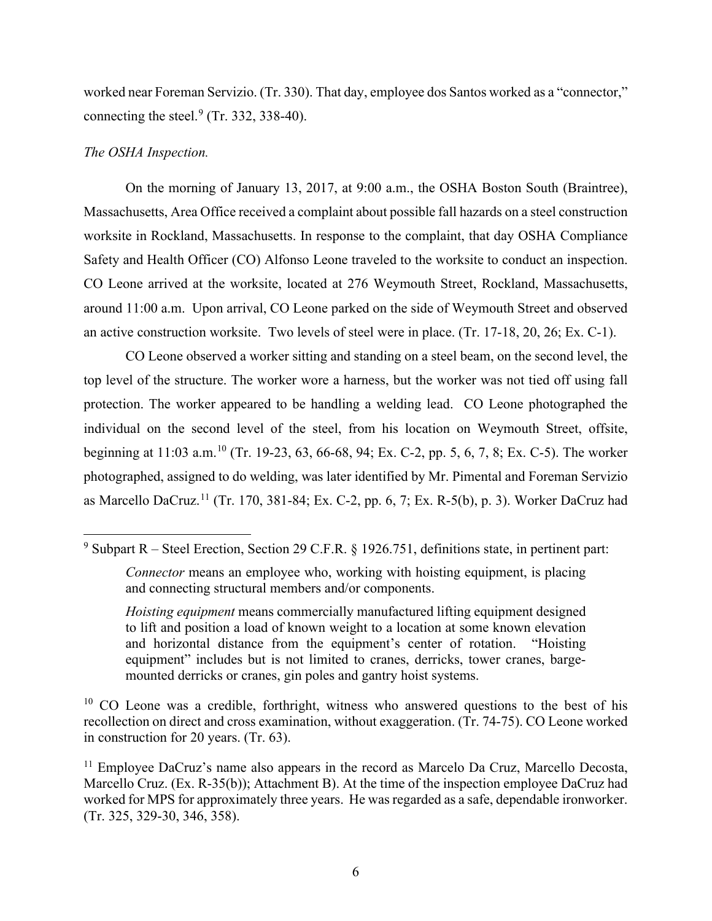worked near Foreman Servizio. (Tr. 330). That day, employee dos Santos worked as a "connector," connecting the steel.[9] (Tr. 332, 338-40).

*The OSHA Inspection.*

On the morning of January 13, 2017, at 9:00 a.m., the OSHA Boston South (Braintree), Massachusetts, Area Office received a complaint about possible fall hazards on a steel construction worksite in Rockland, Massachusetts. In response to the complaint, that day OSHA Compliance Safety and Health Officer (CO) Alfonso Leone traveled to the worksite to conduct an inspection. CO Leone arrived at the worksite, located at 276 Weymouth Street, Rockland, Massachusetts, around 11:00 a.m. Upon arrival, CO Leone parked on the side of Weymouth Street and observed an active construction worksite. Two levels of steel were in place. (Tr. 17-18, 20, 26; Ex. C-1).

CO Leone observed a worker sitting and standing on a steel beam, on the second level, the top level of the structure. The worker wore a harness, but the worker was not tied off using fall protection. The worker appeared to be handling a welding lead. CO Leone photographed the individual on the second level of the steel, from his location on Weymouth Street, offsite, beginning at 11:03 a.m.[10] (Tr. 19-23, 63, 66-68, 94; Ex. C-2, pp. 5, 6, 7, 8; Ex. C-5). The worker photographed, assigned to do welding, was later identified by Mr. Pimental and Foreman Servizio as Marcello DaCruz.[11] (Tr. 170, 381-84; Ex. C-2, pp. 6, 7; Ex. R-5(b), p. 3). Worker DaCruz had

---

[9] Subpart R – Steel Erection, Section 29 C.F.R. § 1926.751, definitions state, in pertinent part:

> *Connector* means an employee who, working with hoisting equipment, is placing and connecting structural members and/or components.
>
> *Hoisting equipment* means commercially manufactured lifting equipment designed to lift and position a load of known weight to a location at some known elevation and horizontal distance from the equipment's center of rotation. "Hoisting equipment" includes but is not limited to cranes, derricks, tower cranes, barge-mounted derricks or cranes, gin poles and gantry hoist systems.

[10] CO Leone was a credible, forthright, witness who answered questions to the best of his recollection on direct and cross examination, without exaggeration. (Tr. 74-75). CO Leone worked in construction for 20 years. (Tr. 63).

[11] Employee DaCruz's name also appears in the record as Marcelo Da Cruz, Marcello Decosta, Marcello Cruz. (Ex. R-35(b)); Attachment B). At the time of the inspection employee DaCruz had worked for MPS for approximately three years. He was regarded as a safe, dependable ironworker. (Tr. 325, 329-30, 346, 358).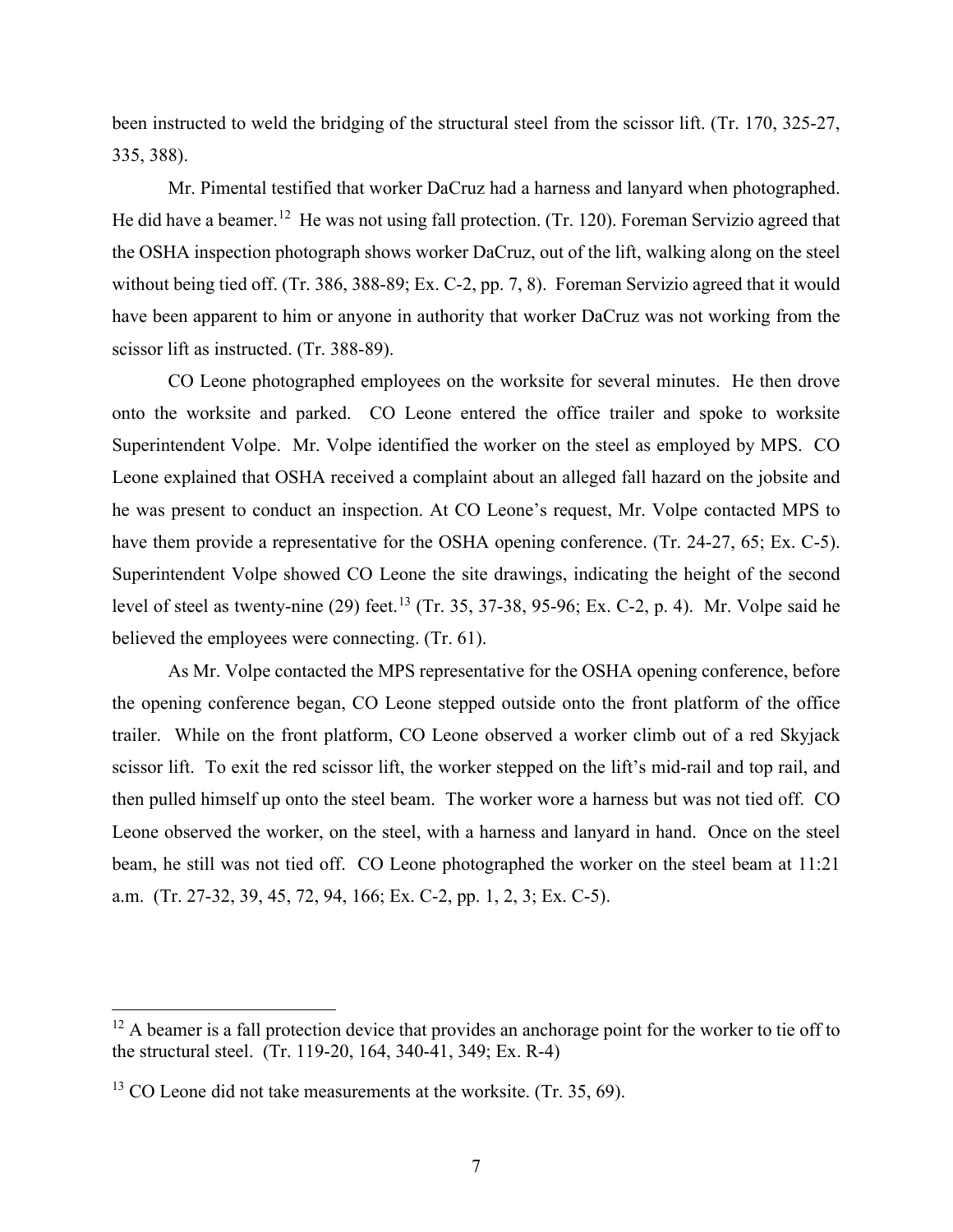been instructed to weld the bridging of the structural steel from the scissor lift. (Tr. 170, 325-27, 335, 388).

Mr. Pimental testified that worker DaCruz had a harness and lanyard when photographed. He did have a beamer.[12] He was not using fall protection. (Tr. 120). Foreman Servizio agreed that the OSHA inspection photograph shows worker DaCruz, out of the lift, walking along on the steel without being tied off. (Tr. 386, 388-89; Ex. C-2, pp. 7, 8). Foreman Servizio agreed that it would have been apparent to him or anyone in authority that worker DaCruz was not working from the scissor lift as instructed. (Tr. 388-89).

CO Leone photographed employees on the worksite for several minutes. He then drove onto the worksite and parked. CO Leone entered the office trailer and spoke to worksite Superintendent Volpe. Mr. Volpe identified the worker on the steel as employed by MPS. CO Leone explained that OSHA received a complaint about an alleged fall hazard on the jobsite and he was present to conduct an inspection. At CO Leone's request, Mr. Volpe contacted MPS to have them provide a representative for the OSHA opening conference. (Tr. 24-27, 65; Ex. C-5). Superintendent Volpe showed CO Leone the site drawings, indicating the height of the second level of steel as twenty-nine (29) feet.[13] (Tr. 35, 37-38, 95-96; Ex. C-2, p. 4). Mr. Volpe said he believed the employees were connecting. (Tr. 61).

As Mr. Volpe contacted the MPS representative for the OSHA opening conference, before the opening conference began, CO Leone stepped outside onto the front platform of the office trailer. While on the front platform, CO Leone observed a worker climb out of a red Skyjack scissor lift. To exit the red scissor lift, the worker stepped on the lift's mid-rail and top rail, and then pulled himself up onto the steel beam. The worker wore a harness but was not tied off. CO Leone observed the worker, on the steel, with a harness and lanyard in hand. Once on the steel beam, he still was not tied off. CO Leone photographed the worker on the steel beam at 11:21 a.m. (Tr. 27-32, 39, 45, 72, 94, 166; Ex. C-2, pp. 1, 2, 3; Ex. C-5).

---

[12] A beamer is a fall protection device that provides an anchorage point for the worker to tie off to the structural steel. (Tr. 119-20, 164, 340-41, 349; Ex. R-4)

[13] CO Leone did not take measurements at the worksite. (Tr. 35, 69).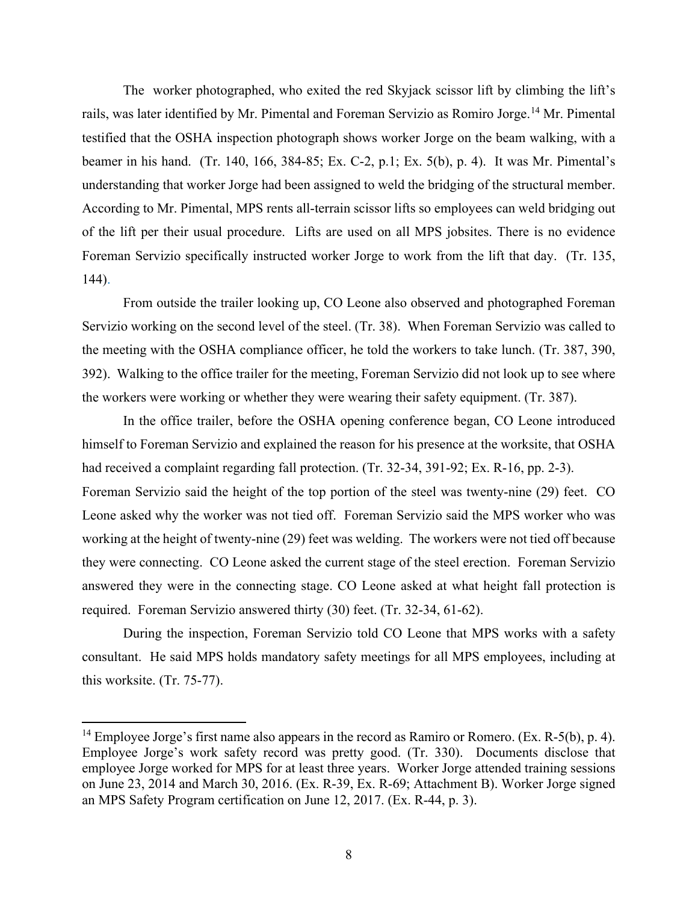The worker photographed, who exited the red Skyjack scissor lift by climbing the lift's rails, was later identified by Mr. Pimental and Foreman Servizio as Romiro Jorge.[14] Mr. Pimental testified that the OSHA inspection photograph shows worker Jorge on the beam walking, with a beamer in his hand. (Tr. 140, 166, 384-85; Ex. C-2, p.1; Ex. 5(b), p. 4). It was Mr. Pimental's understanding that worker Jorge had been assigned to weld the bridging of the structural member. According to Mr. Pimental, MPS rents all-terrain scissor lifts so employees can weld bridging out of the lift per their usual procedure. Lifts are used on all MPS jobsites. There is no evidence Foreman Servizio specifically instructed worker Jorge to work from the lift that day. (Tr. 135, 144).

From outside the trailer looking up, CO Leone also observed and photographed Foreman Servizio working on the second level of the steel. (Tr. 38). When Foreman Servizio was called to the meeting with the OSHA compliance officer, he told the workers to take lunch. (Tr. 387, 390, 392). Walking to the office trailer for the meeting, Foreman Servizio did not look up to see where the workers were working or whether they were wearing their safety equipment. (Tr. 387).

In the office trailer, before the OSHA opening conference began, CO Leone introduced himself to Foreman Servizio and explained the reason for his presence at the worksite, that OSHA had received a complaint regarding fall protection. (Tr. 32-34, 391-92; Ex. R-16, pp. 2-3). Foreman Servizio said the height of the top portion of the steel was twenty-nine (29) feet. CO Leone asked why the worker was not tied off. Foreman Servizio said the MPS worker who was working at the height of twenty-nine (29) feet was welding. The workers were not tied off because they were connecting. CO Leone asked the current stage of the steel erection. Foreman Servizio answered they were in the connecting stage. CO Leone asked at what height fall protection is required. Foreman Servizio answered thirty (30) feet. (Tr. 32-34, 61-62).

During the inspection, Foreman Servizio told CO Leone that MPS works with a safety consultant. He said MPS holds mandatory safety meetings for all MPS employees, including at this worksite. (Tr. 75-77).

---

[14] Employee Jorge's first name also appears in the record as Ramiro or Romero. (Ex. R-5(b), p. 4). Employee Jorge's work safety record was pretty good. (Tr. 330). Documents disclose that employee Jorge worked for MPS for at least three years. Worker Jorge attended training sessions on June 23, 2014 and March 30, 2016. (Ex. R-39, Ex. R-69; Attachment B). Worker Jorge signed an MPS Safety Program certification on June 12, 2017. (Ex. R-44, p. 3).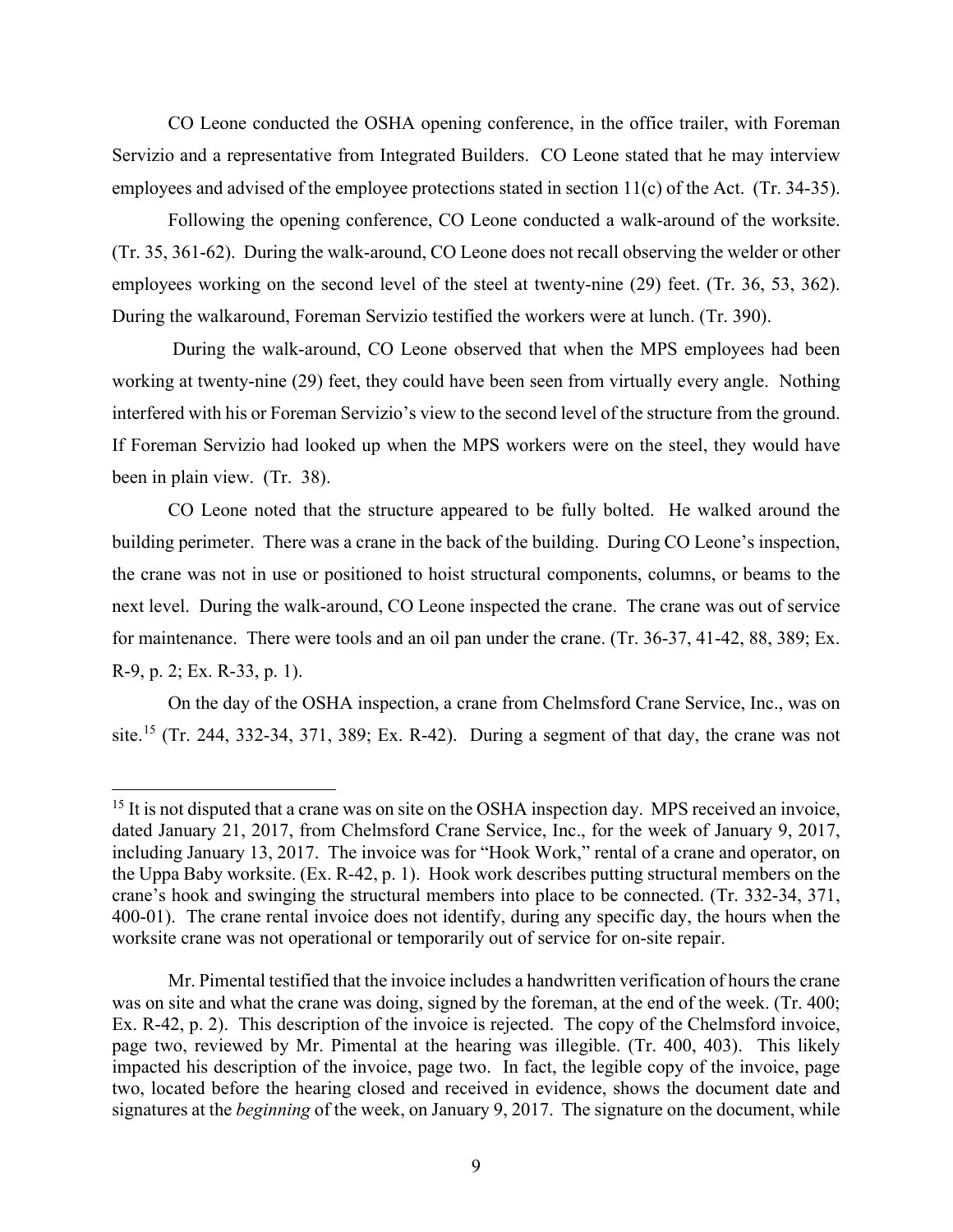CO Leone conducted the OSHA opening conference, in the office trailer, with Foreman Servizio and a representative from Integrated Builders. CO Leone stated that he may interview employees and advised of the employee protections stated in section 11(c) of the Act. (Tr. 34-35).

Following the opening conference, CO Leone conducted a walk-around of the worksite. (Tr. 35, 361-62). During the walk-around, CO Leone does not recall observing the welder or other employees working on the second level of the steel at twenty-nine (29) feet. (Tr. 36, 53, 362). During the walkaround, Foreman Servizio testified the workers were at lunch. (Tr. 390).

During the walk-around, CO Leone observed that when the MPS employees had been working at twenty-nine (29) feet, they could have been seen from virtually every angle. Nothing interfered with his or Foreman Servizio's view to the second level of the structure from the ground. If Foreman Servizio had looked up when the MPS workers were on the steel, they would have been in plain view. (Tr. 38).

CO Leone noted that the structure appeared to be fully bolted. He walked around the building perimeter. There was a crane in the back of the building. During CO Leone's inspection, the crane was not in use or positioned to hoist structural components, columns, or beams to the next level. During the walk-around, CO Leone inspected the crane. The crane was out of service for maintenance. There were tools and an oil pan under the crane. (Tr. 36-37, 41-42, 88, 389; Ex. R-9, p. 2; Ex. R-33, p. 1).

On the day of the OSHA inspection, a crane from Chelmsford Crane Service, Inc., was on site.[15] (Tr. 244, 332-34, 371, 389; Ex. R-42). During a segment of that day, the crane was not

---

[15] It is not disputed that a crane was on site on the OSHA inspection day. MPS received an invoice, dated January 21, 2017, from Chelmsford Crane Service, Inc., for the week of January 9, 2017, including January 13, 2017. The invoice was for "Hook Work," rental of a crane and operator, on the Uppa Baby worksite. (Ex. R-42, p. 1). Hook work describes putting structural members on the crane's hook and swinging the structural members into place to be connected. (Tr. 332-34, 371, 400-01). The crane rental invoice does not identify, during any specific day, the hours when the worksite crane was not operational or temporarily out of service for on-site repair.

Mr. Pimental testified that the invoice includes a handwritten verification of hours the crane was on site and what the crane was doing, signed by the foreman, at the end of the week. (Tr. 400; Ex. R-42, p. 2). This description of the invoice is rejected. The copy of the Chelmsford invoice, page two, reviewed by Mr. Pimental at the hearing was illegible. (Tr. 400, 403). This likely impacted his description of the invoice, page two. In fact, the legible copy of the invoice, page two, located before the hearing closed and received in evidence, shows the document date and signatures at the *beginning* of the week, on January 9, 2017. The signature on the document, while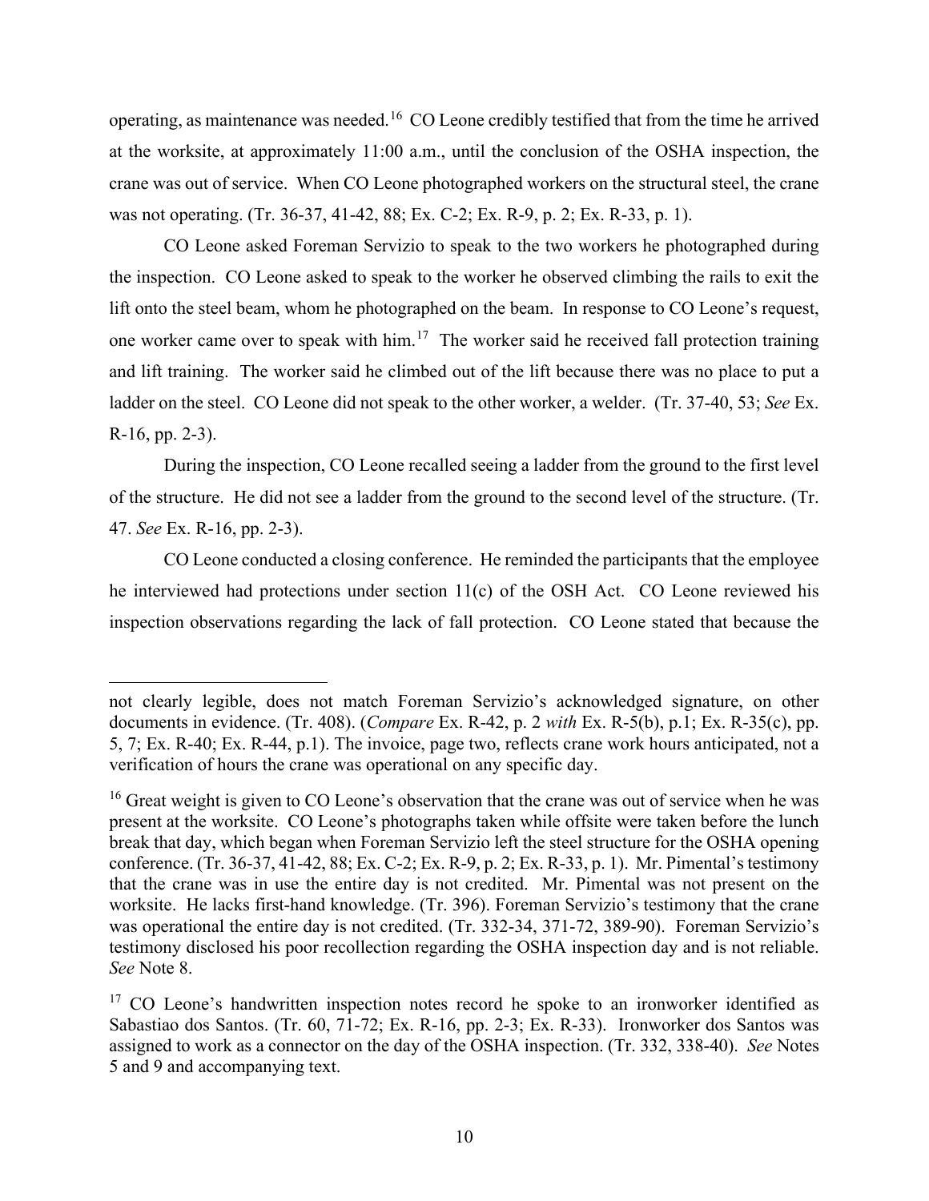operating, as maintenance was needed.[16] CO Leone credibly testified that from the time he arrived at the worksite, at approximately 11:00 a.m., until the conclusion of the OSHA inspection, the crane was out of service. When CO Leone photographed workers on the structural steel, the crane was not operating. (Tr. 36-37, 41-42, 88; Ex. C-2; Ex. R-9, p. 2; Ex. R-33, p. 1).

CO Leone asked Foreman Servizio to speak to the two workers he photographed during the inspection. CO Leone asked to speak to the worker he observed climbing the rails to exit the lift onto the steel beam, whom he photographed on the beam. In response to CO Leone's request, one worker came over to speak with him.[17] The worker said he received fall protection training and lift training. The worker said he climbed out of the lift because there was no place to put a ladder on the steel. CO Leone did not speak to the other worker, a welder. (Tr. 37-40, 53; *See* Ex. R-16, pp. 2-3).

During the inspection, CO Leone recalled seeing a ladder from the ground to the first level of the structure. He did not see a ladder from the ground to the second level of the structure. (Tr. 47. *See* Ex. R-16, pp. 2-3).

CO Leone conducted a closing conference. He reminded the participants that the employee he interviewed had protections under section 11(c) of the OSH Act. CO Leone reviewed his inspection observations regarding the lack of fall protection. CO Leone stated that because the

---

not clearly legible, does not match Foreman Servizio's acknowledged signature, on other documents in evidence. (Tr. 408). (*Compare* Ex. R-42, p. 2 *with* Ex. R-5(b), p.1; Ex. R-35(c), pp. 5, 7; Ex. R-40; Ex. R-44, p.1). The invoice, page two, reflects crane work hours anticipated, not a verification of hours the crane was operational on any specific day.

[16] Great weight is given to CO Leone's observation that the crane was out of service when he was present at the worksite. CO Leone's photographs taken while offsite were taken before the lunch break that day, which began when Foreman Servizio left the steel structure for the OSHA opening conference. (Tr. 36-37, 41-42, 88; Ex. C-2; Ex. R-9, p. 2; Ex. R-33, p. 1). Mr. Pimental's testimony that the crane was in use the entire day is not credited. Mr. Pimental was not present on the worksite. He lacks first-hand knowledge. (Tr. 396). Foreman Servizio's testimony that the crane was operational the entire day is not credited. (Tr. 332-34, 371-72, 389-90). Foreman Servizio's testimony disclosed his poor recollection regarding the OSHA inspection day and is not reliable. *See* Note 8.

[17] CO Leone's handwritten inspection notes record he spoke to an ironworker identified as Sabastiao dos Santos. (Tr. 60, 71-72; Ex. R-16, pp. 2-3; Ex. R-33). Ironworker dos Santos was assigned to work as a connector on the day of the OSHA inspection. (Tr. 332, 338-40). *See* Notes 5 and 9 and accompanying text.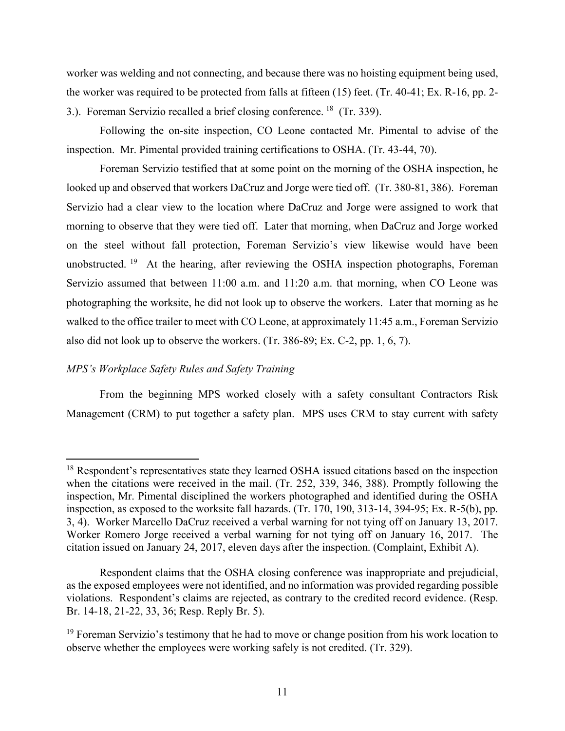worker was welding and not connecting, and because there was no hoisting equipment being used, the worker was required to be protected from falls at fifteen (15) feet. (Tr. 40-41; Ex. R-16, pp. 2-3.). Foreman Servizio recalled a brief closing conference. [18] (Tr. 339).

Following the on-site inspection, CO Leone contacted Mr. Pimental to advise of the inspection. Mr. Pimental provided training certifications to OSHA. (Tr. 43-44, 70).

Foreman Servizio testified that at some point on the morning of the OSHA inspection, he looked up and observed that workers DaCruz and Jorge were tied off. (Tr. 380-81, 386). Foreman Servizio had a clear view to the location where DaCruz and Jorge were assigned to work that morning to observe that they were tied off. Later that morning, when DaCruz and Jorge worked on the steel without fall protection, Foreman Servizio's view likewise would have been unobstructed. [19] At the hearing, after reviewing the OSHA inspection photographs, Foreman Servizio assumed that between 11:00 a.m. and 11:20 a.m. that morning, when CO Leone was photographing the worksite, he did not look up to observe the workers. Later that morning as he walked to the office trailer to meet with CO Leone, at approximately 11:45 a.m., Foreman Servizio also did not look up to observe the workers. (Tr. 386-89; Ex. C-2, pp. 1, 6, 7).

*MPS's Workplace Safety Rules and Safety Training*

From the beginning MPS worked closely with a safety consultant Contractors Risk Management (CRM) to put together a safety plan. MPS uses CRM to stay current with safety

---

[18] Respondent's representatives state they learned OSHA issued citations based on the inspection when the citations were received in the mail. (Tr. 252, 339, 346, 388). Promptly following the inspection, Mr. Pimental disciplined the workers photographed and identified during the OSHA inspection, as exposed to the worksite fall hazards. (Tr. 170, 190, 313-14, 394-95; Ex. R-5(b), pp. 3, 4). Worker Marcello DaCruz received a verbal warning for not tying off on January 13, 2017. Worker Romero Jorge received a verbal warning for not tying off on January 16, 2017. The citation issued on January 24, 2017, eleven days after the inspection. (Complaint, Exhibit A).

Respondent claims that the OSHA closing conference was inappropriate and prejudicial, as the exposed employees were not identified, and no information was provided regarding possible violations. Respondent's claims are rejected, as contrary to the credited record evidence. (Resp. Br. 14-18, 21-22, 33, 36; Resp. Reply Br. 5).

[19] Foreman Servizio's testimony that he had to move or change position from his work location to observe whether the employees were working safely is not credited. (Tr. 329).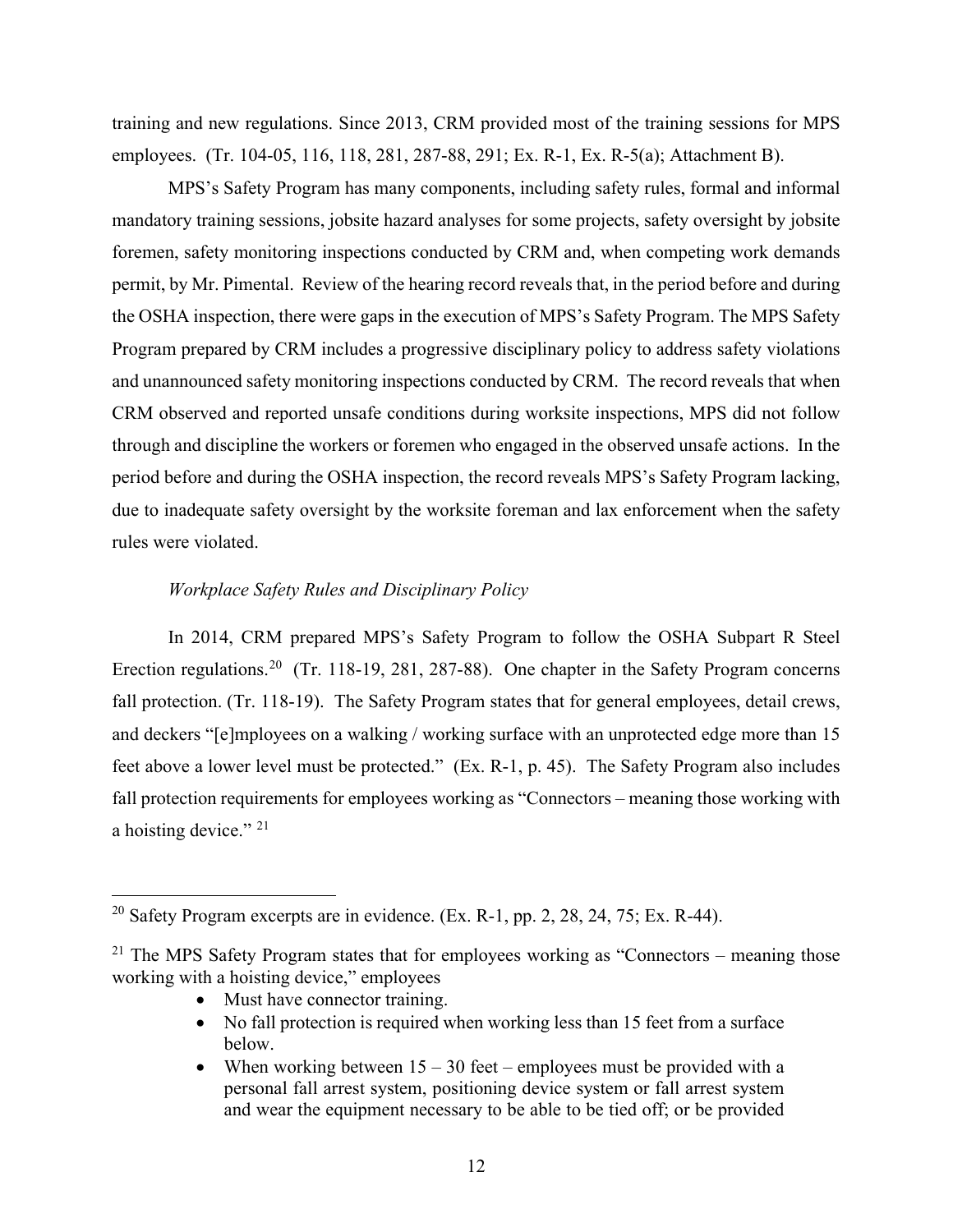training and new regulations. Since 2013, CRM provided most of the training sessions for MPS employees. (Tr. 104-05, 116, 118, 281, 287-88, 291; Ex. R-1, Ex. R-5(a); Attachment B).

MPS's Safety Program has many components, including safety rules, formal and informal mandatory training sessions, jobsite hazard analyses for some projects, safety oversight by jobsite foremen, safety monitoring inspections conducted by CRM and, when competing work demands permit, by Mr. Pimental. Review of the hearing record reveals that, in the period before and during the OSHA inspection, there were gaps in the execution of MPS's Safety Program. The MPS Safety Program prepared by CRM includes a progressive disciplinary policy to address safety violations and unannounced safety monitoring inspections conducted by CRM. The record reveals that when CRM observed and reported unsafe conditions during worksite inspections, MPS did not follow through and discipline the workers or foremen who engaged in the observed unsafe actions. In the period before and during the OSHA inspection, the record reveals MPS's Safety Program lacking, due to inadequate safety oversight by the worksite foreman and lax enforcement when the safety rules were violated.

*Workplace Safety Rules and Disciplinary Policy*

In 2014, CRM prepared MPS's Safety Program to follow the OSHA Subpart R Steel Erection regulations.[20] (Tr. 118-19, 281, 287-88). One chapter in the Safety Program concerns fall protection. (Tr. 118-19). The Safety Program states that for general employees, detail crews, and deckers "[e]mployees on a walking / working surface with an unprotected edge more than 15 feet above a lower level must be protected." (Ex. R-1, p. 45). The Safety Program also includes fall protection requirements for employees working as "Connectors – meaning those working with a hoisting device." [21]

---

[20] Safety Program excerpts are in evidence. (Ex. R-1, pp. 2, 28, 24, 75; Ex. R-44).

[21] The MPS Safety Program states that for employees working as "Connectors – meaning those working with a hoisting device," employees

- Must have connector training.
- No fall protection is required when working less than 15 feet from a surface below.
- When working between 15 – 30 feet – employees must be provided with a personal fall arrest system, positioning device system or fall arrest system and wear the equipment necessary to be able to be tied off; or be provided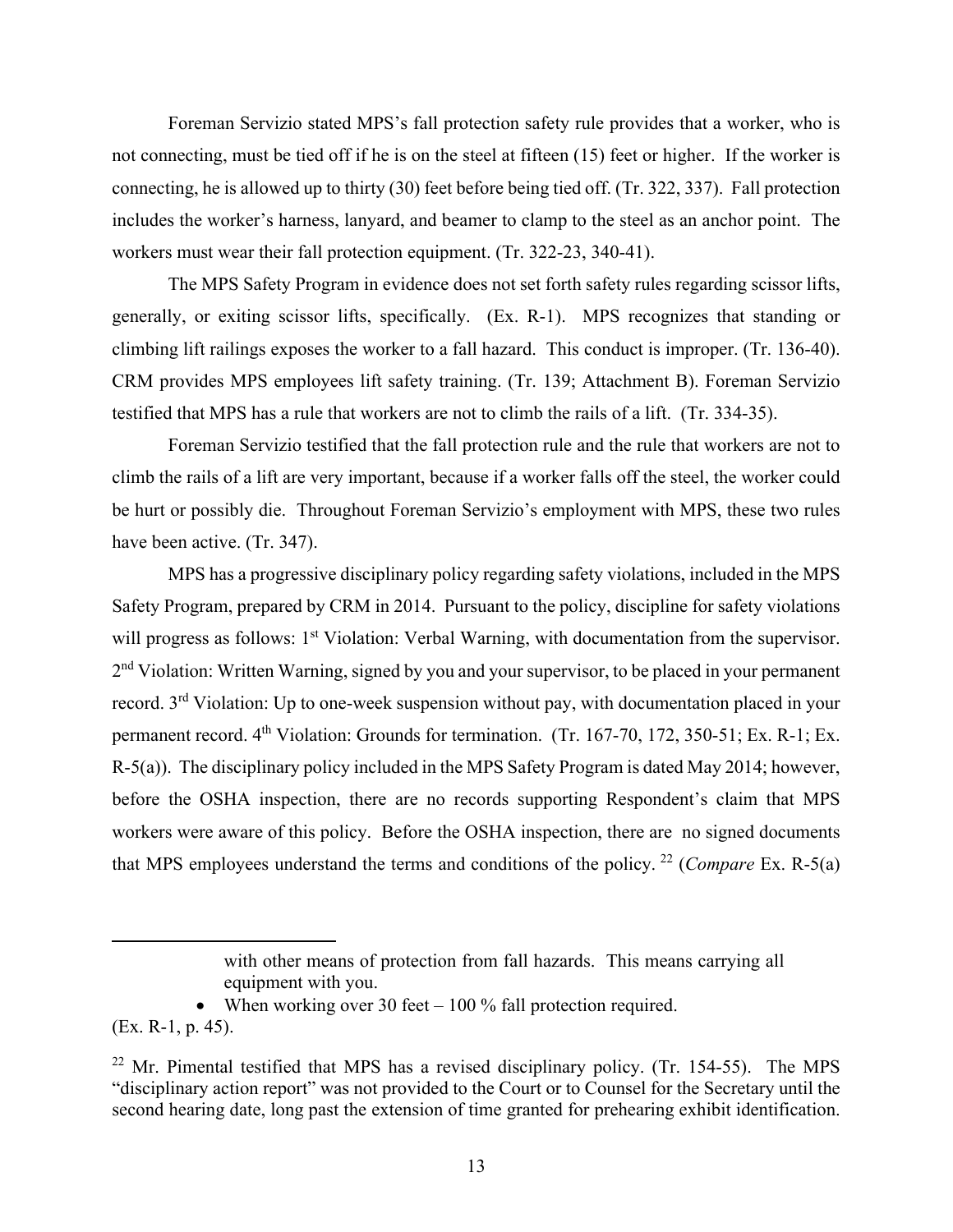Foreman Servizio stated MPS's fall protection safety rule provides that a worker, who is not connecting, must be tied off if he is on the steel at fifteen (15) feet or higher. If the worker is connecting, he is allowed up to thirty (30) feet before being tied off. (Tr. 322, 337). Fall protection includes the worker's harness, lanyard, and beamer to clamp to the steel as an anchor point. The workers must wear their fall protection equipment. (Tr. 322-23, 340-41).

The MPS Safety Program in evidence does not set forth safety rules regarding scissor lifts, generally, or exiting scissor lifts, specifically. (Ex. R-1). MPS recognizes that standing or climbing lift railings exposes the worker to a fall hazard. This conduct is improper. (Tr. 136-40). CRM provides MPS employees lift safety training. (Tr. 139; Attachment B). Foreman Servizio testified that MPS has a rule that workers are not to climb the rails of a lift. (Tr. 334-35).

Foreman Servizio testified that the fall protection rule and the rule that workers are not to climb the rails of a lift are very important, because if a worker falls off the steel, the worker could be hurt or possibly die. Throughout Foreman Servizio's employment with MPS, these two rules have been active. (Tr. 347).

MPS has a progressive disciplinary policy regarding safety violations, included in the MPS Safety Program, prepared by CRM in 2014. Pursuant to the policy, discipline for safety violations will progress as follows: 1st Violation: Verbal Warning, with documentation from the supervisor. 2nd Violation: Written Warning, signed by you and your supervisor, to be placed in your permanent record. 3rd Violation: Up to one-week suspension without pay, with documentation placed in your permanent record. 4th Violation: Grounds for termination. (Tr. 167-70, 172, 350-51; Ex. R-1; Ex. R-5(a)). The disciplinary policy included in the MPS Safety Program is dated May 2014; however, before the OSHA inspection, there are no records supporting Respondent's claim that MPS workers were aware of this policy. Before the OSHA inspection, there are no signed documents that MPS employees understand the terms and conditions of the policy. [22] (*Compare* Ex. R-5(a)

---

> with other means of protection from fall hazards. This means carrying all equipment with you.
>
> - When working over 30 feet – 100 % fall protection required.

(Ex. R-1, p. 45).

[22] Mr. Pimental testified that MPS has a revised disciplinary policy. (Tr. 154-55). The MPS "disciplinary action report" was not provided to the Court or to Counsel for the Secretary until the second hearing date, long past the extension of time granted for prehearing exhibit identification.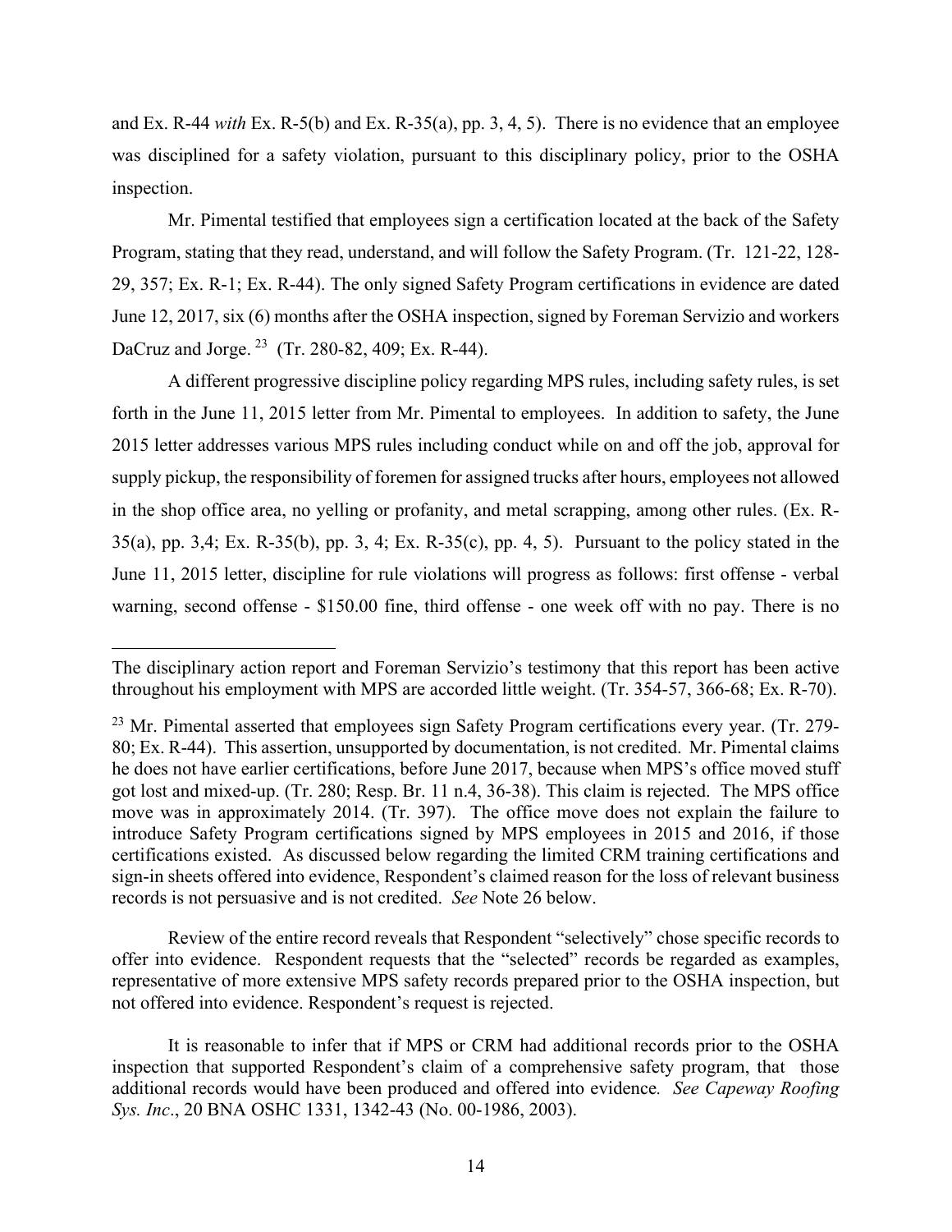and Ex. R-44 *with* Ex. R-5(b) and Ex. R-35(a), pp. 3, 4, 5). There is no evidence that an employee was disciplined for a safety violation, pursuant to this disciplinary policy, prior to the OSHA inspection.

Mr. Pimental testified that employees sign a certification located at the back of the Safety Program, stating that they read, understand, and will follow the Safety Program. (Tr. 121-22, 128-29, 357; Ex. R-1; Ex. R-44). The only signed Safety Program certifications in evidence are dated June 12, 2017, six (6) months after the OSHA inspection, signed by Foreman Servizio and workers DaCruz and Jorge. [23] (Tr. 280-82, 409; Ex. R-44).

A different progressive discipline policy regarding MPS rules, including safety rules, is set forth in the June 11, 2015 letter from Mr. Pimental to employees. In addition to safety, the June 2015 letter addresses various MPS rules including conduct while on and off the job, approval for supply pickup, the responsibility of foremen for assigned trucks after hours, employees not allowed in the shop office area, no yelling or profanity, and metal scrapping, among other rules. (Ex. R-35(a), pp. 3,4; Ex. R-35(b), pp. 3, 4; Ex. R-35(c), pp. 4, 5). Pursuant to the policy stated in the June 11, 2015 letter, discipline for rule violations will progress as follows: first offense - verbal warning, second offense - $150.00 fine, third offense - one week off with no pay. There is no

---

The disciplinary action report and Foreman Servizio's testimony that this report has been active throughout his employment with MPS are accorded little weight. (Tr. 354-57, 366-68; Ex. R-70).

[23] Mr. Pimental asserted that employees sign Safety Program certifications every year. (Tr. 279-80; Ex. R-44). This assertion, unsupported by documentation, is not credited. Mr. Pimental claims he does not have earlier certifications, before June 2017, because when MPS's office moved stuff got lost and mixed-up. (Tr. 280; Resp. Br. 11 n.4, 36-38). This claim is rejected. The MPS office move was in approximately 2014. (Tr. 397). The office move does not explain the failure to introduce Safety Program certifications signed by MPS employees in 2015 and 2016, if those certifications existed. As discussed below regarding the limited CRM training certifications and sign-in sheets offered into evidence, Respondent's claimed reason for the loss of relevant business records is not persuasive and is not credited. *See* Note 26 below.

Review of the entire record reveals that Respondent "selectively" chose specific records to offer into evidence. Respondent requests that the "selected" records be regarded as examples, representative of more extensive MPS safety records prepared prior to the OSHA inspection, but not offered into evidence. Respondent's request is rejected.

It is reasonable to infer that if MPS or CRM had additional records prior to the OSHA inspection that supported Respondent's claim of a comprehensive safety program, that those additional records would have been produced and offered into evidence. *See Capeway Roofing Sys. Inc*., 20 BNA OSHC 1331, 1342-43 (No. 00-1986, 2003).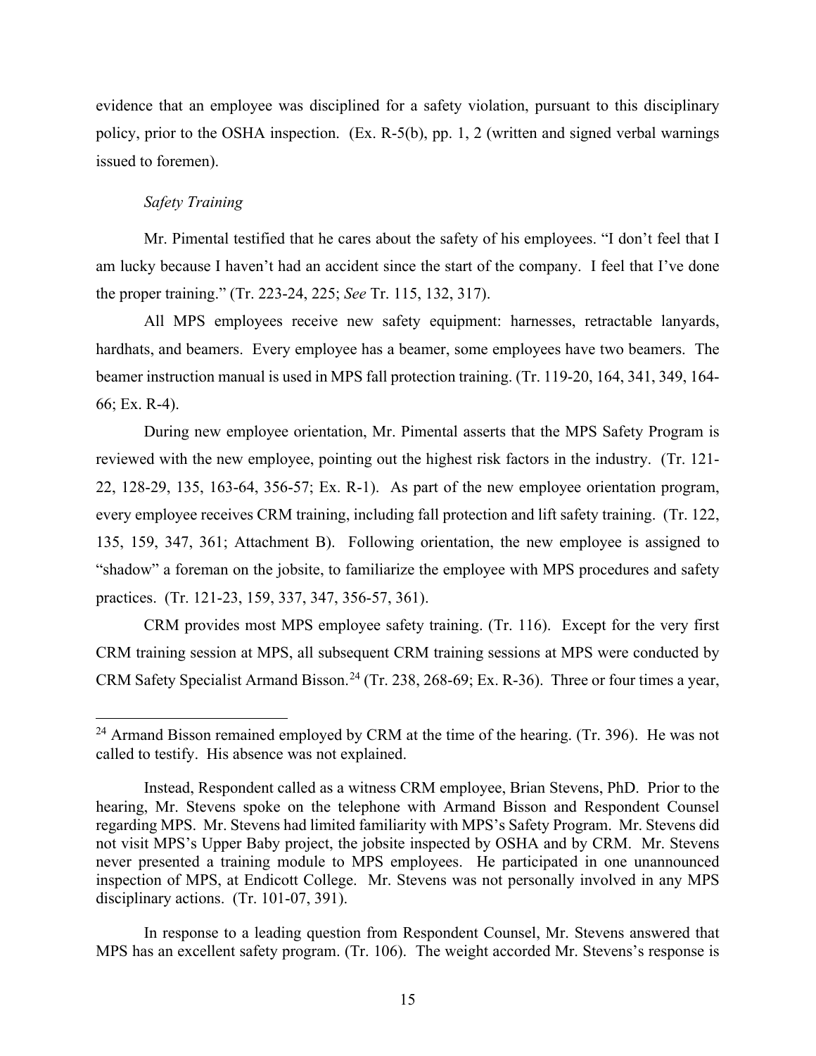evidence that an employee was disciplined for a safety violation, pursuant to this disciplinary policy, prior to the OSHA inspection. (Ex. R-5(b), pp. 1, 2 (written and signed verbal warnings issued to foremen).

*Safety Training*

Mr. Pimental testified that he cares about the safety of his employees. "I don't feel that I am lucky because I haven't had an accident since the start of the company. I feel that I've done the proper training." (Tr. 223-24, 225; *See* Tr. 115, 132, 317).

All MPS employees receive new safety equipment: harnesses, retractable lanyards, hardhats, and beamers. Every employee has a beamer, some employees have two beamers. The beamer instruction manual is used in MPS fall protection training. (Tr. 119-20, 164, 341, 349, 164-66; Ex. R-4).

During new employee orientation, Mr. Pimental asserts that the MPS Safety Program is reviewed with the new employee, pointing out the highest risk factors in the industry. (Tr. 121-22, 128-29, 135, 163-64, 356-57; Ex. R-1). As part of the new employee orientation program, every employee receives CRM training, including fall protection and lift safety training. (Tr. 122, 135, 159, 347, 361; Attachment B). Following orientation, the new employee is assigned to "shadow" a foreman on the jobsite, to familiarize the employee with MPS procedures and safety practices. (Tr. 121-23, 159, 337, 347, 356-57, 361).

CRM provides most MPS employee safety training. (Tr. 116). Except for the very first CRM training session at MPS, all subsequent CRM training sessions at MPS were conducted by CRM Safety Specialist Armand Bisson.[24] (Tr. 238, 268-69; Ex. R-36). Three or four times a year,

---

[24] Armand Bisson remained employed by CRM at the time of the hearing. (Tr. 396). He was not called to testify. His absence was not explained.

Instead, Respondent called as a witness CRM employee, Brian Stevens, PhD. Prior to the hearing, Mr. Stevens spoke on the telephone with Armand Bisson and Respondent Counsel regarding MPS. Mr. Stevens had limited familiarity with MPS's Safety Program. Mr. Stevens did not visit MPS's Upper Baby project, the jobsite inspected by OSHA and by CRM. Mr. Stevens never presented a training module to MPS employees. He participated in one unannounced inspection of MPS, at Endicott College. Mr. Stevens was not personally involved in any MPS disciplinary actions. (Tr. 101-07, 391).

In response to a leading question from Respondent Counsel, Mr. Stevens answered that MPS has an excellent safety program. (Tr. 106). The weight accorded Mr. Stevens's response is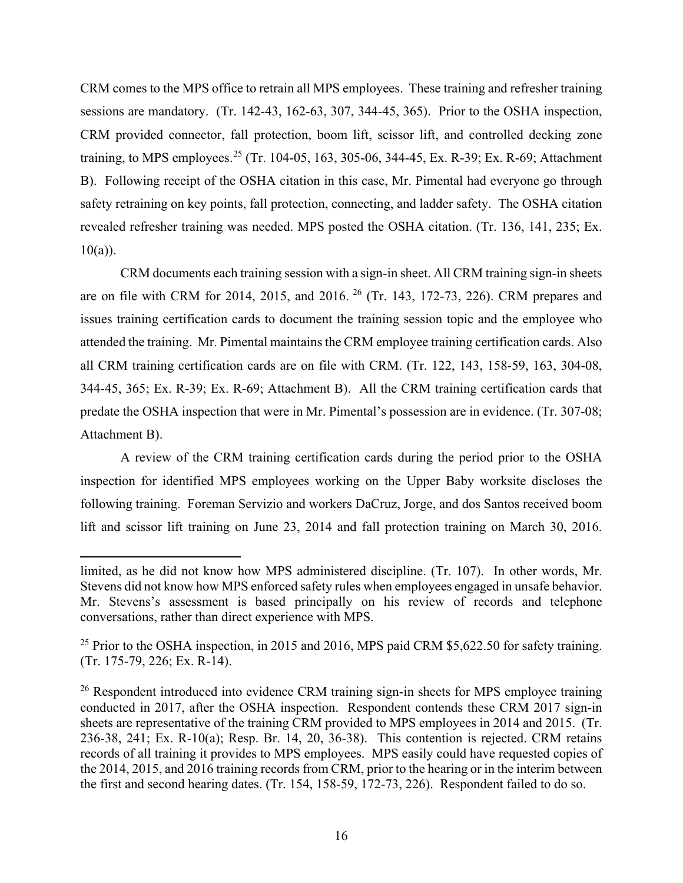CRM comes to the MPS office to retrain all MPS employees. These training and refresher training sessions are mandatory. (Tr. 142-43, 162-63, 307, 344-45, 365). Prior to the OSHA inspection, CRM provided connector, fall protection, boom lift, scissor lift, and controlled decking zone training, to MPS employees.[25] (Tr. 104-05, 163, 305-06, 344-45, Ex. R-39; Ex. R-69; Attachment B). Following receipt of the OSHA citation in this case, Mr. Pimental had everyone go through safety retraining on key points, fall protection, connecting, and ladder safety. The OSHA citation revealed refresher training was needed. MPS posted the OSHA citation. (Tr. 136, 141, 235; Ex. 10(a)).

CRM documents each training session with a sign-in sheet. All CRM training sign-in sheets are on file with CRM for 2014, 2015, and 2016.[26] (Tr. 143, 172-73, 226). CRM prepares and issues training certification cards to document the training session topic and the employee who attended the training. Mr. Pimental maintains the CRM employee training certification cards. Also all CRM training certification cards are on file with CRM. (Tr. 122, 143, 158-59, 163, 304-08, 344-45, 365; Ex. R-39; Ex. R-69; Attachment B). All the CRM training certification cards that predate the OSHA inspection that were in Mr. Pimental's possession are in evidence. (Tr. 307-08; Attachment B).

A review of the CRM training certification cards during the period prior to the OSHA inspection for identified MPS employees working on the Upper Baby worksite discloses the following training. Foreman Servizio and workers DaCruz, Jorge, and dos Santos received boom lift and scissor lift training on June 23, 2014 and fall protection training on March 30, 2016.

---

limited, as he did not know how MPS administered discipline. (Tr. 107). In other words, Mr. Stevens did not know how MPS enforced safety rules when employees engaged in unsafe behavior. Mr. Stevens's assessment is based principally on his review of records and telephone conversations, rather than direct experience with MPS.

[25] Prior to the OSHA inspection, in 2015 and 2016, MPS paid CRM $5,622.50 for safety training. (Tr. 175-79, 226; Ex. R-14).

[26] Respondent introduced into evidence CRM training sign-in sheets for MPS employee training conducted in 2017, after the OSHA inspection. Respondent contends these CRM 2017 sign-in sheets are representative of the training CRM provided to MPS employees in 2014 and 2015. (Tr. 236-38, 241; Ex. R-10(a); Resp. Br. 14, 20, 36-38). This contention is rejected. CRM retains records of all training it provides to MPS employees. MPS easily could have requested copies of the 2014, 2015, and 2016 training records from CRM, prior to the hearing or in the interim between the first and second hearing dates. (Tr. 154, 158-59, 172-73, 226). Respondent failed to do so.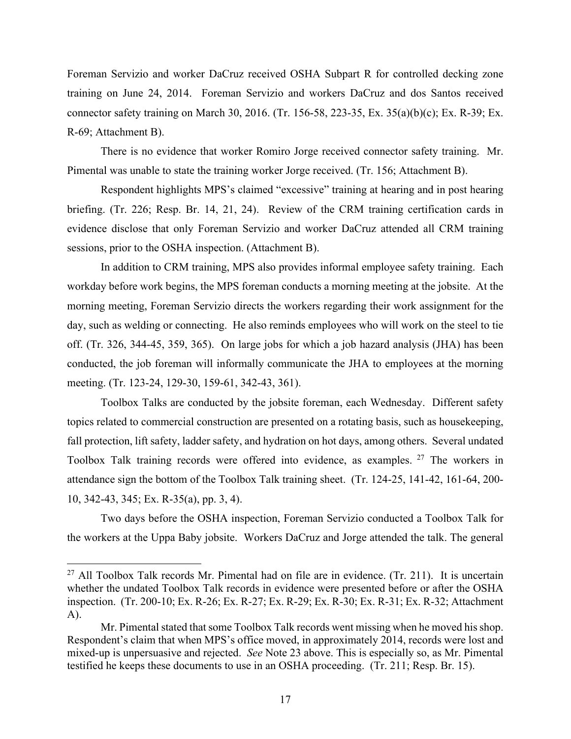Foreman Servizio and worker DaCruz received OSHA Subpart R for controlled decking zone training on June 24, 2014. Foreman Servizio and workers DaCruz and dos Santos received connector safety training on March 30, 2016. (Tr. 156-58, 223-35, Ex. 35(a)(b)(c); Ex. R-39; Ex. R-69; Attachment B).

There is no evidence that worker Romiro Jorge received connector safety training. Mr. Pimental was unable to state the training worker Jorge received. (Tr. 156; Attachment B).

Respondent highlights MPS's claimed "excessive" training at hearing and in post hearing briefing. (Tr. 226; Resp. Br. 14, 21, 24). Review of the CRM training certification cards in evidence disclose that only Foreman Servizio and worker DaCruz attended all CRM training sessions, prior to the OSHA inspection. (Attachment B).

In addition to CRM training, MPS also provides informal employee safety training. Each workday before work begins, the MPS foreman conducts a morning meeting at the jobsite. At the morning meeting, Foreman Servizio directs the workers regarding their work assignment for the day, such as welding or connecting. He also reminds employees who will work on the steel to tie off. (Tr. 326, 344-45, 359, 365). On large jobs for which a job hazard analysis (JHA) has been conducted, the job foreman will informally communicate the JHA to employees at the morning meeting. (Tr. 123-24, 129-30, 159-61, 342-43, 361).

Toolbox Talks are conducted by the jobsite foreman, each Wednesday. Different safety topics related to commercial construction are presented on a rotating basis, such as housekeeping, fall protection, lift safety, ladder safety, and hydration on hot days, among others. Several undated Toolbox Talk training records were offered into evidence, as examples.[27] The workers in attendance sign the bottom of the Toolbox Talk training sheet. (Tr. 124-25, 141-42, 161-64, 200-10, 342-43, 345; Ex. R-35(a), pp. 3, 4).

Two days before the OSHA inspection, Foreman Servizio conducted a Toolbox Talk for the workers at the Uppa Baby jobsite. Workers DaCruz and Jorge attended the talk. The general

---

[27] All Toolbox Talk records Mr. Pimental had on file are in evidence. (Tr. 211). It is uncertain whether the undated Toolbox Talk records in evidence were presented before or after the OSHA inspection. (Tr. 200-10; Ex. R-26; Ex. R-27; Ex. R-29; Ex. R-30; Ex. R-31; Ex. R-32; Attachment A).

Mr. Pimental stated that some Toolbox Talk records went missing when he moved his shop. Respondent's claim that when MPS's office moved, in approximately 2014, records were lost and mixed-up is unpersuasive and rejected. *See* Note 23 above. This is especially so, as Mr. Pimental testified he keeps these documents to use in an OSHA proceeding. (Tr. 211; Resp. Br. 15).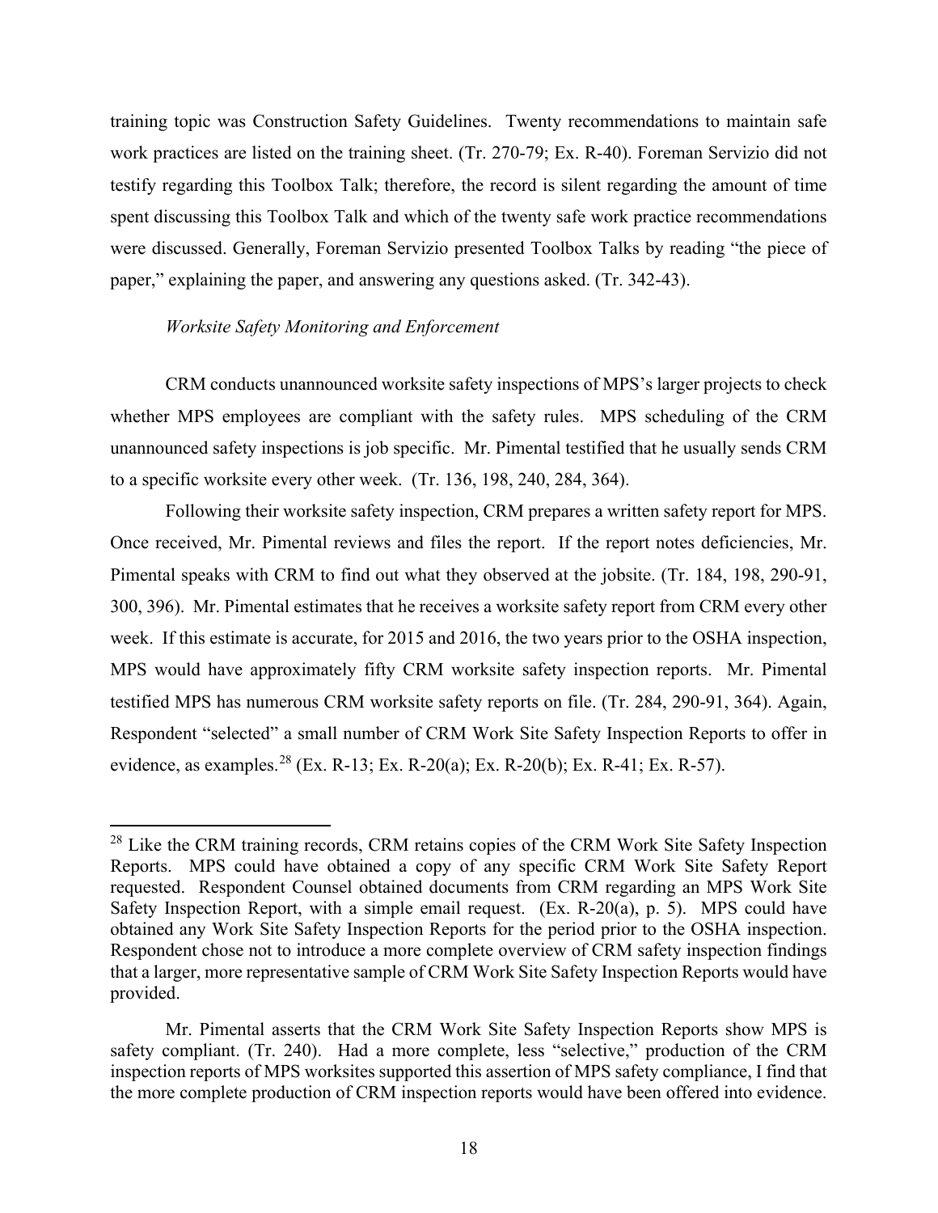training topic was Construction Safety Guidelines. Twenty recommendations to maintain safe work practices are listed on the training sheet. (Tr. 270-79; Ex. R-40). Foreman Servizio did not testify regarding this Toolbox Talk; therefore, the record is silent regarding the amount of time spent discussing this Toolbox Talk and which of the twenty safe work practice recommendations were discussed. Generally, Foreman Servizio presented Toolbox Talks by reading "the piece of paper," explaining the paper, and answering any questions asked. (Tr. 342-43).

*Worksite Safety Monitoring and Enforcement*

CRM conducts unannounced worksite safety inspections of MPS's larger projects to check whether MPS employees are compliant with the safety rules. MPS scheduling of the CRM unannounced safety inspections is job specific. Mr. Pimental testified that he usually sends CRM to a specific worksite every other week. (Tr. 136, 198, 240, 284, 364).

Following their worksite safety inspection, CRM prepares a written safety report for MPS. Once received, Mr. Pimental reviews and files the report. If the report notes deficiencies, Mr. Pimental speaks with CRM to find out what they observed at the jobsite. (Tr. 184, 198, 290-91, 300, 396). Mr. Pimental estimates that he receives a worksite safety report from CRM every other week. If this estimate is accurate, for 2015 and 2016, the two years prior to the OSHA inspection, MPS would have approximately fifty CRM worksite safety inspection reports. Mr. Pimental testified MPS has numerous CRM worksite safety reports on file. (Tr. 284, 290-91, 364). Again, Respondent "selected" a small number of CRM Work Site Safety Inspection Reports to offer in evidence, as examples.[28] (Ex. R-13; Ex. R-20(a); Ex. R-20(b); Ex. R-41; Ex. R-57).

---

[28] Like the CRM training records, CRM retains copies of the CRM Work Site Safety Inspection Reports. MPS could have obtained a copy of any specific CRM Work Site Safety Report requested. Respondent Counsel obtained documents from CRM regarding an MPS Work Site Safety Inspection Report, with a simple email request. (Ex. R-20(a), p. 5). MPS could have obtained any Work Site Safety Inspection Reports for the period prior to the OSHA inspection. Respondent chose not to introduce a more complete overview of CRM safety inspection findings that a larger, more representative sample of CRM Work Site Safety Inspection Reports would have provided.

Mr. Pimental asserts that the CRM Work Site Safety Inspection Reports show MPS is safety compliant. (Tr. 240). Had a more complete, less "selective," production of the CRM inspection reports of MPS worksites supported this assertion of MPS safety compliance, I find that the more complete production of CRM inspection reports would have been offered into evidence.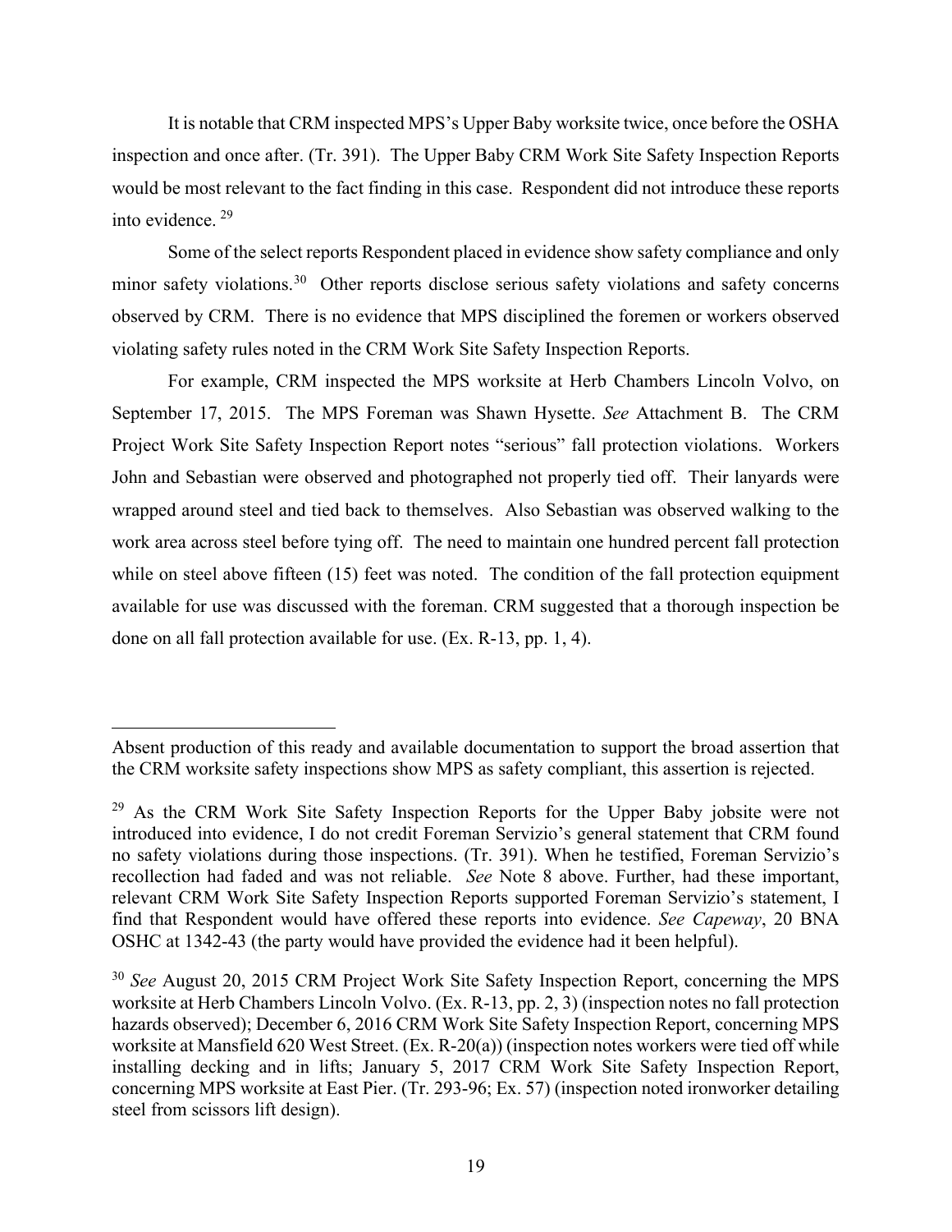It is notable that CRM inspected MPS's Upper Baby worksite twice, once before the OSHA inspection and once after. (Tr. 391). The Upper Baby CRM Work Site Safety Inspection Reports would be most relevant to the fact finding in this case. Respondent did not introduce these reports into evidence. [29]

Some of the select reports Respondent placed in evidence show safety compliance and only minor safety violations.[30] Other reports disclose serious safety violations and safety concerns observed by CRM. There is no evidence that MPS disciplined the foremen or workers observed violating safety rules noted in the CRM Work Site Safety Inspection Reports.

For example, CRM inspected the MPS worksite at Herb Chambers Lincoln Volvo, on September 17, 2015. The MPS Foreman was Shawn Hysette. *See* Attachment B. The CRM Project Work Site Safety Inspection Report notes "serious" fall protection violations. Workers John and Sebastian were observed and photographed not properly tied off. Their lanyards were wrapped around steel and tied back to themselves. Also Sebastian was observed walking to the work area across steel before tying off. The need to maintain one hundred percent fall protection while on steel above fifteen (15) feet was noted. The condition of the fall protection equipment available for use was discussed with the foreman. CRM suggested that a thorough inspection be done on all fall protection available for use. (Ex. R-13, pp. 1, 4).

---

Absent production of this ready and available documentation to support the broad assertion that the CRM worksite safety inspections show MPS as safety compliant, this assertion is rejected.

[29] As the CRM Work Site Safety Inspection Reports for the Upper Baby jobsite were not introduced into evidence, I do not credit Foreman Servizio's general statement that CRM found no safety violations during those inspections. (Tr. 391). When he testified, Foreman Servizio's recollection had faded and was not reliable. *See* Note 8 above. Further, had these important, relevant CRM Work Site Safety Inspection Reports supported Foreman Servizio's statement, I find that Respondent would have offered these reports into evidence. *See Capeway*, 20 BNA OSHC at 1342-43 (the party would have provided the evidence had it been helpful).

[30] *See* August 20, 2015 CRM Project Work Site Safety Inspection Report, concerning the MPS worksite at Herb Chambers Lincoln Volvo. (Ex. R-13, pp. 2, 3) (inspection notes no fall protection hazards observed); December 6, 2016 CRM Work Site Safety Inspection Report, concerning MPS worksite at Mansfield 620 West Street. (Ex. R-20(a)) (inspection notes workers were tied off while installing decking and in lifts; January 5, 2017 CRM Work Site Safety Inspection Report, concerning MPS worksite at East Pier. (Tr. 293-96; Ex. 57) (inspection noted ironworker detailing steel from scissors lift design).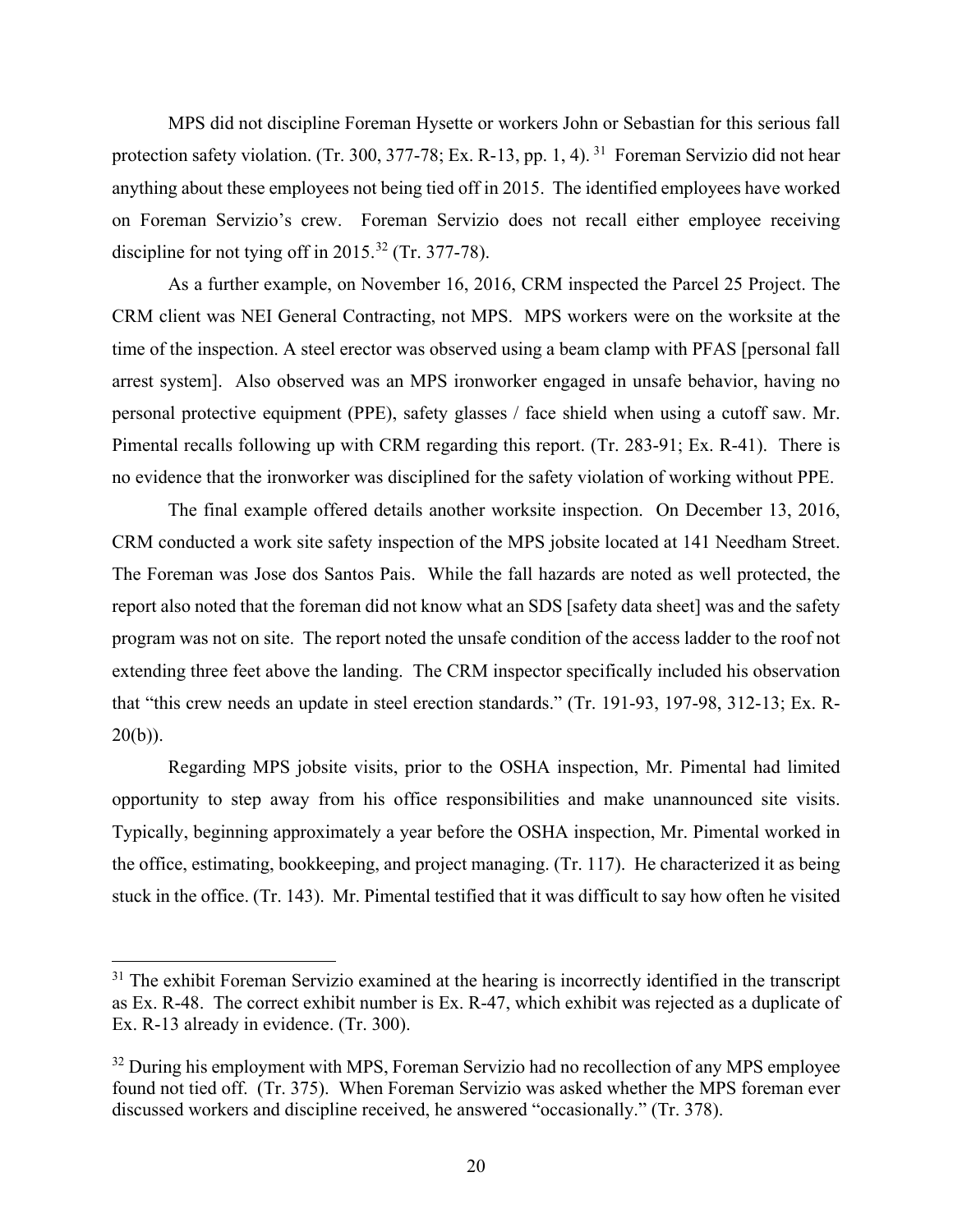MPS did not discipline Foreman Hysette or workers John or Sebastian for this serious fall protection safety violation. (Tr. 300, 377-78; Ex. R-13, pp. 1, 4).[31] Foreman Servizio did not hear anything about these employees not being tied off in 2015. The identified employees have worked on Foreman Servizio's crew. Foreman Servizio does not recall either employee receiving discipline for not tying off in 2015.[32] (Tr. 377-78).

As a further example, on November 16, 2016, CRM inspected the Parcel 25 Project. The CRM client was NEI General Contracting, not MPS. MPS workers were on the worksite at the time of the inspection. A steel erector was observed using a beam clamp with PFAS [personal fall arrest system]. Also observed was an MPS ironworker engaged in unsafe behavior, having no personal protective equipment (PPE), safety glasses / face shield when using a cutoff saw. Mr. Pimental recalls following up with CRM regarding this report. (Tr. 283-91; Ex. R-41). There is no evidence that the ironworker was disciplined for the safety violation of working without PPE.

The final example offered details another worksite inspection. On December 13, 2016, CRM conducted a work site safety inspection of the MPS jobsite located at 141 Needham Street. The Foreman was Jose dos Santos Pais. While the fall hazards are noted as well protected, the report also noted that the foreman did not know what an SDS [safety data sheet] was and the safety program was not on site. The report noted the unsafe condition of the access ladder to the roof not extending three feet above the landing. The CRM inspector specifically included his observation that "this crew needs an update in steel erection standards." (Tr. 191-93, 197-98, 312-13; Ex. R-20(b)).

Regarding MPS jobsite visits, prior to the OSHA inspection, Mr. Pimental had limited opportunity to step away from his office responsibilities and make unannounced site visits. Typically, beginning approximately a year before the OSHA inspection, Mr. Pimental worked in the office, estimating, bookkeeping, and project managing. (Tr. 117). He characterized it as being stuck in the office. (Tr. 143). Mr. Pimental testified that it was difficult to say how often he visited

---

[31] The exhibit Foreman Servizio examined at the hearing is incorrectly identified in the transcript as Ex. R-48. The correct exhibit number is Ex. R-47, which exhibit was rejected as a duplicate of Ex. R-13 already in evidence. (Tr. 300).

[32] During his employment with MPS, Foreman Servizio had no recollection of any MPS employee found not tied off. (Tr. 375). When Foreman Servizio was asked whether the MPS foreman ever discussed workers and discipline received, he answered "occasionally." (Tr. 378).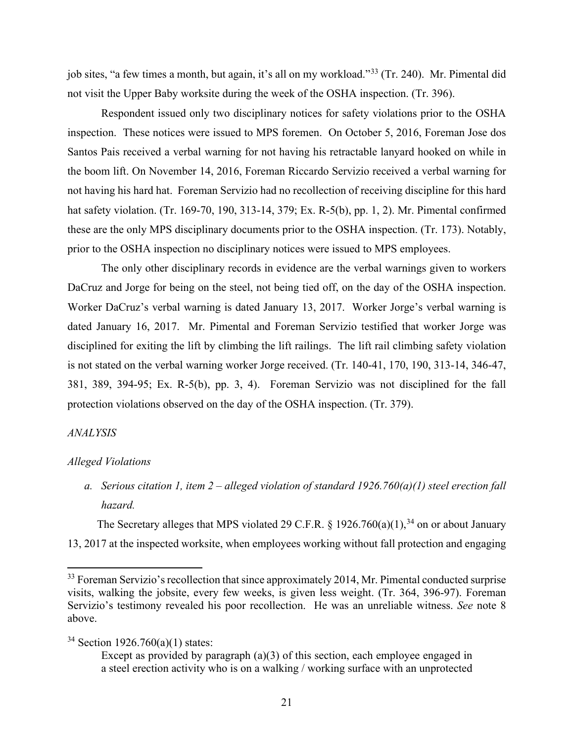job sites, "a few times a month, but again, it's all on my workload."[33] (Tr. 240). Mr. Pimental did not visit the Upper Baby worksite during the week of the OSHA inspection. (Tr. 396).

Respondent issued only two disciplinary notices for safety violations prior to the OSHA inspection. These notices were issued to MPS foremen. On October 5, 2016, Foreman Jose dos Santos Pais received a verbal warning for not having his retractable lanyard hooked on while in the boom lift. On November 14, 2016, Foreman Riccardo Servizio received a verbal warning for not having his hard hat. Foreman Servizio had no recollection of receiving discipline for this hard hat safety violation. (Tr. 169-70, 190, 313-14, 379; Ex. R-5(b), pp. 1, 2). Mr. Pimental confirmed these are the only MPS disciplinary documents prior to the OSHA inspection. (Tr. 173). Notably, prior to the OSHA inspection no disciplinary notices were issued to MPS employees.

The only other disciplinary records in evidence are the verbal warnings given to workers DaCruz and Jorge for being on the steel, not being tied off, on the day of the OSHA inspection. Worker DaCruz's verbal warning is dated January 13, 2017. Worker Jorge's verbal warning is dated January 16, 2017. Mr. Pimental and Foreman Servizio testified that worker Jorge was disciplined for exiting the lift by climbing the lift railings. The lift rail climbing safety violation is not stated on the verbal warning worker Jorge received. (Tr. 140-41, 170, 190, 313-14, 346-47, 381, 389, 394-95; Ex. R-5(b), pp. 3, 4). Foreman Servizio was not disciplined for the fall protection violations observed on the day of the OSHA inspection. (Tr. 379).

*ANALYSIS*

*Alleged Violations*

*a. Serious citation 1, item 2 – alleged violation of standard 1926.760(a)(1) steel erection fall hazard.*

The Secretary alleges that MPS violated 29 C.F.R. § 1926.760(a)(1),[34] on or about January 13, 2017 at the inspected worksite, when employees working without fall protection and engaging

---

[33] Foreman Servizio's recollection that since approximately 2014, Mr. Pimental conducted surprise visits, walking the jobsite, every few weeks, is given less weight. (Tr. 364, 396-97). Foreman Servizio's testimony revealed his poor recollection. He was an unreliable witness. *See* note 8 above.

[34] Section 1926.760(a)(1) states:

> Except as provided by paragraph (a)(3) of this section, each employee engaged in a steel erection activity who is on a walking / working surface with an unprotected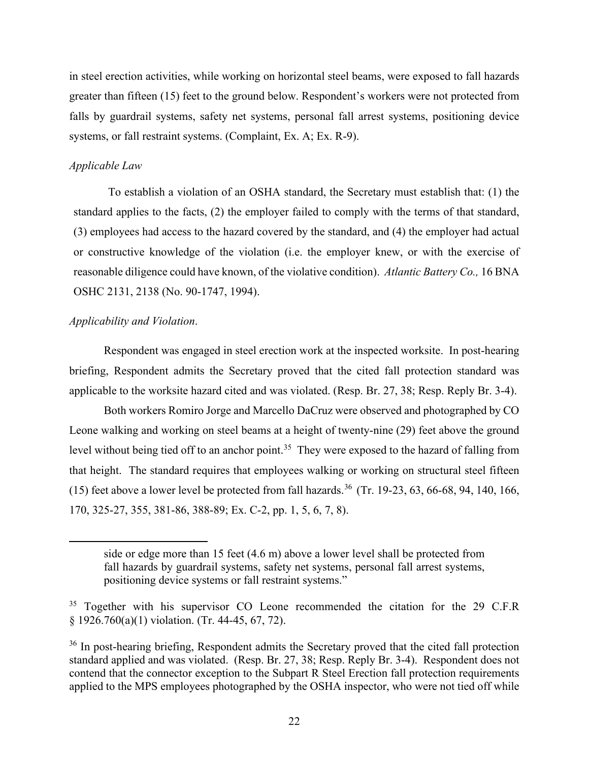in steel erection activities, while working on horizontal steel beams, were exposed to fall hazards greater than fifteen (15) feet to the ground below. Respondent's workers were not protected from falls by guardrail systems, safety net systems, personal fall arrest systems, positioning device systems, or fall restraint systems. (Complaint, Ex. A; Ex. R-9).

*Applicable Law*

To establish a violation of an OSHA standard, the Secretary must establish that: (1) the standard applies to the facts, (2) the employer failed to comply with the terms of that standard, (3) employees had access to the hazard covered by the standard, and (4) the employer had actual or constructive knowledge of the violation (i.e. the employer knew, or with the exercise of reasonable diligence could have known, of the violative condition). *Atlantic Battery Co.,* 16 BNA OSHC 2131, 2138 (No. 90-1747, 1994).

*Applicability and Violation*.

Respondent was engaged in steel erection work at the inspected worksite. In post-hearing briefing, Respondent admits the Secretary proved that the cited fall protection standard was applicable to the worksite hazard cited and was violated. (Resp. Br. 27, 38; Resp. Reply Br. 3-4).

Both workers Romiro Jorge and Marcello DaCruz were observed and photographed by CO Leone walking and working on steel beams at a height of twenty-nine (29) feet above the ground level without being tied off to an anchor point.[35] They were exposed to the hazard of falling from that height. The standard requires that employees walking or working on structural steel fifteen (15) feet above a lower level be protected from fall hazards.[36] (Tr. 19-23, 63, 66-68, 94, 140, 166, 170, 325-27, 355, 381-86, 388-89; Ex. C-2, pp. 1, 5, 6, 7, 8).

---

> side or edge more than 15 feet (4.6 m) above a lower level shall be protected from fall hazards by guardrail systems, safety net systems, personal fall arrest systems, positioning device systems or fall restraint systems."

[35] Together with his supervisor CO Leone recommended the citation for the 29 C.F.R § 1926.760(a)(1) violation. (Tr. 44-45, 67, 72).

[36] In post-hearing briefing, Respondent admits the Secretary proved that the cited fall protection standard applied and was violated. (Resp. Br. 27, 38; Resp. Reply Br. 3-4). Respondent does not contend that the connector exception to the Subpart R Steel Erection fall protection requirements applied to the MPS employees photographed by the OSHA inspector, who were not tied off while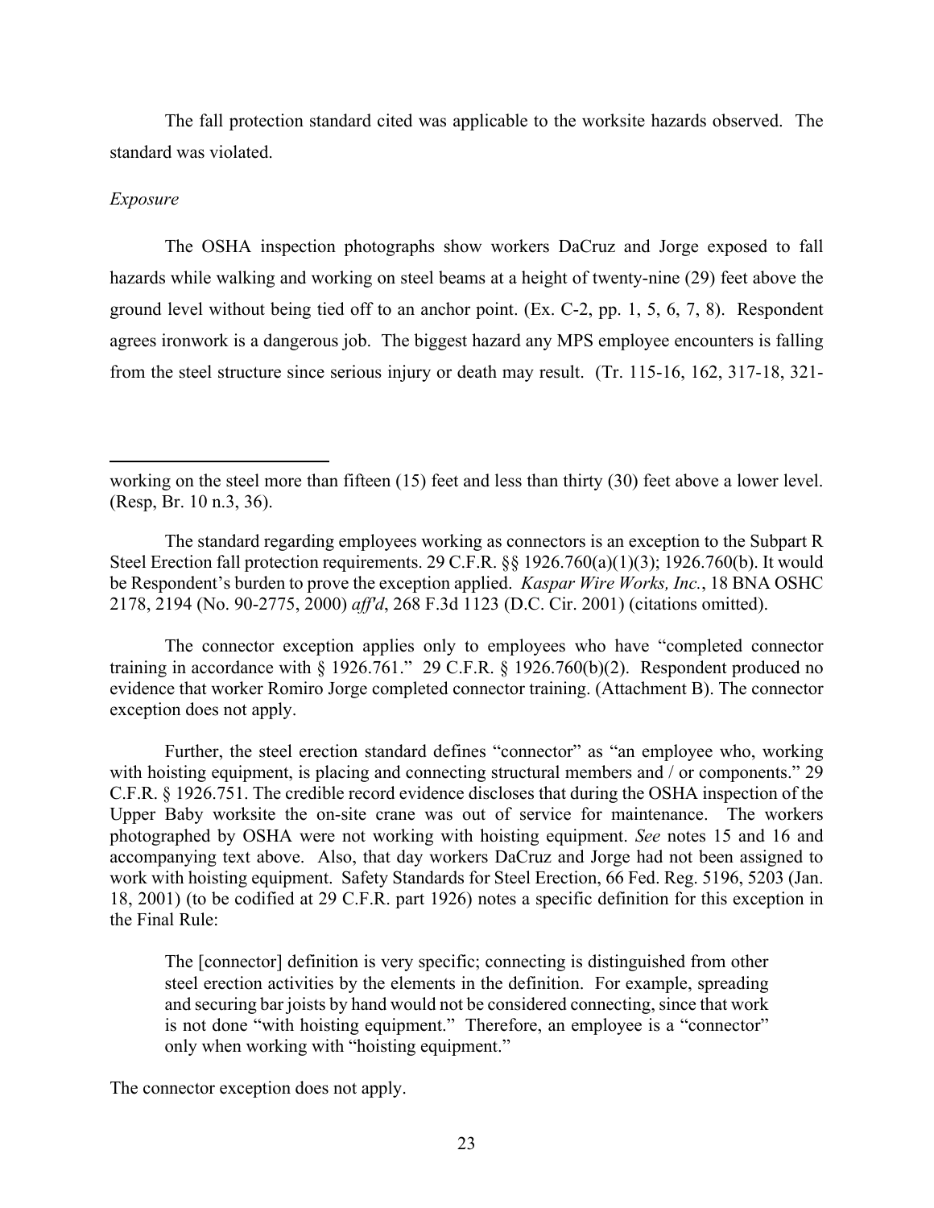The fall protection standard cited was applicable to the worksite hazards observed. The standard was violated.

*Exposure*

The OSHA inspection photographs show workers DaCruz and Jorge exposed to fall hazards while walking and working on steel beams at a height of twenty-nine (29) feet above the ground level without being tied off to an anchor point. (Ex. C-2, pp. 1, 5, 6, 7, 8). Respondent agrees ironwork is a dangerous job. The biggest hazard any MPS employee encounters is falling from the steel structure since serious injury or death may result. (Tr. 115-16, 162, 317-18, 321-

---

working on the steel more than fifteen (15) feet and less than thirty (30) feet above a lower level. (Resp, Br. 10 n.3, 36).

The standard regarding employees working as connectors is an exception to the Subpart R Steel Erection fall protection requirements. 29 C.F.R. §§ 1926.760(a)(1)(3); 1926.760(b). It would be Respondent's burden to prove the exception applied. *Kaspar Wire Works, Inc.*, 18 BNA OSHC 2178, 2194 (No. 90-2775, 2000) *aff'd*, 268 F.3d 1123 (D.C. Cir. 2001) (citations omitted).

The connector exception applies only to employees who have "completed connector training in accordance with § 1926.761." 29 C.F.R. § 1926.760(b)(2). Respondent produced no evidence that worker Romiro Jorge completed connector training. (Attachment B). The connector exception does not apply.

Further, the steel erection standard defines "connector" as "an employee who, working with hoisting equipment, is placing and connecting structural members and / or components." 29 C.F.R. § 1926.751. The credible record evidence discloses that during the OSHA inspection of the Upper Baby worksite the on-site crane was out of service for maintenance. The workers photographed by OSHA were not working with hoisting equipment. *See* notes 15 and 16 and accompanying text above. Also, that day workers DaCruz and Jorge had not been assigned to work with hoisting equipment. Safety Standards for Steel Erection, 66 Fed. Reg. 5196, 5203 (Jan. 18, 2001) (to be codified at 29 C.F.R. part 1926) notes a specific definition for this exception in the Final Rule:

> The [connector] definition is very specific; connecting is distinguished from other steel erection activities by the elements in the definition. For example, spreading and securing bar joists by hand would not be considered connecting, since that work is not done "with hoisting equipment." Therefore, an employee is a "connector" only when working with "hoisting equipment."

The connector exception does not apply.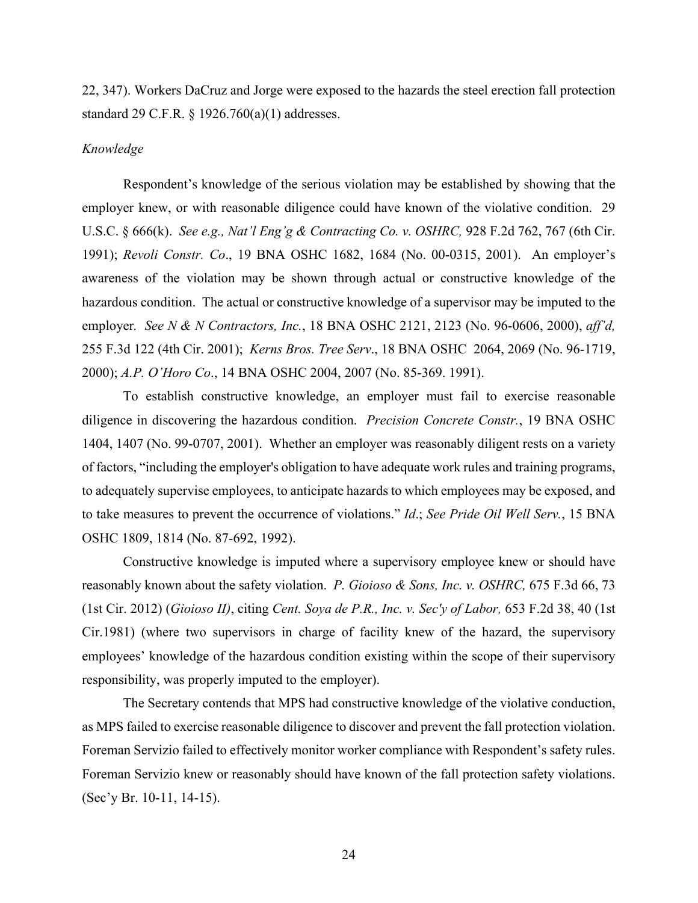22, 347). Workers DaCruz and Jorge were exposed to the hazards the steel erection fall protection standard 29 C.F.R. § 1926.760(a)(1) addresses.

*Knowledge*

Respondent's knowledge of the serious violation may be established by showing that the employer knew, or with reasonable diligence could have known of the violative condition. 29 U.S.C. § 666(k). *See e.g., Nat'l Eng'g & Contracting Co. v. OSHRC,* 928 F.2d 762, 767 (6th Cir. 1991); *Revoli Constr. Co*., 19 BNA OSHC 1682, 1684 (No. 00-0315, 2001). An employer's awareness of the violation may be shown through actual or constructive knowledge of the hazardous condition. The actual or constructive knowledge of a supervisor may be imputed to the employer. *See N & N Contractors, Inc.*, 18 BNA OSHC 2121, 2123 (No. 96-0606, 2000), *aff'd,* 255 F.3d 122 (4th Cir. 2001); *Kerns Bros. Tree Serv*., 18 BNA OSHC 2064, 2069 (No. 96-1719, 2000); *A.P. O'Horo Co*., 14 BNA OSHC 2004, 2007 (No. 85-369. 1991).

To establish constructive knowledge, an employer must fail to exercise reasonable diligence in discovering the hazardous condition. *Precision Concrete Constr.*, 19 BNA OSHC 1404, 1407 (No. 99-0707, 2001). Whether an employer was reasonably diligent rests on a variety of factors, "including the employer's obligation to have adequate work rules and training programs, to adequately supervise employees, to anticipate hazards to which employees may be exposed, and to take measures to prevent the occurrence of violations." *Id*.; *See Pride Oil Well Serv.*, 15 BNA OSHC 1809, 1814 (No. 87-692, 1992).

Constructive knowledge is imputed where a supervisory employee knew or should have reasonably known about the safety violation. *P. Gioioso & Sons, Inc. v. OSHRC,* 675 F.3d 66, 73 (1st Cir. 2012) (*Gioioso II)*, citing *Cent. Soya de P.R., Inc. v. Sec'y of Labor,* 653 F.2d 38, 40 (1st Cir.1981) (where two supervisors in charge of facility knew of the hazard, the supervisory employees' knowledge of the hazardous condition existing within the scope of their supervisory responsibility, was properly imputed to the employer).

The Secretary contends that MPS had constructive knowledge of the violative conduction, as MPS failed to exercise reasonable diligence to discover and prevent the fall protection violation. Foreman Servizio failed to effectively monitor worker compliance with Respondent's safety rules. Foreman Servizio knew or reasonably should have known of the fall protection safety violations. (Sec'y Br. 10-11, 14-15).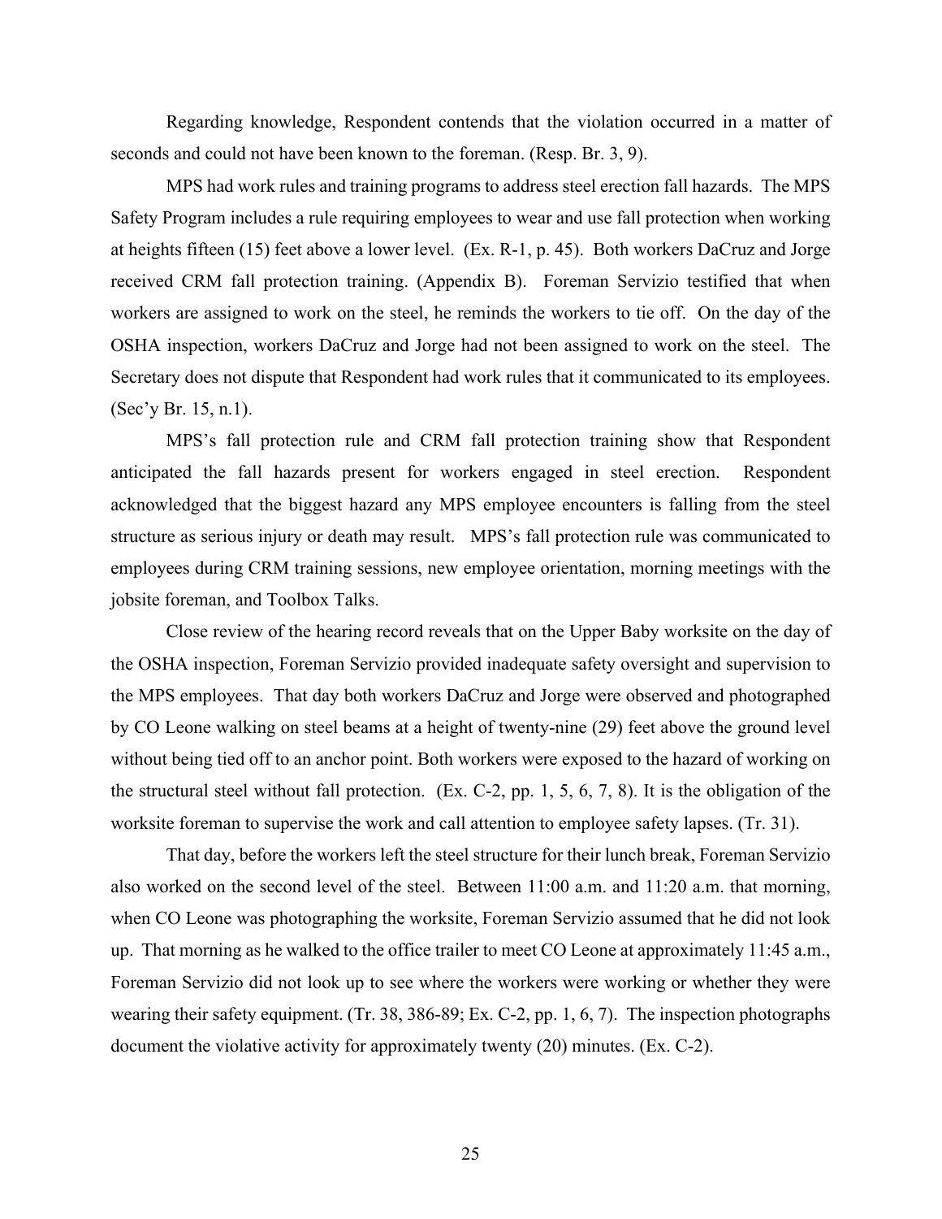Regarding knowledge, Respondent contends that the violation occurred in a matter of seconds and could not have been known to the foreman. (Resp. Br. 3, 9).

MPS had work rules and training programs to address steel erection fall hazards. The MPS Safety Program includes a rule requiring employees to wear and use fall protection when working at heights fifteen (15) feet above a lower level. (Ex. R-1, p. 45). Both workers DaCruz and Jorge received CRM fall protection training. (Appendix B). Foreman Servizio testified that when workers are assigned to work on the steel, he reminds the workers to tie off. On the day of the OSHA inspection, workers DaCruz and Jorge had not been assigned to work on the steel. The Secretary does not dispute that Respondent had work rules that it communicated to its employees. (Sec'y Br. 15, n.1).

MPS's fall protection rule and CRM fall protection training show that Respondent anticipated the fall hazards present for workers engaged in steel erection. Respondent acknowledged that the biggest hazard any MPS employee encounters is falling from the steel structure as serious injury or death may result. MPS's fall protection rule was communicated to employees during CRM training sessions, new employee orientation, morning meetings with the jobsite foreman, and Toolbox Talks.

Close review of the hearing record reveals that on the Upper Baby worksite on the day of the OSHA inspection, Foreman Servizio provided inadequate safety oversight and supervision to the MPS employees. That day both workers DaCruz and Jorge were observed and photographed by CO Leone walking on steel beams at a height of twenty-nine (29) feet above the ground level without being tied off to an anchor point. Both workers were exposed to the hazard of working on the structural steel without fall protection. (Ex. C-2, pp. 1, 5, 6, 7, 8). It is the obligation of the worksite foreman to supervise the work and call attention to employee safety lapses. (Tr. 31).

That day, before the workers left the steel structure for their lunch break, Foreman Servizio also worked on the second level of the steel. Between 11:00 a.m. and 11:20 a.m. that morning, when CO Leone was photographing the worksite, Foreman Servizio assumed that he did not look up. That morning as he walked to the office trailer to meet CO Leone at approximately 11:45 a.m., Foreman Servizio did not look up to see where the workers were working or whether they were wearing their safety equipment. (Tr. 38, 386-89; Ex. C-2, pp. 1, 6, 7). The inspection photographs document the violative activity for approximately twenty (20) minutes. (Ex. C-2).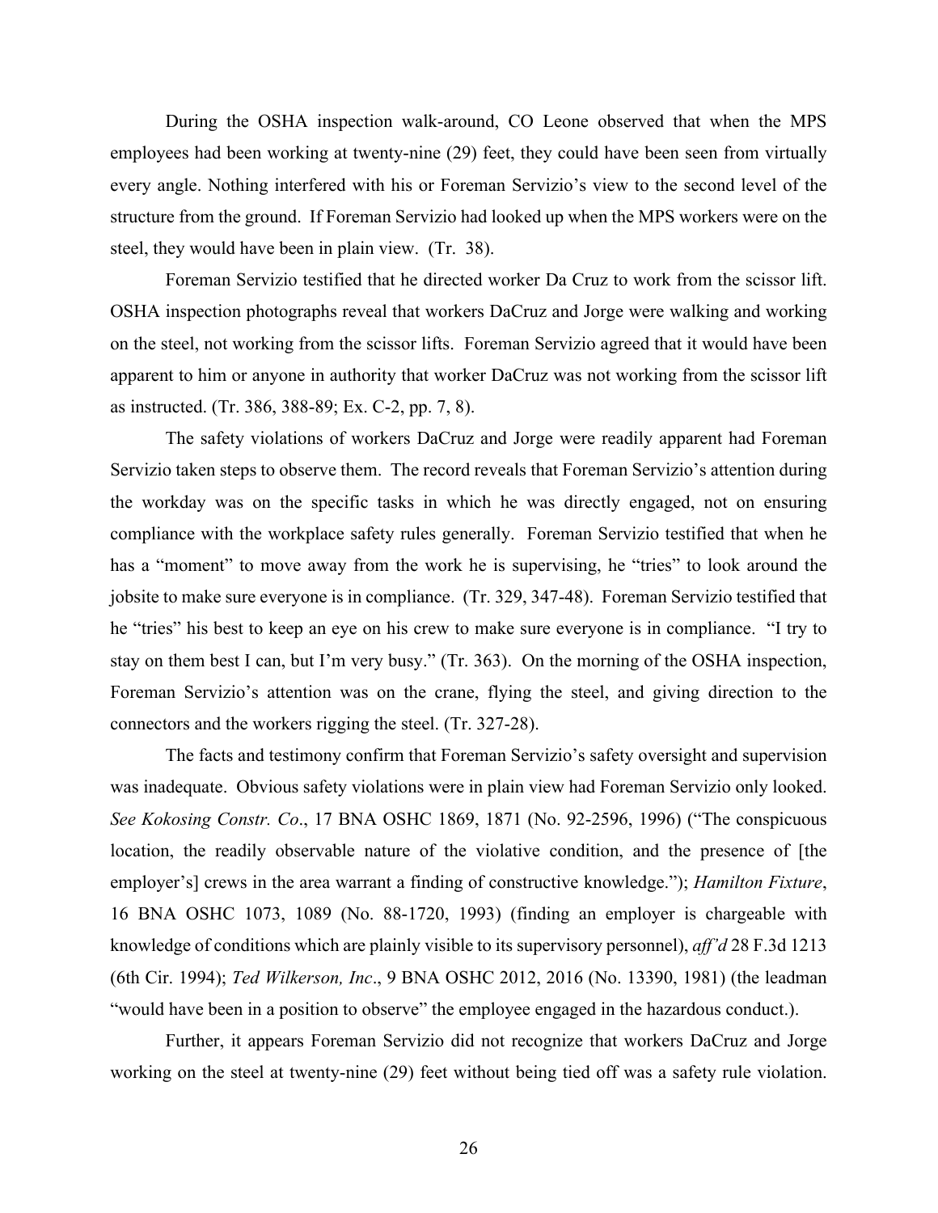During the OSHA inspection walk-around, CO Leone observed that when the MPS employees had been working at twenty-nine (29) feet, they could have been seen from virtually every angle. Nothing interfered with his or Foreman Servizio's view to the second level of the structure from the ground. If Foreman Servizio had looked up when the MPS workers were on the steel, they would have been in plain view. (Tr. 38).

Foreman Servizio testified that he directed worker Da Cruz to work from the scissor lift. OSHA inspection photographs reveal that workers DaCruz and Jorge were walking and working on the steel, not working from the scissor lifts. Foreman Servizio agreed that it would have been apparent to him or anyone in authority that worker DaCruz was not working from the scissor lift as instructed. (Tr. 386, 388-89; Ex. C-2, pp. 7, 8).

The safety violations of workers DaCruz and Jorge were readily apparent had Foreman Servizio taken steps to observe them. The record reveals that Foreman Servizio's attention during the workday was on the specific tasks in which he was directly engaged, not on ensuring compliance with the workplace safety rules generally. Foreman Servizio testified that when he has a "moment" to move away from the work he is supervising, he "tries" to look around the jobsite to make sure everyone is in compliance. (Tr. 329, 347-48). Foreman Servizio testified that he "tries" his best to keep an eye on his crew to make sure everyone is in compliance. "I try to stay on them best I can, but I'm very busy." (Tr. 363). On the morning of the OSHA inspection, Foreman Servizio's attention was on the crane, flying the steel, and giving direction to the connectors and the workers rigging the steel. (Tr. 327-28).

The facts and testimony confirm that Foreman Servizio's safety oversight and supervision was inadequate. Obvious safety violations were in plain view had Foreman Servizio only looked. *See Kokosing Constr. Co*., 17 BNA OSHC 1869, 1871 (No. 92-2596, 1996) ("The conspicuous location, the readily observable nature of the violative condition, and the presence of [the employer's] crews in the area warrant a finding of constructive knowledge."); *Hamilton Fixture*, 16 BNA OSHC 1073, 1089 (No. 88-1720, 1993) (finding an employer is chargeable with knowledge of conditions which are plainly visible to its supervisory personnel), *aff'd* 28 F.3d 1213 (6th Cir. 1994); *Ted Wilkerson, Inc*., 9 BNA OSHC 2012, 2016 (No. 13390, 1981) (the leadman "would have been in a position to observe" the employee engaged in the hazardous conduct.).

Further, it appears Foreman Servizio did not recognize that workers DaCruz and Jorge working on the steel at twenty-nine (29) feet without being tied off was a safety rule violation.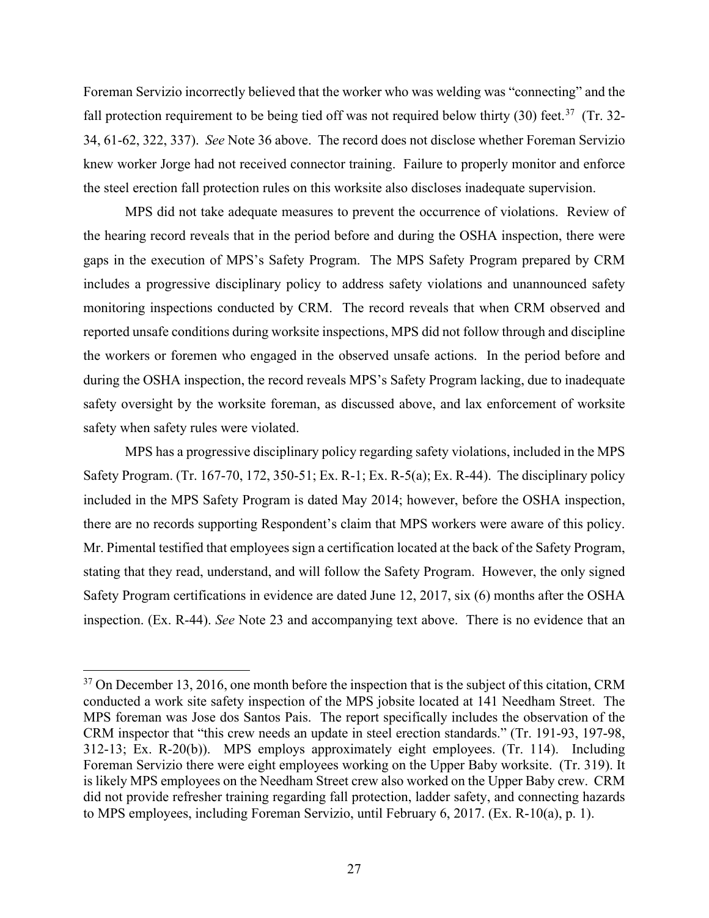Foreman Servizio incorrectly believed that the worker who was welding was "connecting" and the fall protection requirement to be being tied off was not required below thirty (30) feet.[37] (Tr. 32-34, 61-62, 322, 337). *See* Note 36 above. The record does not disclose whether Foreman Servizio knew worker Jorge had not received connector training. Failure to properly monitor and enforce the steel erection fall protection rules on this worksite also discloses inadequate supervision.

MPS did not take adequate measures to prevent the occurrence of violations. Review of the hearing record reveals that in the period before and during the OSHA inspection, there were gaps in the execution of MPS's Safety Program. The MPS Safety Program prepared by CRM includes a progressive disciplinary policy to address safety violations and unannounced safety monitoring inspections conducted by CRM. The record reveals that when CRM observed and reported unsafe conditions during worksite inspections, MPS did not follow through and discipline the workers or foremen who engaged in the observed unsafe actions. In the period before and during the OSHA inspection, the record reveals MPS's Safety Program lacking, due to inadequate safety oversight by the worksite foreman, as discussed above, and lax enforcement of worksite safety when safety rules were violated.

MPS has a progressive disciplinary policy regarding safety violations, included in the MPS Safety Program. (Tr. 167-70, 172, 350-51; Ex. R-1; Ex. R-5(a); Ex. R-44). The disciplinary policy included in the MPS Safety Program is dated May 2014; however, before the OSHA inspection, there are no records supporting Respondent's claim that MPS workers were aware of this policy. Mr. Pimental testified that employees sign a certification located at the back of the Safety Program, stating that they read, understand, and will follow the Safety Program. However, the only signed Safety Program certifications in evidence are dated June 12, 2017, six (6) months after the OSHA inspection. (Ex. R-44). *See* Note 23 and accompanying text above. There is no evidence that an

---

[37] On December 13, 2016, one month before the inspection that is the subject of this citation, CRM conducted a work site safety inspection of the MPS jobsite located at 141 Needham Street. The MPS foreman was Jose dos Santos Pais. The report specifically includes the observation of the CRM inspector that "this crew needs an update in steel erection standards." (Tr. 191-93, 197-98, 312-13; Ex. R-20(b)). MPS employs approximately eight employees. (Tr. 114). Including Foreman Servizio there were eight employees working on the Upper Baby worksite. (Tr. 319). It is likely MPS employees on the Needham Street crew also worked on the Upper Baby crew. CRM did not provide refresher training regarding fall protection, ladder safety, and connecting hazards to MPS employees, including Foreman Servizio, until February 6, 2017. (Ex. R-10(a), p. 1).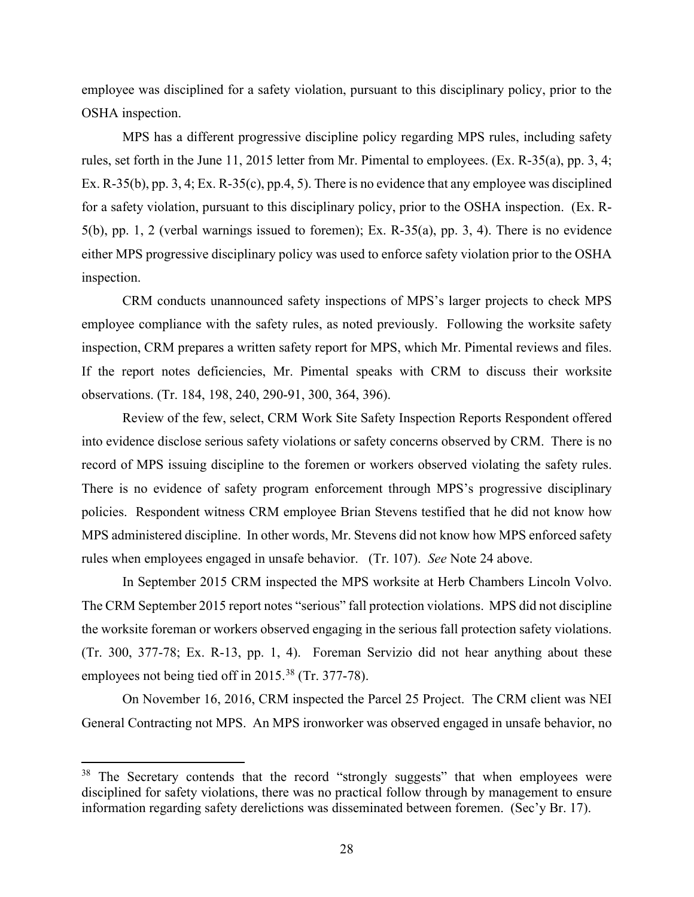employee was disciplined for a safety violation, pursuant to this disciplinary policy, prior to the OSHA inspection.

MPS has a different progressive discipline policy regarding MPS rules, including safety rules, set forth in the June 11, 2015 letter from Mr. Pimental to employees. (Ex. R-35(a), pp. 3, 4; Ex. R-35(b), pp. 3, 4; Ex. R-35(c), pp.4, 5). There is no evidence that any employee was disciplined for a safety violation, pursuant to this disciplinary policy, prior to the OSHA inspection. (Ex. R-5(b), pp. 1, 2 (verbal warnings issued to foremen); Ex. R-35(a), pp. 3, 4). There is no evidence either MPS progressive disciplinary policy was used to enforce safety violation prior to the OSHA inspection.

CRM conducts unannounced safety inspections of MPS's larger projects to check MPS employee compliance with the safety rules, as noted previously. Following the worksite safety inspection, CRM prepares a written safety report for MPS, which Mr. Pimental reviews and files. If the report notes deficiencies, Mr. Pimental speaks with CRM to discuss their worksite observations. (Tr. 184, 198, 240, 290-91, 300, 364, 396).

Review of the few, select, CRM Work Site Safety Inspection Reports Respondent offered into evidence disclose serious safety violations or safety concerns observed by CRM. There is no record of MPS issuing discipline to the foremen or workers observed violating the safety rules. There is no evidence of safety program enforcement through MPS's progressive disciplinary policies. Respondent witness CRM employee Brian Stevens testified that he did not know how MPS administered discipline. In other words, Mr. Stevens did not know how MPS enforced safety rules when employees engaged in unsafe behavior. (Tr. 107). *See* Note 24 above.

In September 2015 CRM inspected the MPS worksite at Herb Chambers Lincoln Volvo. The CRM September 2015 report notes "serious" fall protection violations. MPS did not discipline the worksite foreman or workers observed engaging in the serious fall protection safety violations. (Tr. 300, 377-78; Ex. R-13, pp. 1, 4). Foreman Servizio did not hear anything about these employees not being tied off in 2015.[38] (Tr. 377-78).

On November 16, 2016, CRM inspected the Parcel 25 Project. The CRM client was NEI General Contracting not MPS. An MPS ironworker was observed engaged in unsafe behavior, no

---

[38] The Secretary contends that the record "strongly suggests" that when employees were disciplined for safety violations, there was no practical follow through by management to ensure information regarding safety derelictions was disseminated between foremen. (Sec'y Br. 17).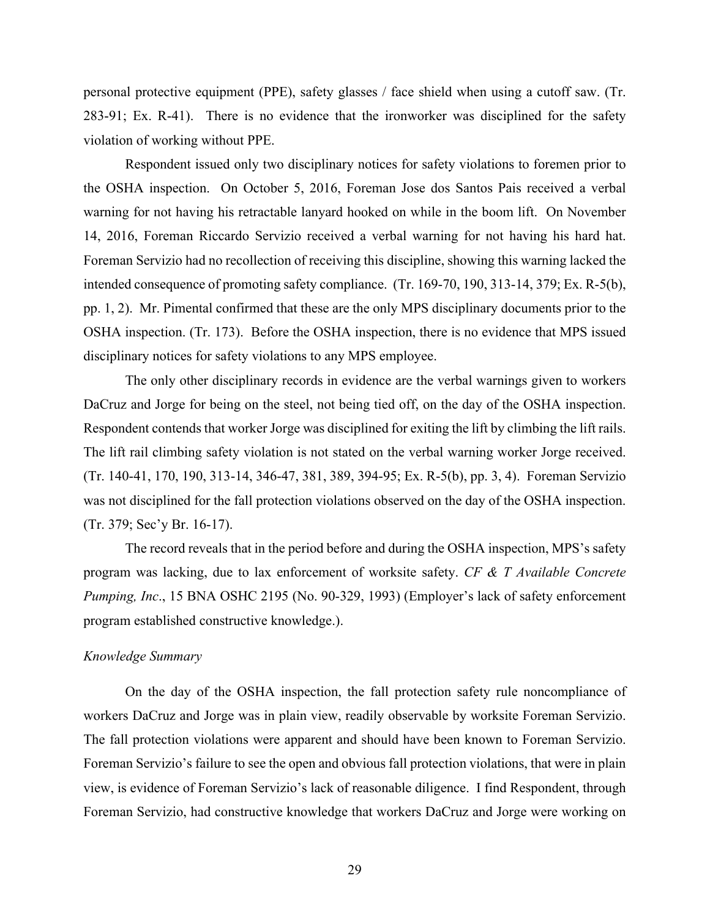personal protective equipment (PPE), safety glasses / face shield when using a cutoff saw. (Tr. 283-91; Ex. R-41). There is no evidence that the ironworker was disciplined for the safety violation of working without PPE.

Respondent issued only two disciplinary notices for safety violations to foremen prior to the OSHA inspection. On October 5, 2016, Foreman Jose dos Santos Pais received a verbal warning for not having his retractable lanyard hooked on while in the boom lift. On November 14, 2016, Foreman Riccardo Servizio received a verbal warning for not having his hard hat. Foreman Servizio had no recollection of receiving this discipline, showing this warning lacked the intended consequence of promoting safety compliance. (Tr. 169-70, 190, 313-14, 379; Ex. R-5(b), pp. 1, 2). Mr. Pimental confirmed that these are the only MPS disciplinary documents prior to the OSHA inspection. (Tr. 173). Before the OSHA inspection, there is no evidence that MPS issued disciplinary notices for safety violations to any MPS employee.

The only other disciplinary records in evidence are the verbal warnings given to workers DaCruz and Jorge for being on the steel, not being tied off, on the day of the OSHA inspection. Respondent contends that worker Jorge was disciplined for exiting the lift by climbing the lift rails. The lift rail climbing safety violation is not stated on the verbal warning worker Jorge received. (Tr. 140-41, 170, 190, 313-14, 346-47, 381, 389, 394-95; Ex. R-5(b), pp. 3, 4). Foreman Servizio was not disciplined for the fall protection violations observed on the day of the OSHA inspection. (Tr. 379; Sec'y Br. 16-17).

The record reveals that in the period before and during the OSHA inspection, MPS's safety program was lacking, due to lax enforcement of worksite safety. *CF & T Available Concrete Pumping, Inc*., 15 BNA OSHC 2195 (No. 90-329, 1993) (Employer's lack of safety enforcement program established constructive knowledge.).

*Knowledge Summary*

On the day of the OSHA inspection, the fall protection safety rule noncompliance of workers DaCruz and Jorge was in plain view, readily observable by worksite Foreman Servizio. The fall protection violations were apparent and should have been known to Foreman Servizio. Foreman Servizio's failure to see the open and obvious fall protection violations, that were in plain view, is evidence of Foreman Servizio's lack of reasonable diligence. I find Respondent, through Foreman Servizio, had constructive knowledge that workers DaCruz and Jorge were working on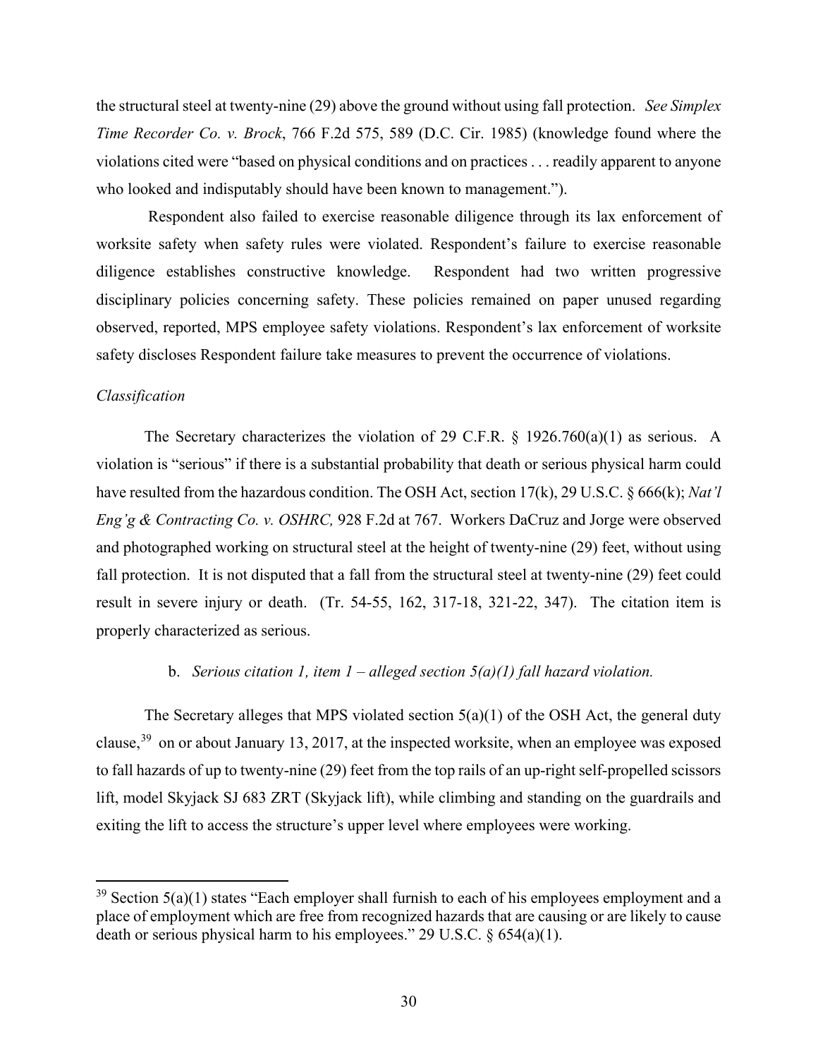the structural steel at twenty-nine (29) above the ground without using fall protection. *See Simplex Time Recorder Co. v. Brock*, 766 F.2d 575, 589 (D.C. Cir. 1985) (knowledge found where the violations cited were "based on physical conditions and on practices . . . readily apparent to anyone who looked and indisputably should have been known to management.").

Respondent also failed to exercise reasonable diligence through its lax enforcement of worksite safety when safety rules were violated. Respondent's failure to exercise reasonable diligence establishes constructive knowledge. Respondent had two written progressive disciplinary policies concerning safety. These policies remained on paper unused regarding observed, reported, MPS employee safety violations. Respondent's lax enforcement of worksite safety discloses Respondent failure take measures to prevent the occurrence of violations.

*Classification*

The Secretary characterizes the violation of 29 C.F.R. § 1926.760(a)(1) as serious. A violation is "serious" if there is a substantial probability that death or serious physical harm could have resulted from the hazardous condition. The OSH Act, section 17(k), 29 U.S.C. § 666(k); *Nat'l Eng'g & Contracting Co. v. OSHRC,* 928 F.2d at 767. Workers DaCruz and Jorge were observed and photographed working on structural steel at the height of twenty-nine (29) feet, without using fall protection. It is not disputed that a fall from the structural steel at twenty-nine (29) feet could result in severe injury or death. (Tr. 54-55, 162, 317-18, 321-22, 347). The citation item is properly characterized as serious.

b. *Serious citation 1, item 1 – alleged section 5(a)(1) fall hazard violation.*

The Secretary alleges that MPS violated section 5(a)(1) of the OSH Act, the general duty clause,[39] on or about January 13, 2017, at the inspected worksite, when an employee was exposed to fall hazards of up to twenty-nine (29) feet from the top rails of an up-right self-propelled scissors lift, model Skyjack SJ 683 ZRT (Skyjack lift), while climbing and standing on the guardrails and exiting the lift to access the structure's upper level where employees were working.

---

[39] Section 5(a)(1) states "Each employer shall furnish to each of his employees employment and a place of employment which are free from recognized hazards that are causing or are likely to cause death or serious physical harm to his employees." 29 U.S.C. § 654(a)(1).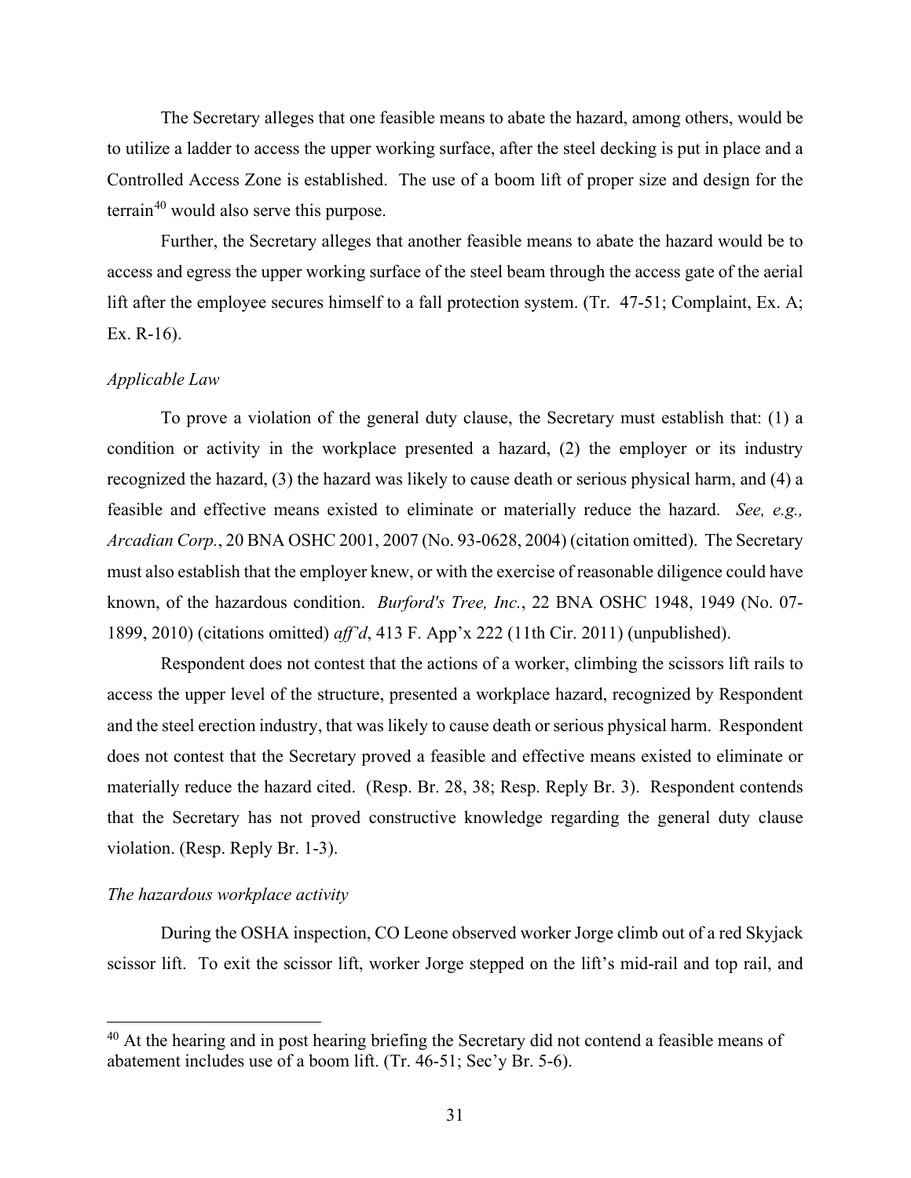The Secretary alleges that one feasible means to abate the hazard, among others, would be to utilize a ladder to access the upper working surface, after the steel decking is put in place and a Controlled Access Zone is established. The use of a boom lift of proper size and design for the terrain[40] would also serve this purpose.

Further, the Secretary alleges that another feasible means to abate the hazard would be to access and egress the upper working surface of the steel beam through the access gate of the aerial lift after the employee secures himself to a fall protection system. (Tr. 47-51; Complaint, Ex. A; Ex. R-16).

*Applicable Law*

To prove a violation of the general duty clause, the Secretary must establish that: (1) a condition or activity in the workplace presented a hazard, (2) the employer or its industry recognized the hazard, (3) the hazard was likely to cause death or serious physical harm, and (4) a feasible and effective means existed to eliminate or materially reduce the hazard. *See, e.g., Arcadian Corp.*, 20 BNA OSHC 2001, 2007 (No. 93-0628, 2004) (citation omitted). The Secretary must also establish that the employer knew, or with the exercise of reasonable diligence could have known, of the hazardous condition. *Burford's Tree, Inc.*, 22 BNA OSHC 1948, 1949 (No. 07-1899, 2010) (citations omitted) *aff'd*, 413 F. App'x 222 (11th Cir. 2011) (unpublished).

Respondent does not contest that the actions of a worker, climbing the scissors lift rails to access the upper level of the structure, presented a workplace hazard, recognized by Respondent and the steel erection industry, that was likely to cause death or serious physical harm. Respondent does not contest that the Secretary proved a feasible and effective means existed to eliminate or materially reduce the hazard cited. (Resp. Br. 28, 38; Resp. Reply Br. 3). Respondent contends that the Secretary has not proved constructive knowledge regarding the general duty clause violation. (Resp. Reply Br. 1-3).

*The hazardous workplace activity*

During the OSHA inspection, CO Leone observed worker Jorge climb out of a red Skyjack scissor lift. To exit the scissor lift, worker Jorge stepped on the lift's mid-rail and top rail, and

[40] At the hearing and in post hearing briefing the Secretary did not contend a feasible means of abatement includes use of a boom lift. (Tr. 46-51; Sec'y Br. 5-6).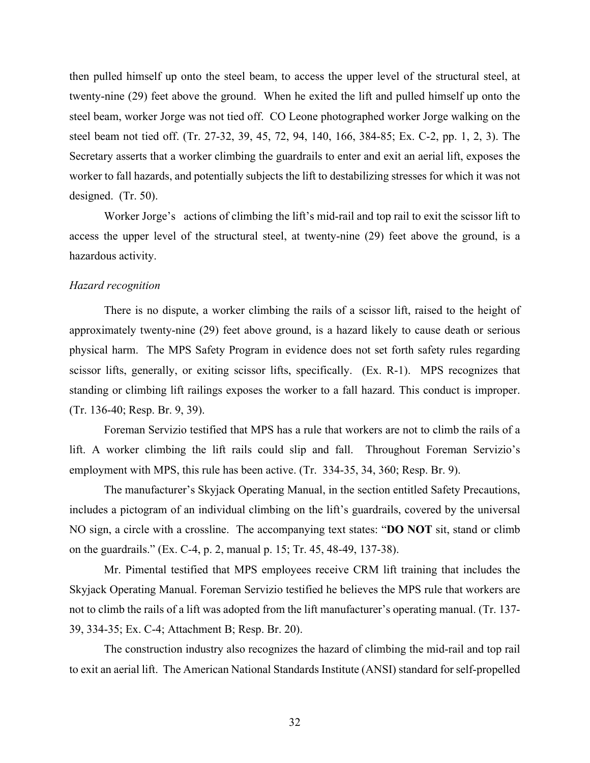then pulled himself up onto the steel beam, to access the upper level of the structural steel, at twenty-nine (29) feet above the ground. When he exited the lift and pulled himself up onto the steel beam, worker Jorge was not tied off. CO Leone photographed worker Jorge walking on the steel beam not tied off. (Tr. 27-32, 39, 45, 72, 94, 140, 166, 384-85; Ex. C-2, pp. 1, 2, 3). The Secretary asserts that a worker climbing the guardrails to enter and exit an aerial lift, exposes the worker to fall hazards, and potentially subjects the lift to destabilizing stresses for which it was not designed. (Tr. 50).

Worker Jorge's actions of climbing the lift's mid-rail and top rail to exit the scissor lift to access the upper level of the structural steel, at twenty-nine (29) feet above the ground, is a hazardous activity.

*Hazard recognition*

There is no dispute, a worker climbing the rails of a scissor lift, raised to the height of approximately twenty-nine (29) feet above ground, is a hazard likely to cause death or serious physical harm. The MPS Safety Program in evidence does not set forth safety rules regarding scissor lifts, generally, or exiting scissor lifts, specifically. (Ex. R-1). MPS recognizes that standing or climbing lift railings exposes the worker to a fall hazard. This conduct is improper. (Tr. 136-40; Resp. Br. 9, 39).

Foreman Servizio testified that MPS has a rule that workers are not to climb the rails of a lift. A worker climbing the lift rails could slip and fall. Throughout Foreman Servizio's employment with MPS, this rule has been active. (Tr. 334-35, 34, 360; Resp. Br. 9).

The manufacturer's Skyjack Operating Manual, in the section entitled Safety Precautions, includes a pictogram of an individual climbing on the lift's guardrails, covered by the universal NO sign, a circle with a crossline. The accompanying text states: "**DO NOT** sit, stand or climb on the guardrails." (Ex. C-4, p. 2, manual p. 15; Tr. 45, 48-49, 137-38).

Mr. Pimental testified that MPS employees receive CRM lift training that includes the Skyjack Operating Manual. Foreman Servizio testified he believes the MPS rule that workers are not to climb the rails of a lift was adopted from the lift manufacturer's operating manual. (Tr. 137-39, 334-35; Ex. C-4; Attachment B; Resp. Br. 20).

The construction industry also recognizes the hazard of climbing the mid-rail and top rail to exit an aerial lift. The American National Standards Institute (ANSI) standard for self-propelled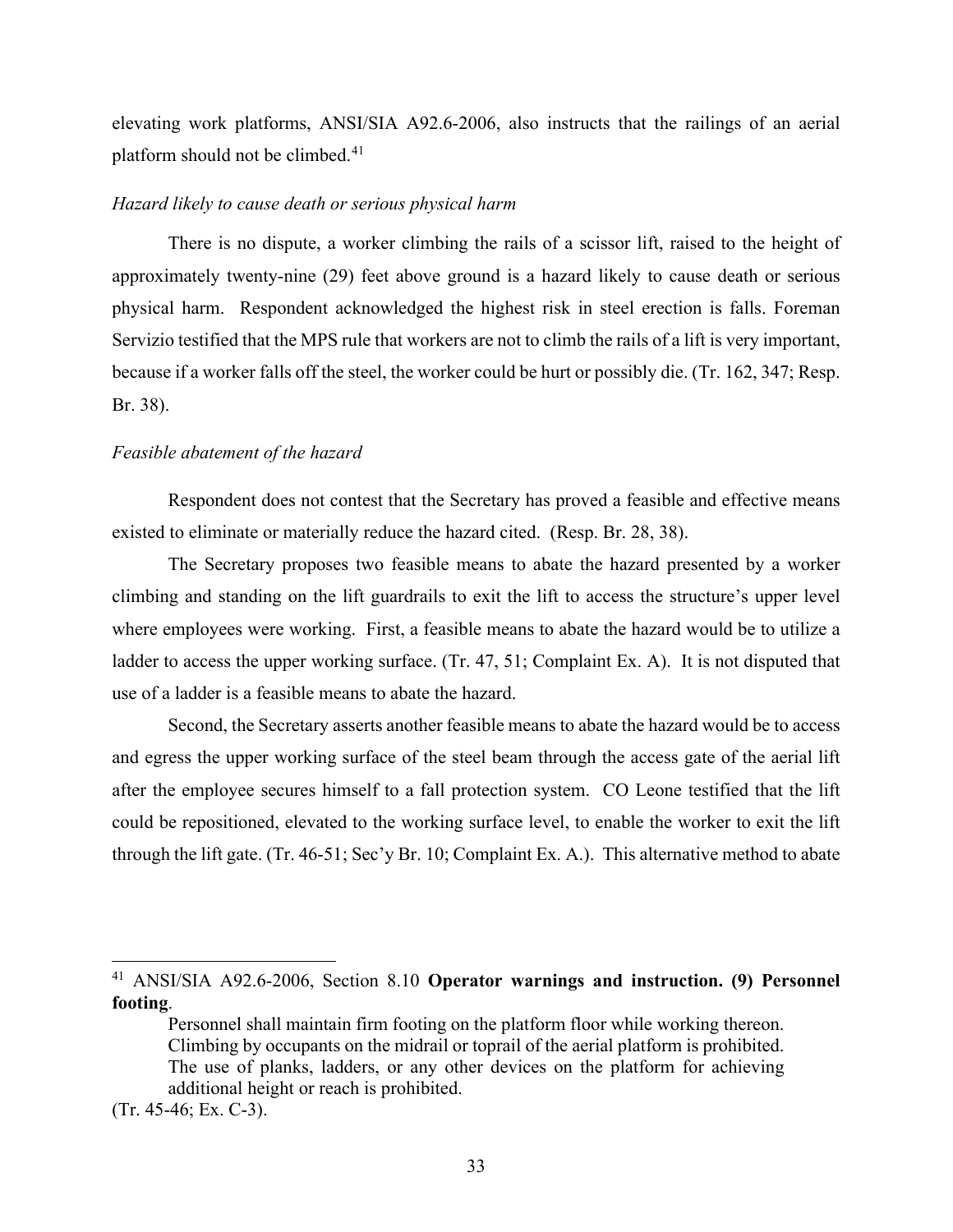elevating work platforms, ANSI/SIA A92.6-2006, also instructs that the railings of an aerial platform should not be climbed.[41]

*Hazard likely to cause death or serious physical harm*

There is no dispute, a worker climbing the rails of a scissor lift, raised to the height of approximately twenty-nine (29) feet above ground is a hazard likely to cause death or serious physical harm. Respondent acknowledged the highest risk in steel erection is falls. Foreman Servizio testified that the MPS rule that workers are not to climb the rails of a lift is very important, because if a worker falls off the steel, the worker could be hurt or possibly die. (Tr. 162, 347; Resp. Br. 38).

*Feasible abatement of the hazard*

Respondent does not contest that the Secretary has proved a feasible and effective means existed to eliminate or materially reduce the hazard cited. (Resp. Br. 28, 38).

The Secretary proposes two feasible means to abate the hazard presented by a worker climbing and standing on the lift guardrails to exit the lift to access the structure's upper level where employees were working. First, a feasible means to abate the hazard would be to utilize a ladder to access the upper working surface. (Tr. 47, 51; Complaint Ex. A). It is not disputed that use of a ladder is a feasible means to abate the hazard.

Second, the Secretary asserts another feasible means to abate the hazard would be to access and egress the upper working surface of the steel beam through the access gate of the aerial lift after the employee secures himself to a fall protection system. CO Leone testified that the lift could be repositioned, elevated to the working surface level, to enable the worker to exit the lift through the lift gate. (Tr. 46-51; Sec'y Br. 10; Complaint Ex. A.). This alternative method to abate

---

[41] ANSI/SIA A92.6-2006, Section 8.10 **Operator warnings and instruction. (9) Personnel footing**.

> Personnel shall maintain firm footing on the platform floor while working thereon. Climbing by occupants on the midrail or toprail of the aerial platform is prohibited. The use of planks, ladders, or any other devices on the platform for achieving additional height or reach is prohibited.

(Tr. 45-46; Ex. C-3).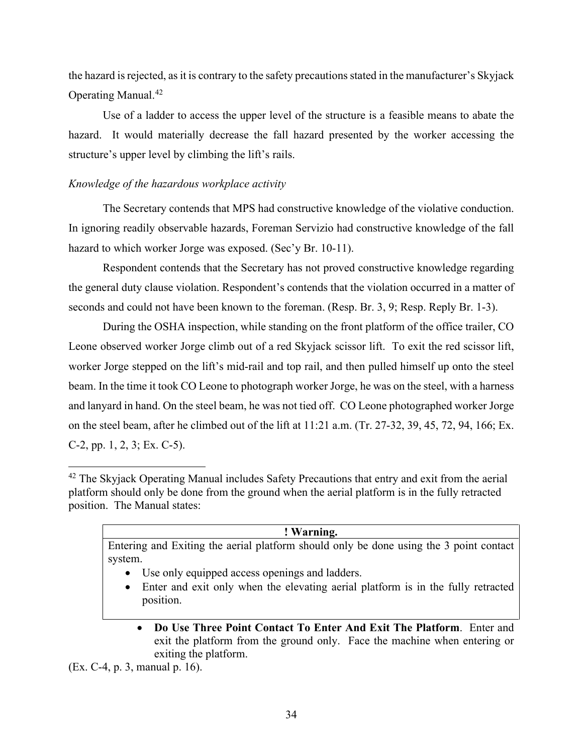the hazard is rejected, as it is contrary to the safety precautions stated in the manufacturer's Skyjack Operating Manual.[42]

Use of a ladder to access the upper level of the structure is a feasible means to abate the hazard. It would materially decrease the fall hazard presented by the worker accessing the structure's upper level by climbing the lift's rails.

*Knowledge of the hazardous workplace activity*

The Secretary contends that MPS had constructive knowledge of the violative conduction. In ignoring readily observable hazards, Foreman Servizio had constructive knowledge of the fall hazard to which worker Jorge was exposed. (Sec'y Br. 10-11).

Respondent contends that the Secretary has not proved constructive knowledge regarding the general duty clause violation. Respondent's contends that the violation occurred in a matter of seconds and could not have been known to the foreman. (Resp. Br. 3, 9; Resp. Reply Br. 1-3).

During the OSHA inspection, while standing on the front platform of the office trailer, CO Leone observed worker Jorge climb out of a red Skyjack scissor lift. To exit the red scissor lift, worker Jorge stepped on the lift's mid-rail and top rail, and then pulled himself up onto the steel beam. In the time it took CO Leone to photograph worker Jorge, he was on the steel, with a harness and lanyard in hand. On the steel beam, he was not tied off. CO Leone photographed worker Jorge on the steel beam, after he climbed out of the lift at 11:21 a.m. (Tr. 27-32, 39, 45, 72, 94, 166; Ex. C-2, pp. 1, 2, 3; Ex. C-5).

---

[42] The Skyjack Operating Manual includes Safety Precautions that entry and exit from the aerial platform should only be done from the ground when the aerial platform is in the fully retracted position. The Manual states:

| **! Warning.** |
|---|
| Entering and Exiting the aerial platform should only be done using the 3 point contact system.<br>• Use only equipped access openings and ladders.<br>• Enter and exit only when the elevating aerial platform is in the fully retracted position. |

- **Do Use Three Point Contact To Enter And Exit The Platform**. Enter and exit the platform from the ground only. Face the machine when entering or exiting the platform.

(Ex. C-4, p. 3, manual p. 16).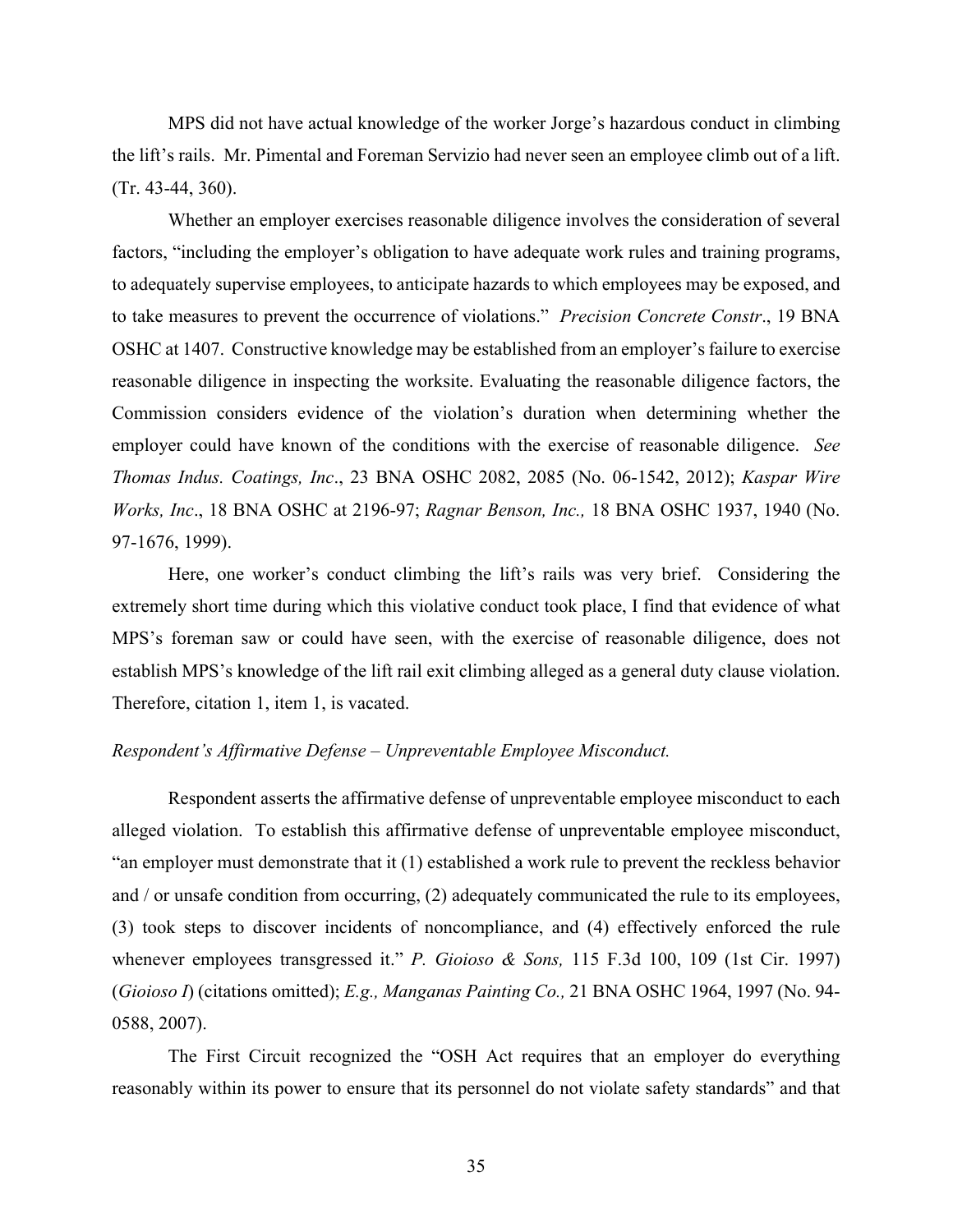MPS did not have actual knowledge of the worker Jorge's hazardous conduct in climbing the lift's rails. Mr. Pimental and Foreman Servizio had never seen an employee climb out of a lift. (Tr. 43-44, 360).

Whether an employer exercises reasonable diligence involves the consideration of several factors, "including the employer's obligation to have adequate work rules and training programs, to adequately supervise employees, to anticipate hazards to which employees may be exposed, and to take measures to prevent the occurrence of violations." *Precision Concrete Constr*., 19 BNA OSHC at 1407. Constructive knowledge may be established from an employer's failure to exercise reasonable diligence in inspecting the worksite. Evaluating the reasonable diligence factors, the Commission considers evidence of the violation's duration when determining whether the employer could have known of the conditions with the exercise of reasonable diligence. *See Thomas Indus. Coatings, Inc*., 23 BNA OSHC 2082, 2085 (No. 06-1542, 2012); *Kaspar Wire Works, Inc*., 18 BNA OSHC at 2196-97; *Ragnar Benson, Inc.,* 18 BNA OSHC 1937, 1940 (No. 97-1676, 1999).

Here, one worker's conduct climbing the lift's rails was very brief. Considering the extremely short time during which this violative conduct took place, I find that evidence of what MPS's foreman saw or could have seen, with the exercise of reasonable diligence, does not establish MPS's knowledge of the lift rail exit climbing alleged as a general duty clause violation. Therefore, citation 1, item 1, is vacated.

*Respondent's Affirmative Defense – Unpreventable Employee Misconduct.*

Respondent asserts the affirmative defense of unpreventable employee misconduct to each alleged violation. To establish this affirmative defense of unpreventable employee misconduct, "an employer must demonstrate that it (1) established a work rule to prevent the reckless behavior and / or unsafe condition from occurring, (2) adequately communicated the rule to its employees, (3) took steps to discover incidents of noncompliance, and (4) effectively enforced the rule whenever employees transgressed it." *P. Gioioso & Sons,* 115 F.3d 100, 109 (1st Cir. 1997) (*Gioioso I*) (citations omitted); *E.g., Manganas Painting Co.,* 21 BNA OSHC 1964, 1997 (No. 94-0588, 2007).

The First Circuit recognized the "OSH Act requires that an employer do everything reasonably within its power to ensure that its personnel do not violate safety standards" and that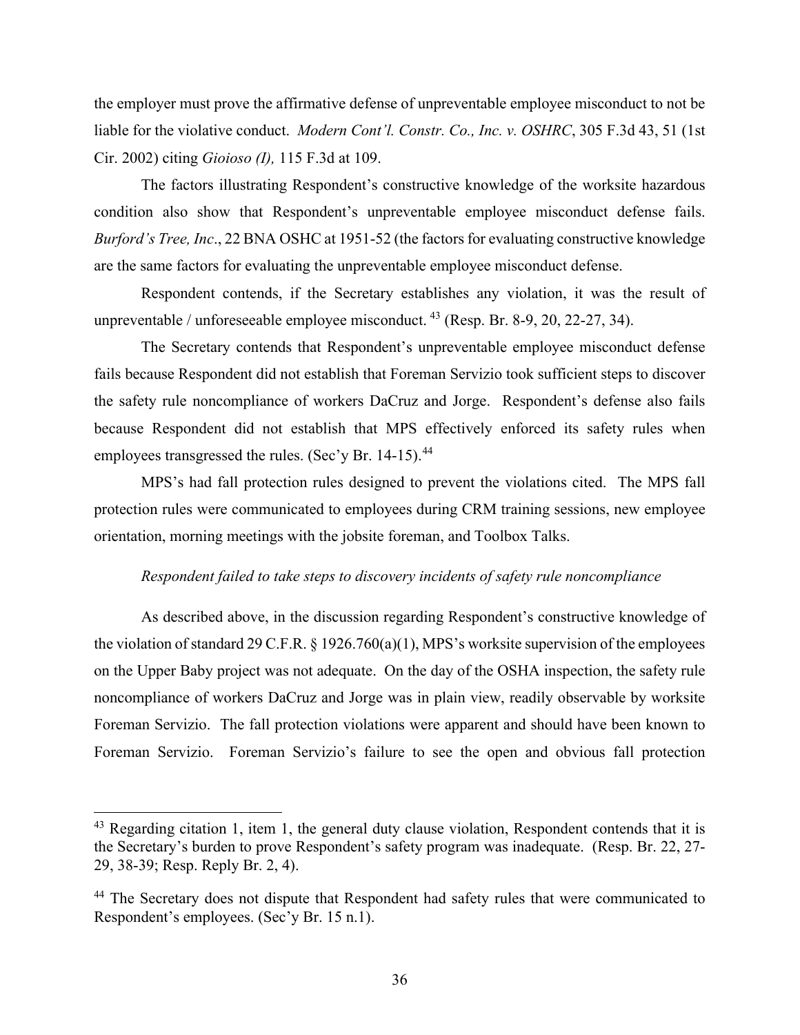the employer must prove the affirmative defense of unpreventable employee misconduct to not be liable for the violative conduct. *Modern Cont'l. Constr. Co., Inc. v. OSHRC*, 305 F.3d 43, 51 (1st Cir. 2002) citing *Gioioso (I),* 115 F.3d at 109.

The factors illustrating Respondent's constructive knowledge of the worksite hazardous condition also show that Respondent's unpreventable employee misconduct defense fails. *Burford's Tree, Inc*., 22 BNA OSHC at 1951-52 (the factors for evaluating constructive knowledge are the same factors for evaluating the unpreventable employee misconduct defense.

Respondent contends, if the Secretary establishes any violation, it was the result of unpreventable / unforeseeable employee misconduct. [43] (Resp. Br. 8-9, 20, 22-27, 34).

The Secretary contends that Respondent's unpreventable employee misconduct defense fails because Respondent did not establish that Foreman Servizio took sufficient steps to discover the safety rule noncompliance of workers DaCruz and Jorge. Respondent's defense also fails because Respondent did not establish that MPS effectively enforced its safety rules when employees transgressed the rules. (Sec'y Br. 14-15).[44]

MPS's had fall protection rules designed to prevent the violations cited. The MPS fall protection rules were communicated to employees during CRM training sessions, new employee orientation, morning meetings with the jobsite foreman, and Toolbox Talks.

*Respondent failed to take steps to discovery incidents of safety rule noncompliance*

As described above, in the discussion regarding Respondent's constructive knowledge of the violation of standard 29 C.F.R. § 1926.760(a)(1), MPS's worksite supervision of the employees on the Upper Baby project was not adequate. On the day of the OSHA inspection, the safety rule noncompliance of workers DaCruz and Jorge was in plain view, readily observable by worksite Foreman Servizio. The fall protection violations were apparent and should have been known to Foreman Servizio. Foreman Servizio's failure to see the open and obvious fall protection

---

[43] Regarding citation 1, item 1, the general duty clause violation, Respondent contends that it is the Secretary's burden to prove Respondent's safety program was inadequate. (Resp. Br. 22, 27-29, 38-39; Resp. Reply Br. 2, 4).

[44] The Secretary does not dispute that Respondent had safety rules that were communicated to Respondent's employees. (Sec'y Br. 15 n.1).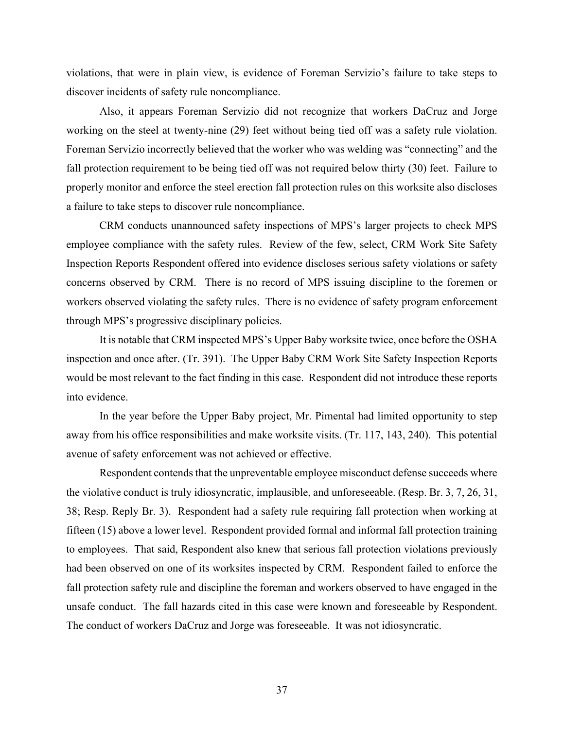violations, that were in plain view, is evidence of Foreman Servizio's failure to take steps to discover incidents of safety rule noncompliance.

Also, it appears Foreman Servizio did not recognize that workers DaCruz and Jorge working on the steel at twenty-nine (29) feet without being tied off was a safety rule violation. Foreman Servizio incorrectly believed that the worker who was welding was "connecting" and the fall protection requirement to be being tied off was not required below thirty (30) feet. Failure to properly monitor and enforce the steel erection fall protection rules on this worksite also discloses a failure to take steps to discover rule noncompliance.

CRM conducts unannounced safety inspections of MPS's larger projects to check MPS employee compliance with the safety rules. Review of the few, select, CRM Work Site Safety Inspection Reports Respondent offered into evidence discloses serious safety violations or safety concerns observed by CRM. There is no record of MPS issuing discipline to the foremen or workers observed violating the safety rules. There is no evidence of safety program enforcement through MPS's progressive disciplinary policies.

It is notable that CRM inspected MPS's Upper Baby worksite twice, once before the OSHA inspection and once after. (Tr. 391). The Upper Baby CRM Work Site Safety Inspection Reports would be most relevant to the fact finding in this case. Respondent did not introduce these reports into evidence.

In the year before the Upper Baby project, Mr. Pimental had limited opportunity to step away from his office responsibilities and make worksite visits. (Tr. 117, 143, 240). This potential avenue of safety enforcement was not achieved or effective.

Respondent contends that the unpreventable employee misconduct defense succeeds where the violative conduct is truly idiosyncratic, implausible, and unforeseeable. (Resp. Br. 3, 7, 26, 31, 38; Resp. Reply Br. 3). Respondent had a safety rule requiring fall protection when working at fifteen (15) above a lower level. Respondent provided formal and informal fall protection training to employees. That said, Respondent also knew that serious fall protection violations previously had been observed on one of its worksites inspected by CRM. Respondent failed to enforce the fall protection safety rule and discipline the foreman and workers observed to have engaged in the unsafe conduct. The fall hazards cited in this case were known and foreseeable by Respondent. The conduct of workers DaCruz and Jorge was foreseeable. It was not idiosyncratic.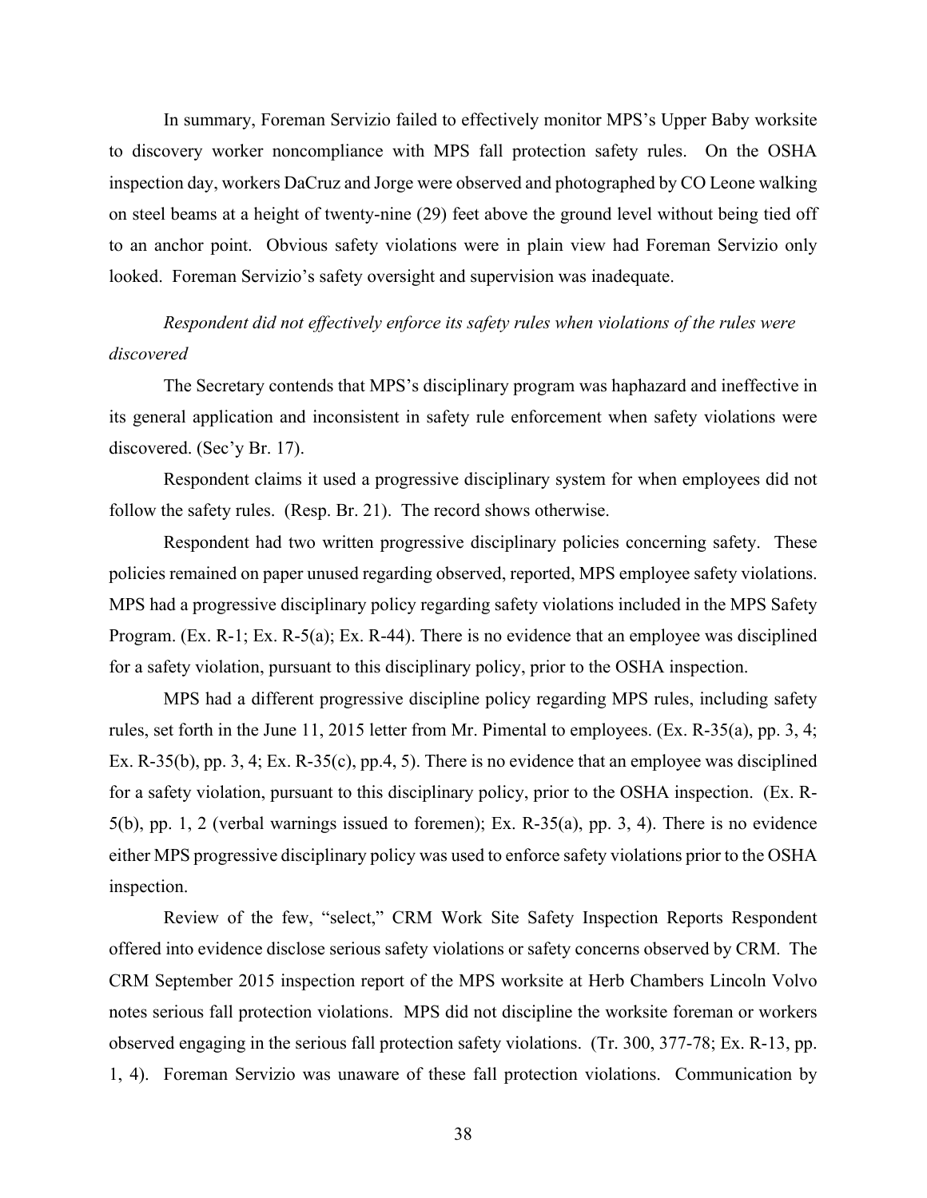In summary, Foreman Servizio failed to effectively monitor MPS's Upper Baby worksite to discovery worker noncompliance with MPS fall protection safety rules. On the OSHA inspection day, workers DaCruz and Jorge were observed and photographed by CO Leone walking on steel beams at a height of twenty-nine (29) feet above the ground level without being tied off to an anchor point. Obvious safety violations were in plain view had Foreman Servizio only looked. Foreman Servizio's safety oversight and supervision was inadequate.

*Respondent did not effectively enforce its safety rules when violations of the rules were discovered*

The Secretary contends that MPS's disciplinary program was haphazard and ineffective in its general application and inconsistent in safety rule enforcement when safety violations were discovered. (Sec'y Br. 17).

Respondent claims it used a progressive disciplinary system for when employees did not follow the safety rules. (Resp. Br. 21). The record shows otherwise.

Respondent had two written progressive disciplinary policies concerning safety. These policies remained on paper unused regarding observed, reported, MPS employee safety violations. MPS had a progressive disciplinary policy regarding safety violations included in the MPS Safety Program. (Ex. R-1; Ex. R-5(a); Ex. R-44). There is no evidence that an employee was disciplined for a safety violation, pursuant to this disciplinary policy, prior to the OSHA inspection.

MPS had a different progressive discipline policy regarding MPS rules, including safety rules, set forth in the June 11, 2015 letter from Mr. Pimental to employees. (Ex. R-35(a), pp. 3, 4; Ex. R-35(b), pp. 3, 4; Ex. R-35(c), pp.4, 5). There is no evidence that an employee was disciplined for a safety violation, pursuant to this disciplinary policy, prior to the OSHA inspection. (Ex. R-5(b), pp. 1, 2 (verbal warnings issued to foremen); Ex. R-35(a), pp. 3, 4). There is no evidence either MPS progressive disciplinary policy was used to enforce safety violations prior to the OSHA inspection.

Review of the few, "select," CRM Work Site Safety Inspection Reports Respondent offered into evidence disclose serious safety violations or safety concerns observed by CRM. The CRM September 2015 inspection report of the MPS worksite at Herb Chambers Lincoln Volvo notes serious fall protection violations. MPS did not discipline the worksite foreman or workers observed engaging in the serious fall protection safety violations. (Tr. 300, 377-78; Ex. R-13, pp. 1, 4). Foreman Servizio was unaware of these fall protection violations. Communication by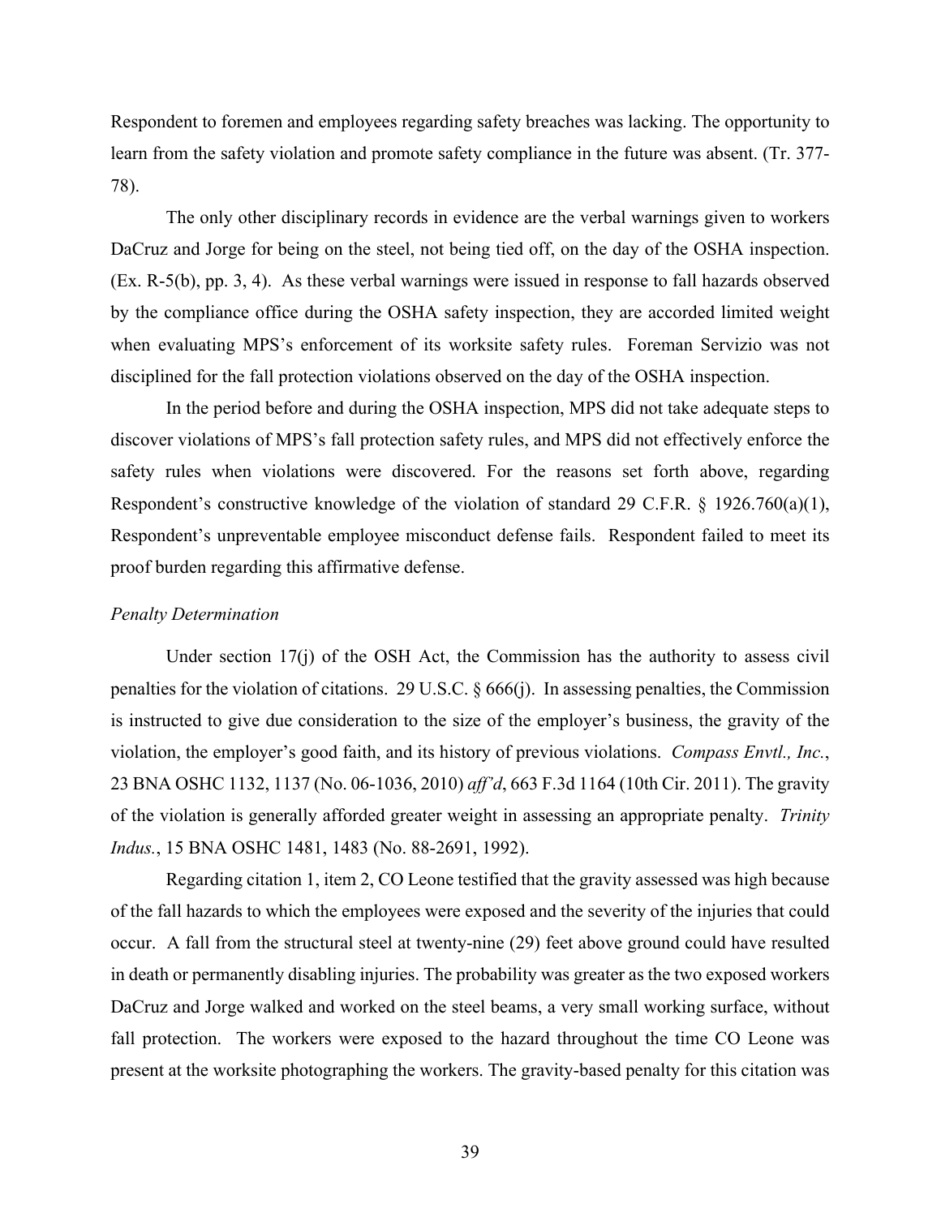Respondent to foremen and employees regarding safety breaches was lacking. The opportunity to learn from the safety violation and promote safety compliance in the future was absent. (Tr. 377-78).

The only other disciplinary records in evidence are the verbal warnings given to workers DaCruz and Jorge for being on the steel, not being tied off, on the day of the OSHA inspection. (Ex. R-5(b), pp. 3, 4). As these verbal warnings were issued in response to fall hazards observed by the compliance office during the OSHA safety inspection, they are accorded limited weight when evaluating MPS's enforcement of its worksite safety rules. Foreman Servizio was not disciplined for the fall protection violations observed on the day of the OSHA inspection.

In the period before and during the OSHA inspection, MPS did not take adequate steps to discover violations of MPS's fall protection safety rules, and MPS did not effectively enforce the safety rules when violations were discovered. For the reasons set forth above, regarding Respondent's constructive knowledge of the violation of standard 29 C.F.R. § 1926.760(a)(1), Respondent's unpreventable employee misconduct defense fails. Respondent failed to meet its proof burden regarding this affirmative defense.

*Penalty Determination*

Under section 17(j) of the OSH Act, the Commission has the authority to assess civil penalties for the violation of citations. 29 U.S.C. § 666(j). In assessing penalties, the Commission is instructed to give due consideration to the size of the employer's business, the gravity of the violation, the employer's good faith, and its history of previous violations. *Compass Envtl., Inc.*, 23 BNA OSHC 1132, 1137 (No. 06-1036, 2010) *aff'd*, 663 F.3d 1164 (10th Cir. 2011). The gravity of the violation is generally afforded greater weight in assessing an appropriate penalty. *Trinity Indus.*, 15 BNA OSHC 1481, 1483 (No. 88-2691, 1992).

Regarding citation 1, item 2, CO Leone testified that the gravity assessed was high because of the fall hazards to which the employees were exposed and the severity of the injuries that could occur. A fall from the structural steel at twenty-nine (29) feet above ground could have resulted in death or permanently disabling injuries. The probability was greater as the two exposed workers DaCruz and Jorge walked and worked on the steel beams, a very small working surface, without fall protection. The workers were exposed to the hazard throughout the time CO Leone was present at the worksite photographing the workers. The gravity-based penalty for this citation was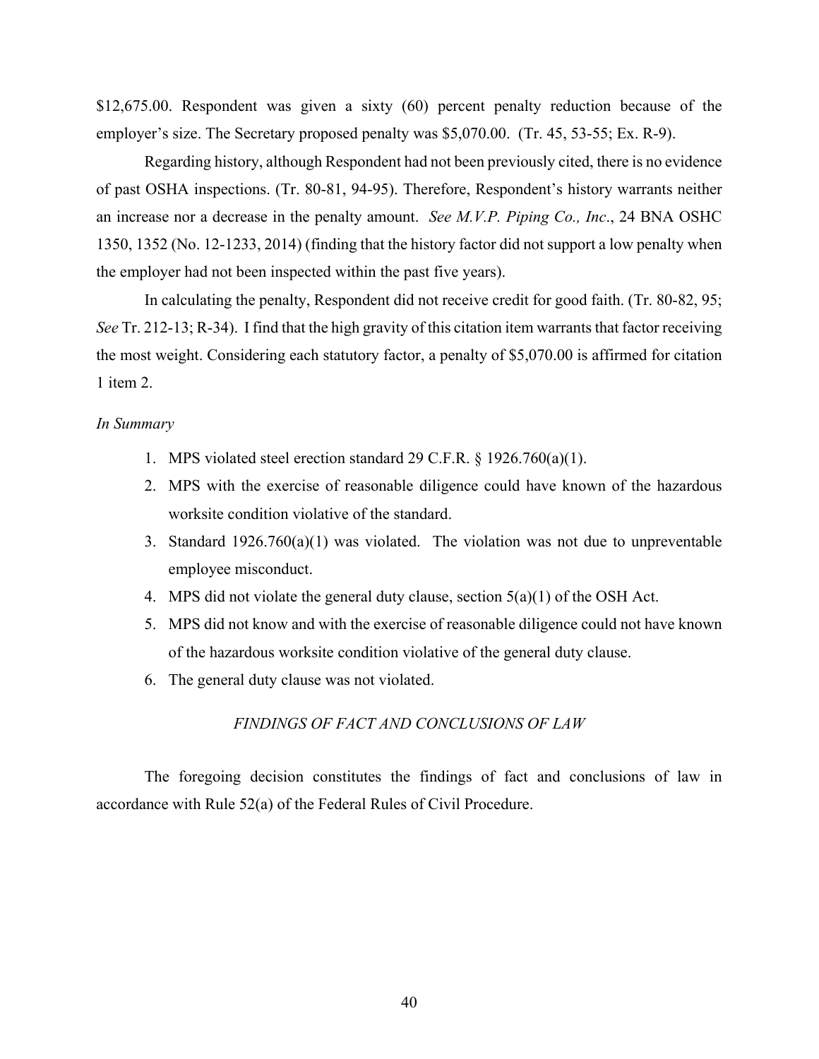$12,675.00. Respondent was given a sixty (60) percent penalty reduction because of the employer's size. The Secretary proposed penalty was $5,070.00. (Tr. 45, 53-55; Ex. R-9).

Regarding history, although Respondent had not been previously cited, there is no evidence of past OSHA inspections. (Tr. 80-81, 94-95). Therefore, Respondent's history warrants neither an increase nor a decrease in the penalty amount. *See M.V.P. Piping Co., Inc*., 24 BNA OSHC 1350, 1352 (No. 12-1233, 2014) (finding that the history factor did not support a low penalty when the employer had not been inspected within the past five years).

In calculating the penalty, Respondent did not receive credit for good faith. (Tr. 80-82, 95; *See* Tr. 212-13; R-34). I find that the high gravity of this citation item warrants that factor receiving the most weight. Considering each statutory factor, a penalty of $5,070.00 is affirmed for citation 1 item 2.

*In Summary*

1. MPS violated steel erection standard 29 C.F.R. § 1926.760(a)(1).
2. MPS with the exercise of reasonable diligence could have known of the hazardous worksite condition violative of the standard.
3. Standard 1926.760(a)(1) was violated. The violation was not due to unpreventable employee misconduct.
4. MPS did not violate the general duty clause, section 5(a)(1) of the OSH Act.
5. MPS did not know and with the exercise of reasonable diligence could not have known of the hazardous worksite condition violative of the general duty clause.
6. The general duty clause was not violated.

## *FINDINGS OF FACT AND CONCLUSIONS OF LAW*

The foregoing decision constitutes the findings of fact and conclusions of law in accordance with Rule 52(a) of the Federal Rules of Civil Procedure.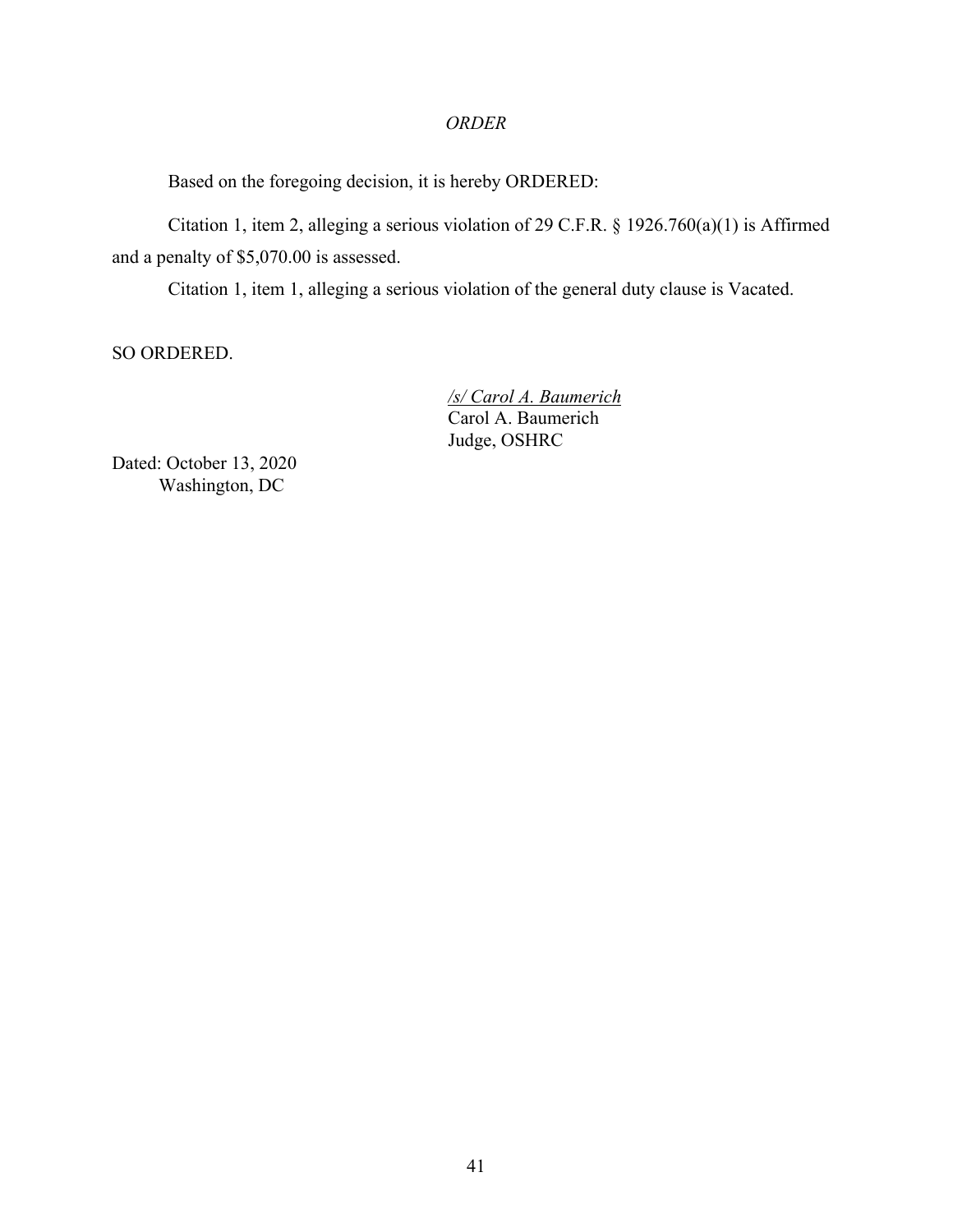*ORDER*

Based on the foregoing decision, it is hereby ORDERED:

Citation 1, item 2, alleging a serious violation of 29 C.F.R. § 1926.760(a)(1) is Affirmed and a penalty of $5,070.00 is assessed.

Citation 1, item 1, alleging a serious violation of the general duty clause is Vacated.

SO ORDERED.

*/s/ Carol A. Baumerich*
Carol A. Baumerich
Judge, OSHRC

Dated: October 13, 2020
Washington, DC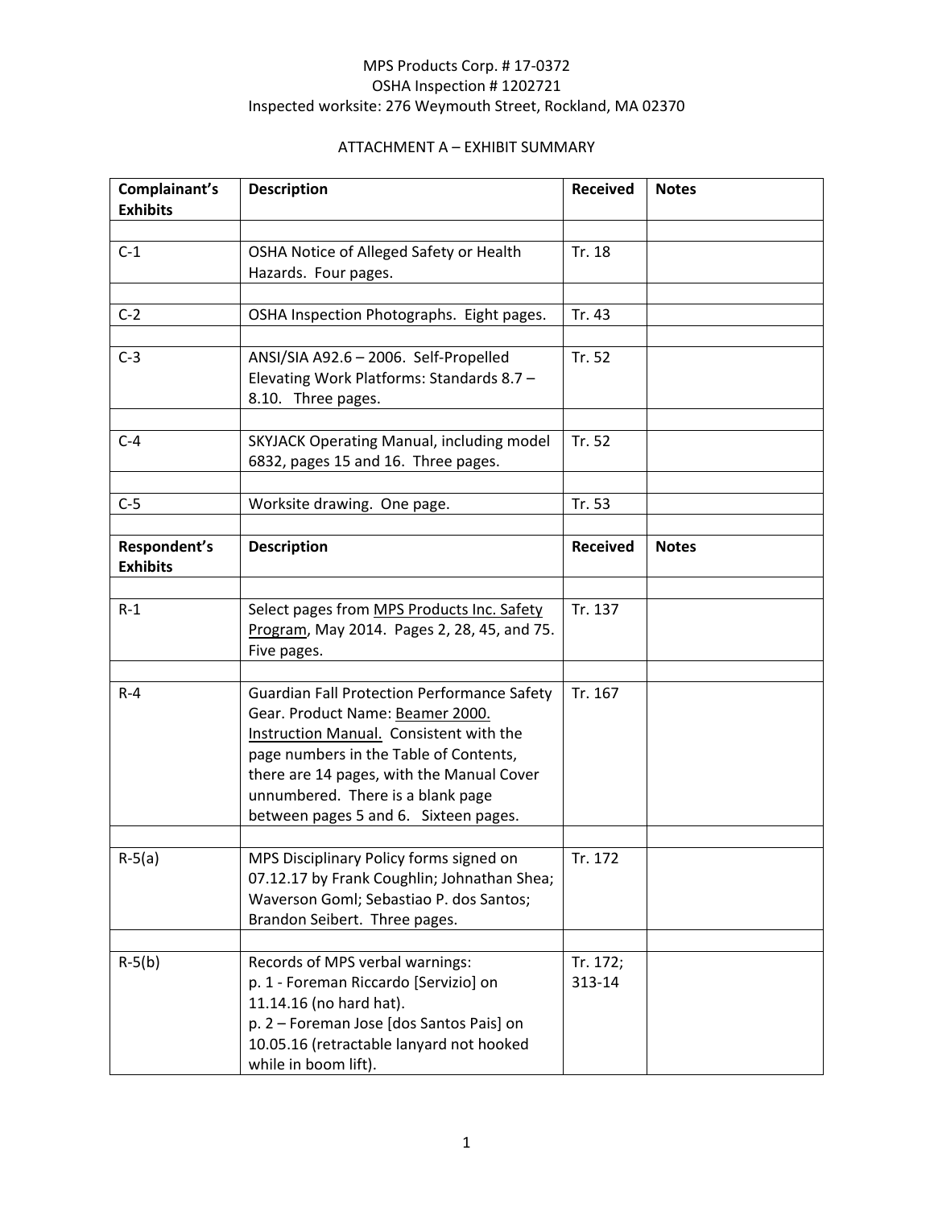MPS Products Corp. # 17-0372
OSHA Inspection # 1202721
Inspected worksite: 276 Weymouth Street, Rockland, MA 02370

## ATTACHMENT A – EXHIBIT SUMMARY

| Complainant's Exhibits | Description | Received | Notes |
|---|---|---|---|
| | | | |
| C-1 | OSHA Notice of Alleged Safety or Health Hazards. Four pages. | Tr. 18 | |
| | | | |
| C-2 | OSHA Inspection Photographs. Eight pages. | Tr. 43 | |
| | | | |
| C-3 | ANSI/SIA A92.6 – 2006. Self-Propelled Elevating Work Platforms: Standards 8.7 – 8.10. Three pages. | Tr. 52 | |
| | | | |
| C-4 | SKYJACK Operating Manual, including model 6832, pages 15 and 16. Three pages. | Tr. 52 | |
| | | | |
| C-5 | Worksite drawing. One page. | Tr. 53 | |
| | | | |
| **Respondent's Exhibits** | **Description** | **Received** | **Notes** |
| | | | |
| R-1 | Select pages from MPS Products Inc. Safety Program, May 2014. Pages 2, 28, 45, and 75. Five pages. | Tr. 137 | |
| | | | |
| R-4 | Guardian Fall Protection Performance Safety Gear. Product Name: Beamer 2000. Instruction Manual. Consistent with the page numbers in the Table of Contents, there are 14 pages, with the Manual Cover unnumbered. There is a blank page between pages 5 and 6. Sixteen pages. | Tr. 167 | |
| | | | |
| R-5(a) | MPS Disciplinary Policy forms signed on 07.12.17 by Frank Coughlin; Johnathan Shea; Waverson Goml; Sebastiao P. dos Santos; Brandon Seibert. Three pages. | Tr. 172 | |
| | | | |
| R-5(b) | Records of MPS verbal warnings:<br>p. 1 - Foreman Riccardo [Servizio] on 11.14.16 (no hard hat).<br>p. 2 – Foreman Jose [dos Santos Pais] on 10.05.16 (retractable lanyard not hooked while in boom lift). | Tr. 172; 313-14 | |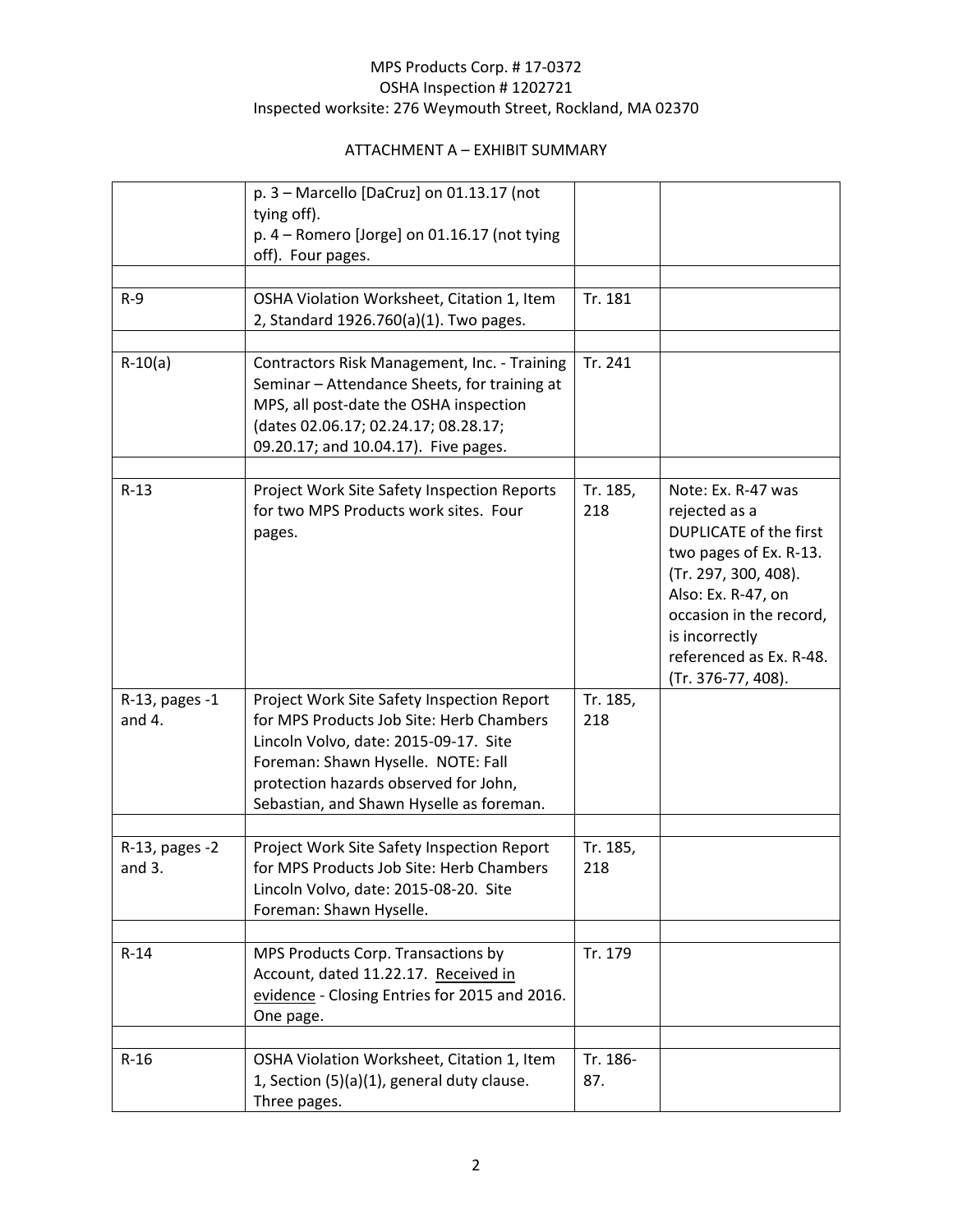MPS Products Corp. # 17-0372
OSHA Inspection # 1202721
Inspected worksite: 276 Weymouth Street, Rockland, MA 02370

ATTACHMENT A – EXHIBIT SUMMARY

| | | | |
|---|---|---|---|
| | p. 3 – Marcello [DaCruz] on 01.13.17 (not tying off). p. 4 – Romero [Jorge] on 01.16.17 (not tying off). Four pages. | | |
| | | | |
| R-9 | OSHA Violation Worksheet, Citation 1, Item 2, Standard 1926.760(a)(1). Two pages. | Tr. 181 | |
| | | | |
| R-10(a) | Contractors Risk Management, Inc. - Training Seminar – Attendance Sheets, for training at MPS, all post-date the OSHA inspection (dates 02.06.17; 02.24.17; 08.28.17; 09.20.17; and 10.04.17). Five pages. | Tr. 241 | |
| | | | |
| R-13 | Project Work Site Safety Inspection Reports for two MPS Products work sites. Four pages. | Tr. 185, 218 | Note: Ex. R-47 was rejected as a DUPLICATE of the first two pages of Ex. R-13. (Tr. 297, 300, 408). Also: Ex. R-47, on occasion in the record, is incorrectly referenced as Ex. R-48. (Tr. 376-77, 408). |
| R-13, pages -1 and 4. | Project Work Site Safety Inspection Report for MPS Products Job Site: Herb Chambers Lincoln Volvo, date: 2015-09-17. Site Foreman: Shawn Hyselle. NOTE: Fall protection hazards observed for John, Sebastian, and Shawn Hyselle as foreman. | Tr. 185, 218 | |
| | | | |
| R-13, pages -2 and 3. | Project Work Site Safety Inspection Report for MPS Products Job Site: Herb Chambers Lincoln Volvo, date: 2015-08-20. Site Foreman: Shawn Hyselle. | Tr. 185, 218 | |
| | | | |
| R-14 | MPS Products Corp. Transactions by Account, dated 11.22.17. Received in evidence - Closing Entries for 2015 and 2016. One page. | Tr. 179 | |
| | | | |
| R-16 | OSHA Violation Worksheet, Citation 1, Item 1, Section (5)(a)(1), general duty clause. Three pages. | Tr. 186-87. | |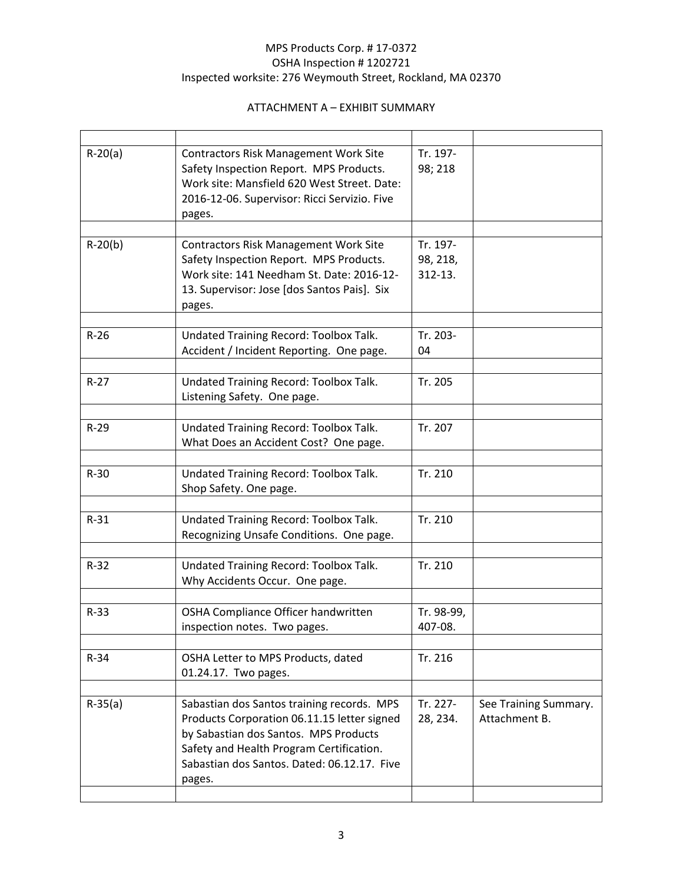MPS Products Corp. # 17-0372
OSHA Inspection # 1202721
Inspected worksite: 276 Weymouth Street, Rockland, MA 02370

ATTACHMENT A – EXHIBIT SUMMARY

| | | | |
|---|---|---|---|
| R-20(a) | Contractors Risk Management Work Site Safety Inspection Report. MPS Products. Work site: Mansfield 620 West Street. Date: 2016-12-06. Supervisor: Ricci Servizio. Five pages. | Tr. 197-98; 218 | |
| R-20(b) | Contractors Risk Management Work Site Safety Inspection Report. MPS Products. Work site: 141 Needham St. Date: 2016-12-13. Supervisor: Jose [dos Santos Pais]. Six pages. | Tr. 197-98, 218, 312-13. | |
| R-26 | Undated Training Record: Toolbox Talk. Accident / Incident Reporting. One page. | Tr. 203-04 | |
| R-27 | Undated Training Record: Toolbox Talk. Listening Safety. One page. | Tr. 205 | |
| R-29 | Undated Training Record: Toolbox Talk. What Does an Accident Cost? One page. | Tr. 207 | |
| R-30 | Undated Training Record: Toolbox Talk. Shop Safety. One page. | Tr. 210 | |
| R-31 | Undated Training Record: Toolbox Talk. Recognizing Unsafe Conditions. One page. | Tr. 210 | |
| R-32 | Undated Training Record: Toolbox Talk. Why Accidents Occur. One page. | Tr. 210 | |
| R-33 | OSHA Compliance Officer handwritten inspection notes. Two pages. | Tr. 98-99, 407-08. | |
| R-34 | OSHA Letter to MPS Products, dated 01.24.17. Two pages. | Tr. 216 | |
| R-35(a) | Sabastian dos Santos training records. MPS Products Corporation 06.11.15 letter signed by Sabastian dos Santos. MPS Products Safety and Health Program Certification. Sabastian dos Santos. Dated: 06.12.17. Five pages. | Tr. 227-28, 234. | See Training Summary. Attachment B. |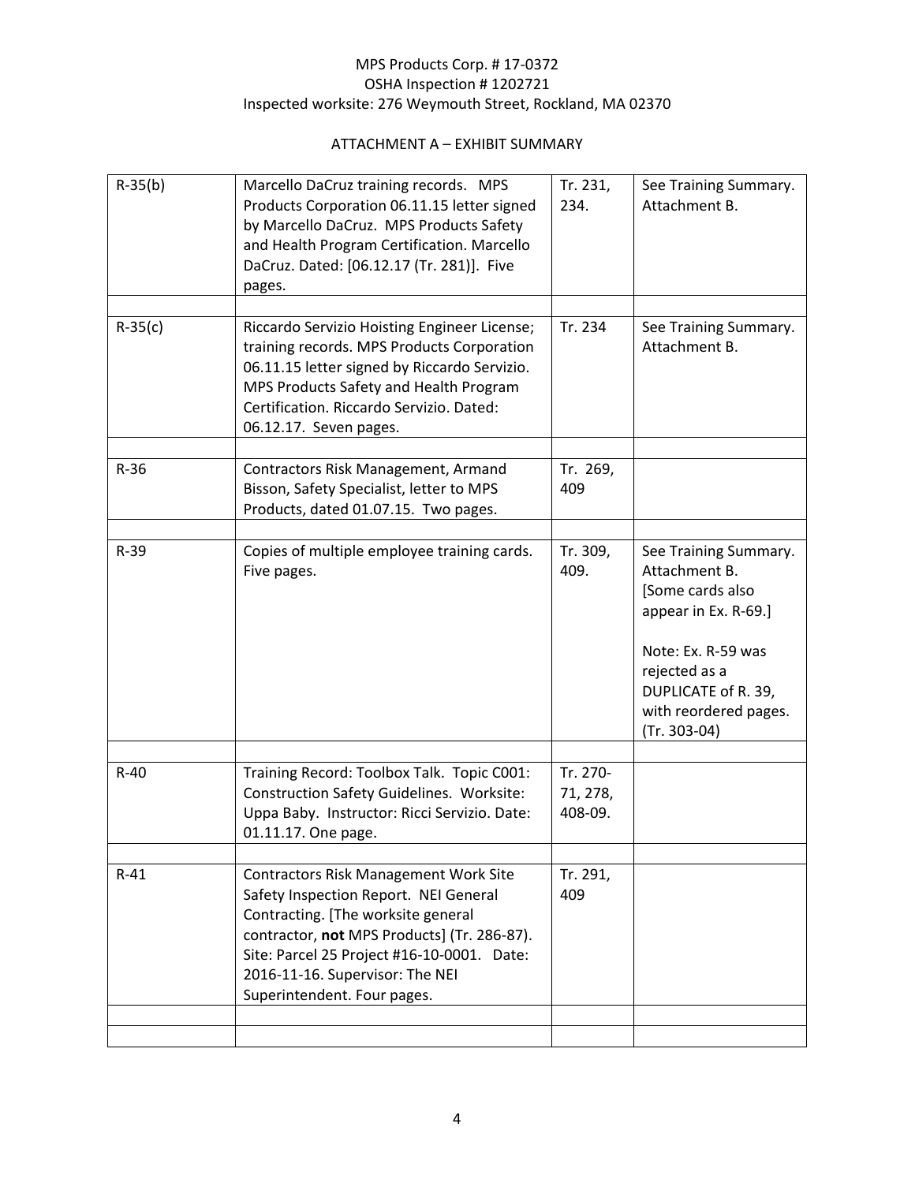MPS Products Corp. # 17-0372
OSHA Inspection # 1202721
Inspected worksite: 276 Weymouth Street, Rockland, MA 02370

ATTACHMENT A – EXHIBIT SUMMARY

| | | | |
|---|---|---|---|
| R-35(b) | Marcello DaCruz training records. MPS Products Corporation 06.11.15 letter signed by Marcello DaCruz. MPS Products Safety and Health Program Certification. Marcello DaCruz. Dated: [06.12.17 (Tr. 281)]. Five pages. | Tr. 231, 234. | See Training Summary. Attachment B. |
| | | | |
| R-35(c) | Riccardo Servizio Hoisting Engineer License; training records. MPS Products Corporation 06.11.15 letter signed by Riccardo Servizio. MPS Products Safety and Health Program Certification. Riccardo Servizio. Dated: 06.12.17. Seven pages. | Tr. 234 | See Training Summary. Attachment B. |
| | | | |
| R-36 | Contractors Risk Management, Armand Bisson, Safety Specialist, letter to MPS Products, dated 01.07.15. Two pages. | Tr. 269, 409 | |
| | | | |
| R-39 | Copies of multiple employee training cards. Five pages. | Tr. 309, 409. | See Training Summary. Attachment B. [Some cards also appear in Ex. R-69.] Note: Ex. R-59 was rejected as a DUPLICATE of R. 39, with reordered pages. (Tr. 303-04) |
| | | | |
| R-40 | Training Record: Toolbox Talk. Topic C001: Construction Safety Guidelines. Worksite: Uppa Baby. Instructor: Ricci Servizio. Date: 01.11.17. One page. | Tr. 270-71, 278, 408-09. | |
| | | | |
| R-41 | Contractors Risk Management Work Site Safety Inspection Report. NEI General Contracting. [The worksite general contractor, **not** MPS Products] (Tr. 286-87). Site: Parcel 25 Project #16-10-0001. Date: 2016-11-16. Supervisor: The NEI Superintendent. Four pages. | Tr. 291, 409 | |
| | | | |
| | | | |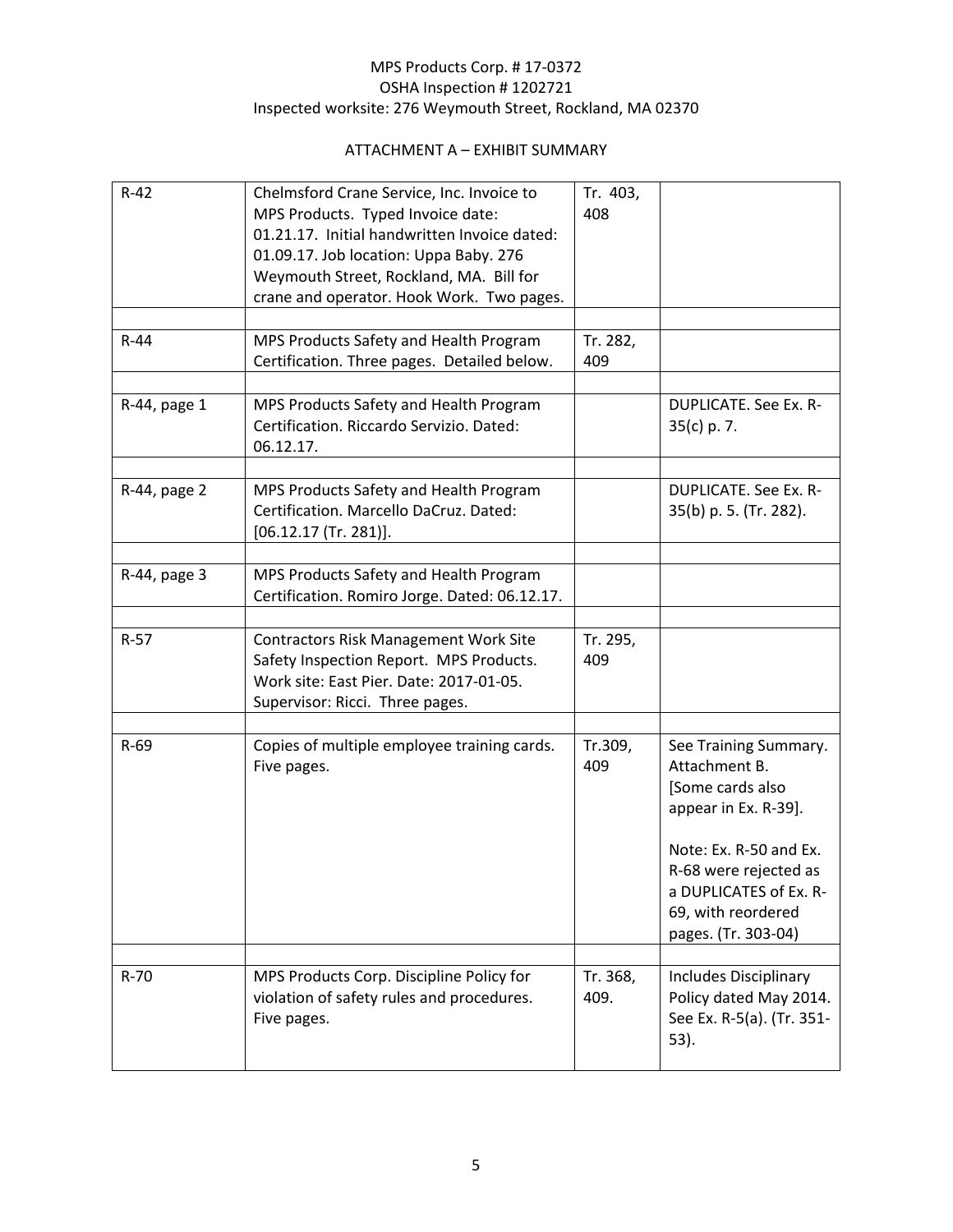MPS Products Corp. # 17-0372
OSHA Inspection # 1202721
Inspected worksite: 276 Weymouth Street, Rockland, MA 02370

ATTACHMENT A – EXHIBIT SUMMARY

| | | | |
|---|---|---|---|
| R-42 | Chelmsford Crane Service, Inc. Invoice to MPS Products. Typed Invoice date: 01.21.17. Initial handwritten Invoice dated: 01.09.17. Job location: Uppa Baby. 276 Weymouth Street, Rockland, MA. Bill for crane and operator. Hook Work. Two pages. | Tr. 403, 408 | |
| | | | |
| R-44 | MPS Products Safety and Health Program Certification. Three pages. Detailed below. | Tr. 282, 409 | |
| | | | |
| R-44, page 1 | MPS Products Safety and Health Program Certification. Riccardo Servizio. Dated: 06.12.17. | | DUPLICATE. See Ex. R-35(c) p. 7. |
| | | | |
| R-44, page 2 | MPS Products Safety and Health Program Certification. Marcello DaCruz. Dated: [06.12.17 (Tr. 281)]. | | DUPLICATE. See Ex. R-35(b) p. 5. (Tr. 282). |
| | | | |
| R-44, page 3 | MPS Products Safety and Health Program Certification. Romiro Jorge. Dated: 06.12.17. | | |
| | | | |
| R-57 | Contractors Risk Management Work Site Safety Inspection Report. MPS Products. Work site: East Pier. Date: 2017-01-05. Supervisor: Ricci. Three pages. | Tr. 295, 409 | |
| | | | |
| R-69 | Copies of multiple employee training cards. Five pages. | Tr.309, 409 | See Training Summary. Attachment B. [Some cards also appear in Ex. R-39]. Note: Ex. R-50 and Ex. R-68 were rejected as a DUPLICATES of Ex. R-69, with reordered pages. (Tr. 303-04) |
| | | | |
| R-70 | MPS Products Corp. Discipline Policy for violation of safety rules and procedures. Five pages. | Tr. 368, 409. | Includes Disciplinary Policy dated May 2014. See Ex. R-5(a). (Tr. 351-53). |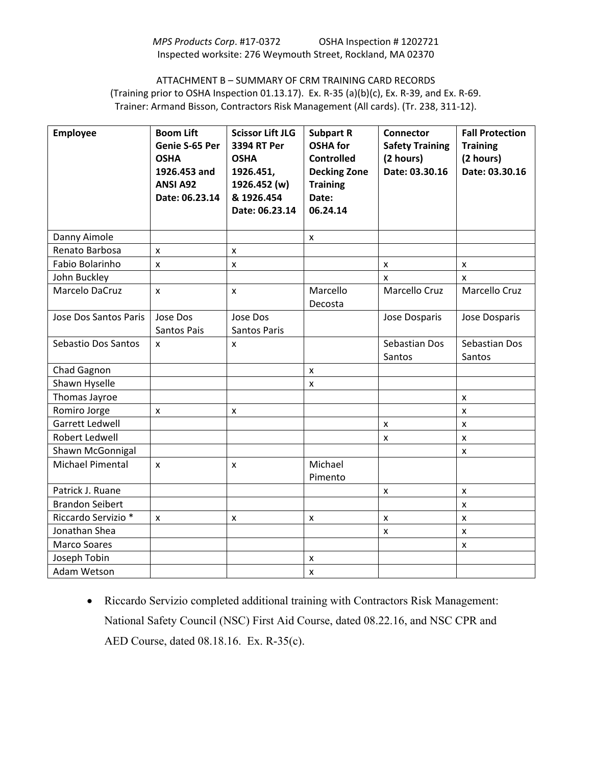*MPS Products Corp*. #17-0372 OSHA Inspection # 1202721
Inspected worksite: 276 Weymouth Street, Rockland, MA 02370

ATTACHMENT B – SUMMARY OF CRM TRAINING CARD RECORDS
(Training prior to OSHA Inspection 01.13.17). Ex. R-35 (a)(b)(c), Ex. R-39, and Ex. R-69.
Trainer: Armand Bisson, Contractors Risk Management (All cards). (Tr. 238, 311-12).

| Employee | Boom Lift Genie S-65 Per OSHA 1926.453 and ANSI A92 Date: 06.23.14 | Scissor Lift JLG 3394 RT Per OSHA 1926.451, 1926.452 (w) & 1926.454 Date: 06.23.14 | Subpart R OSHA for Controlled Decking Zone Training Date: 06.24.14 | Connector Safety Training (2 hours) Date: 03.30.16 | Fall Protection Training (2 hours) Date: 03.30.16 |
|---|---|---|---|---|---|
| Danny Aimole | | | x | | |
| Renato Barbosa | x | x | | | |
| Fabio Bolarinho | x | x | | x | x |
| John Buckley | | | | x | x |
| Marcelo DaCruz | x | x | Marcello Decosta | Marcello Cruz | Marcello Cruz |
| Jose Dos Santos Paris | Jose Dos Santos Pais | Jose Dos Santos Paris | | Jose Dosparis | Jose Dosparis |
| Sebastio Dos Santos | x | x | | Sebastian Dos Santos | Sebastian Dos Santos |
| Chad Gagnon | | | x | | |
| Shawn Hyselle | | | x | | |
| Thomas Jayroe | | | | | x |
| Romiro Jorge | x | x | | | x |
| Garrett Ledwell | | | | x | x |
| Robert Ledwell | | | | x | x |
| Shawn McGonnigal | | | | | x |
| Michael Pimental | x | x | Michael Pimento | | |
| Patrick J. Ruane | | | | x | x |
| Brandon Seibert | | | | | x |
| Riccardo Servizio * | x | x | x | x | x |
| Jonathan Shea | | | | x | x |
| Marco Soares | | | | | x |
| Joseph Tobin | | | x | | |
| Adam Wetson | | | x | | |

- Riccardo Servizio completed additional training with Contractors Risk Management: National Safety Council (NSC) First Aid Course, dated 08.22.16, and NSC CPR and AED Course, dated 08.18.16. Ex. R-35(c).